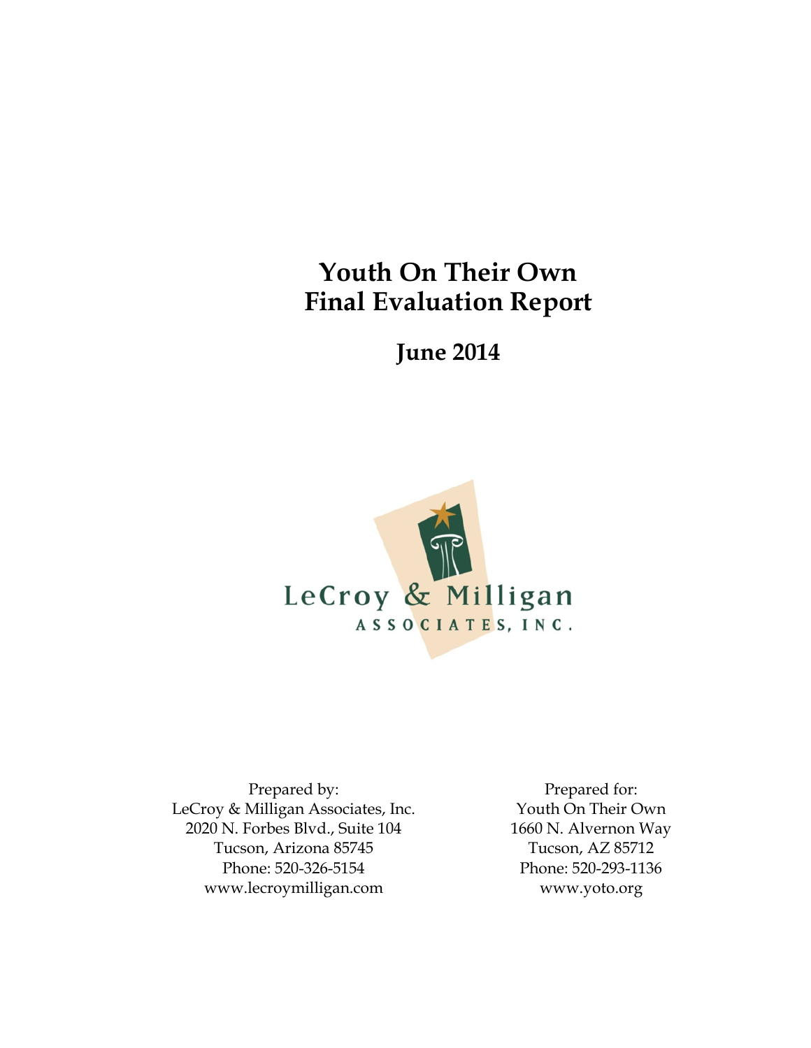# Youth On Their Own
# Final Evaluation Report

## June 2014

LeCroy & Milligan
ASSOCIATES, INC.

Prepared by:
LeCroy & Milligan Associates, Inc.
2020 N. Forbes Blvd., Suite 104
Tucson, Arizona 85745
Phone: 520-326-5154
www.lecroymilligan.com

Prepared for:
Youth On Their Own
1660 N. Alvernon Way
Tucson, AZ 85712
Phone: 520-293-1136
www.yoto.org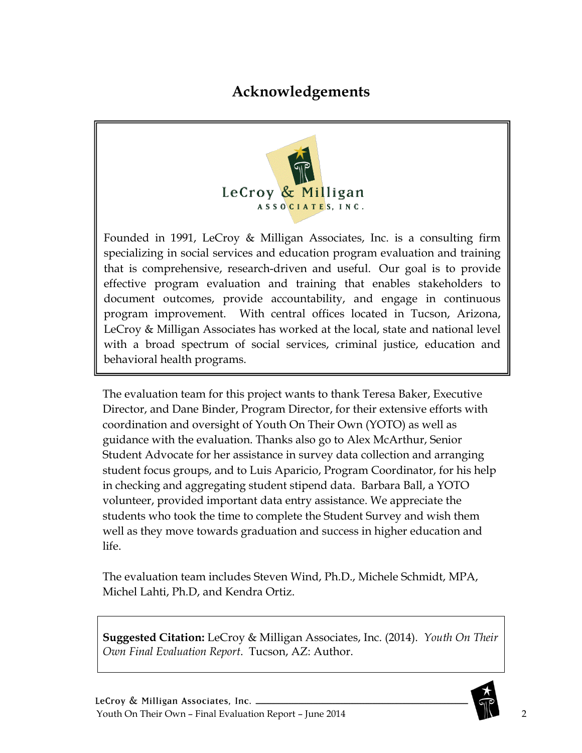# Acknowledgements

LeCroy & Milligan
ASSOCIATES, INC.

Founded in 1991, LeCroy & Milligan Associates, Inc. is a consulting firm specializing in social services and education program evaluation and training that is comprehensive, research-driven and useful. Our goal is to provide effective program evaluation and training that enables stakeholders to document outcomes, provide accountability, and engage in continuous program improvement. With central offices located in Tucson, Arizona, LeCroy & Milligan Associates has worked at the local, state and national level with a broad spectrum of social services, criminal justice, education and behavioral health programs.

The evaluation team for this project wants to thank Teresa Baker, Executive Director, and Dane Binder, Program Director, for their extensive efforts with coordination and oversight of Youth On Their Own (YOTO) as well as guidance with the evaluation. Thanks also go to Alex McArthur, Senior Student Advocate for her assistance in survey data collection and arranging student focus groups, and to Luis Aparicio, Program Coordinator, for his help in checking and aggregating student stipend data. Barbara Ball, a YOTO volunteer, provided important data entry assistance. We appreciate the students who took the time to complete the Student Survey and wish them well as they move towards graduation and success in higher education and life.

The evaluation team includes Steven Wind, Ph.D., Michele Schmidt, MPA, Michel Lahti, Ph.D, and Kendra Ortiz.

**Suggested Citation:** LeCroy & Milligan Associates, Inc. (2014). *Youth On Their Own Final Evaluation Report*. Tucson, AZ: Author.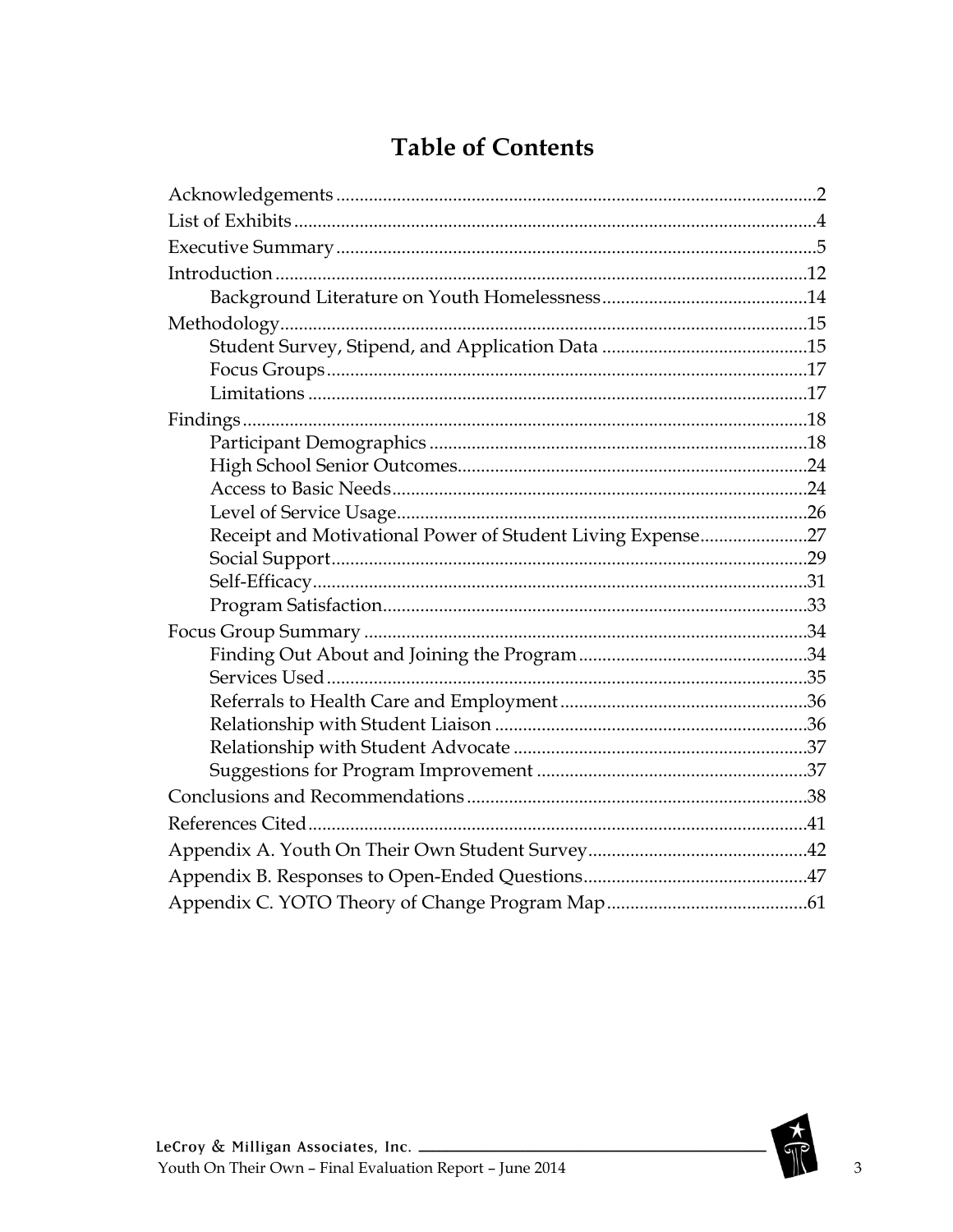# Table of Contents

- Acknowledgements ..... 2
- List of Exhibits ..... 4
- Executive Summary ..... 5
- Introduction ..... 12
  - Background Literature on Youth Homelessness ..... 14
- Methodology ..... 15
  - Student Survey, Stipend, and Application Data ..... 15
  - Focus Groups ..... 17
  - Limitations ..... 17
- Findings ..... 18
  - Participant Demographics ..... 18
  - High School Senior Outcomes ..... 24
  - Access to Basic Needs ..... 24
  - Level of Service Usage ..... 26
  - Receipt and Motivational Power of Student Living Expense ..... 27
  - Social Support ..... 29
  - Self-Efficacy ..... 31
  - Program Satisfaction ..... 33
- Focus Group Summary ..... 34
  - Finding Out About and Joining the Program ..... 34
  - Services Used ..... 35
  - Referrals to Health Care and Employment ..... 36
  - Relationship with Student Liaison ..... 36
  - Relationship with Student Advocate ..... 37
  - Suggestions for Program Improvement ..... 37
- Conclusions and Recommendations ..... 38
- References Cited ..... 41
- Appendix A. Youth On Their Own Student Survey ..... 42
- Appendix B. Responses to Open-Ended Questions ..... 47
- Appendix C. YOTO Theory of Change Program Map ..... 61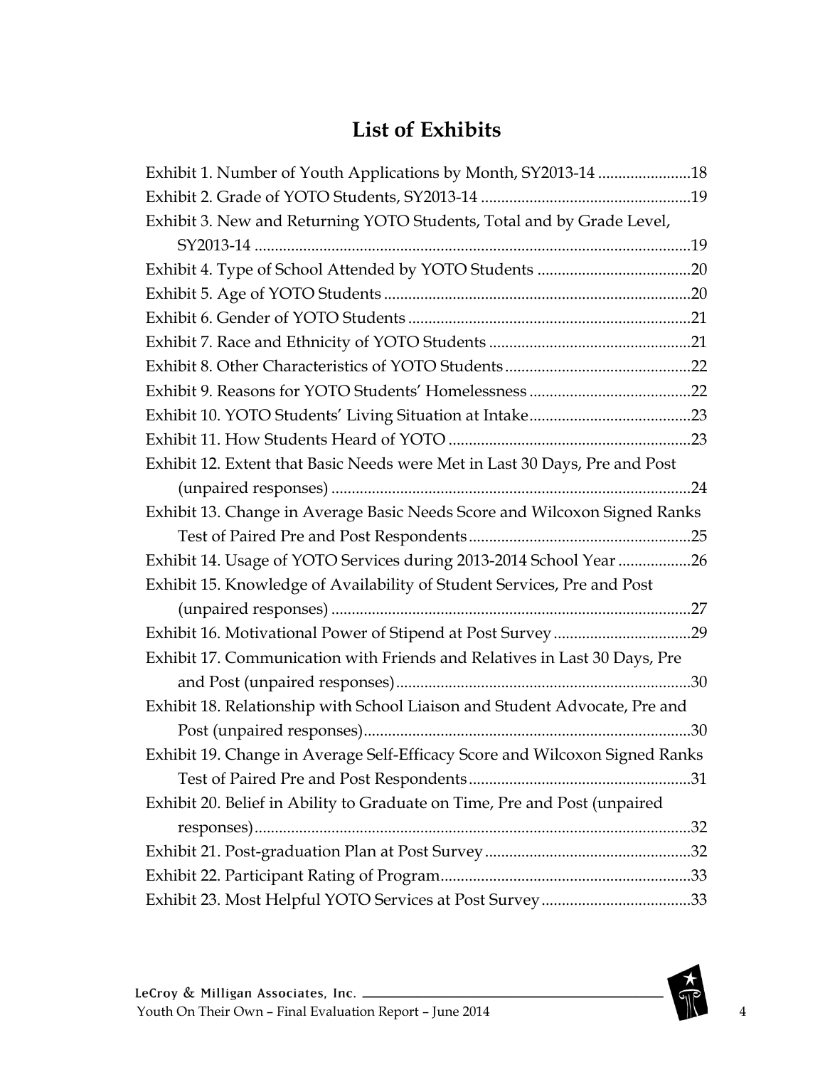# List of Exhibits

Exhibit 1. Number of Youth Applications by Month, SY2013-14 .......................18

Exhibit 2. Grade of YOTO Students, SY2013-14 ....................................................19

Exhibit 3. New and Returning YOTO Students, Total and by Grade Level, SY2013-14 ............................................................................................................19

Exhibit 4. Type of School Attended by YOTO Students ......................................20

Exhibit 5. Age of YOTO Students ...........................................................................20

Exhibit 6. Gender of YOTO Students ......................................................................21

Exhibit 7. Race and Ethnicity of YOTO Students ..................................................21

Exhibit 8. Other Characteristics of YOTO Students .............................................22

Exhibit 9. Reasons for YOTO Students' Homelessness ........................................22

Exhibit 10. YOTO Students' Living Situation at Intake........................................23

Exhibit 11. How Students Heard of YOTO ............................................................23

Exhibit 12. Extent that Basic Needs were Met in Last 30 Days, Pre and Post (unpaired responses) .........................................................................................24

Exhibit 13. Change in Average Basic Needs Score and Wilcoxon Signed Ranks Test of Paired Pre and Post Respondents.......................................................25

Exhibit 14. Usage of YOTO Services during 2013-2014 School Year ..................26

Exhibit 15. Knowledge of Availability of Student Services, Pre and Post (unpaired responses) .........................................................................................27

Exhibit 16. Motivational Power of Stipend at Post Survey ..................................29

Exhibit 17. Communication with Friends and Relatives in Last 30 Days, Pre and Post (unpaired responses).........................................................................30

Exhibit 18. Relationship with School Liaison and Student Advocate, Pre and Post (unpaired responses)................................................................................30

Exhibit 19. Change in Average Self-Efficacy Score and Wilcoxon Signed Ranks Test of Paired Pre and Post Respondents.......................................................31

Exhibit 20. Belief in Ability to Graduate on Time, Pre and Post (unpaired responses)............................................................................................................32

Exhibit 21. Post-graduation Plan at Post Survey...................................................32

Exhibit 22. Participant Rating of Program..............................................................33

Exhibit 23. Most Helpful YOTO Services at Post Survey.....................................33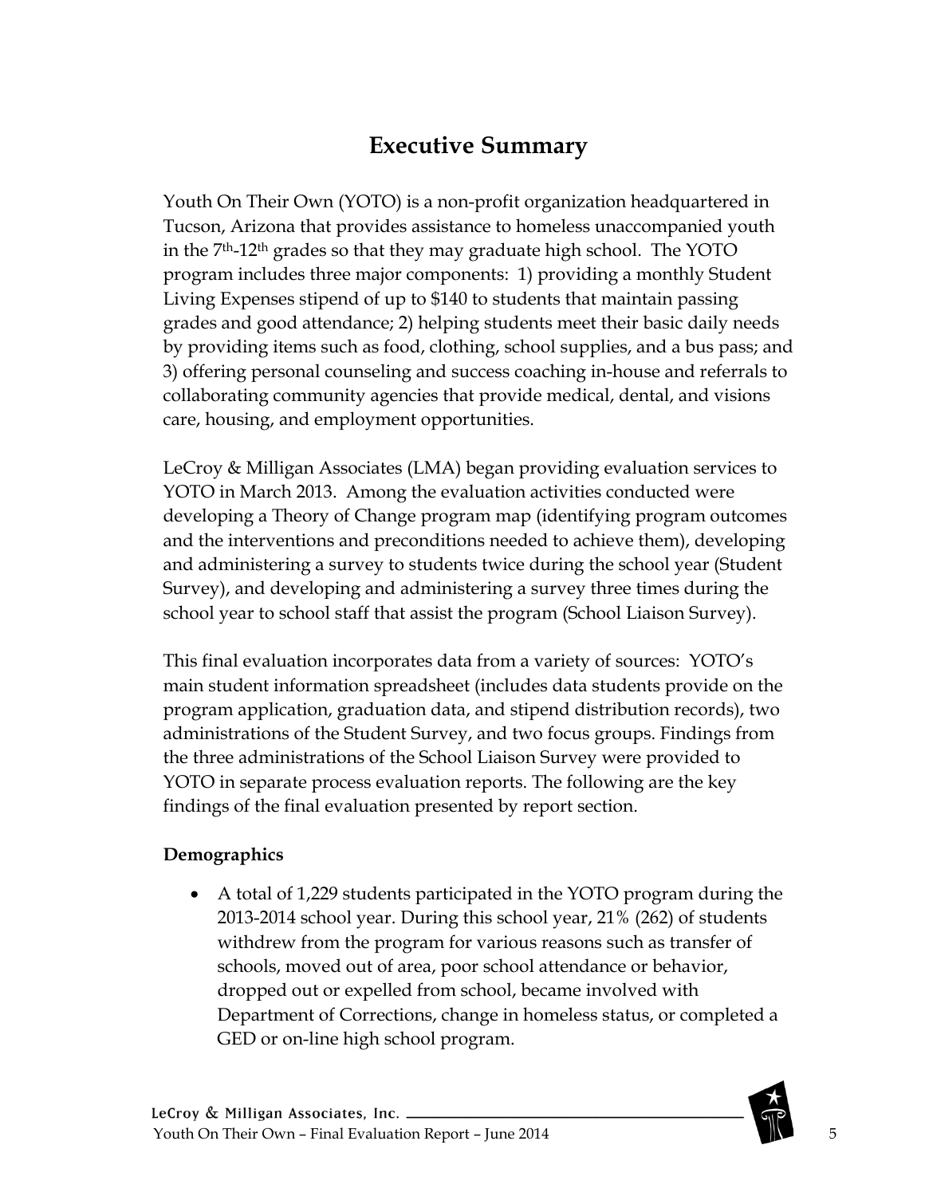# Executive Summary

Youth On Their Own (YOTO) is a non-profit organization headquartered in Tucson, Arizona that provides assistance to homeless unaccompanied youth in the 7th-12th grades so that they may graduate high school. The YOTO program includes three major components: 1) providing a monthly Student Living Expenses stipend of up to $140 to students that maintain passing grades and good attendance; 2) helping students meet their basic daily needs by providing items such as food, clothing, school supplies, and a bus pass; and 3) offering personal counseling and success coaching in-house and referrals to collaborating community agencies that provide medical, dental, and visions care, housing, and employment opportunities.

LeCroy & Milligan Associates (LMA) began providing evaluation services to YOTO in March 2013. Among the evaluation activities conducted were developing a Theory of Change program map (identifying program outcomes and the interventions and preconditions needed to achieve them), developing and administering a survey to students twice during the school year (Student Survey), and developing and administering a survey three times during the school year to school staff that assist the program (School Liaison Survey).

This final evaluation incorporates data from a variety of sources: YOTO's main student information spreadsheet (includes data students provide on the program application, graduation data, and stipend distribution records), two administrations of the Student Survey, and two focus groups. Findings from the three administrations of the School Liaison Survey were provided to YOTO in separate process evaluation reports. The following are the key findings of the final evaluation presented by report section.

**Demographics**

- A total of 1,229 students participated in the YOTO program during the 2013-2014 school year. During this school year, 21% (262) of students withdrew from the program for various reasons such as transfer of schools, moved out of area, poor school attendance or behavior, dropped out or expelled from school, became involved with Department of Corrections, change in homeless status, or completed a GED or on-line high school program.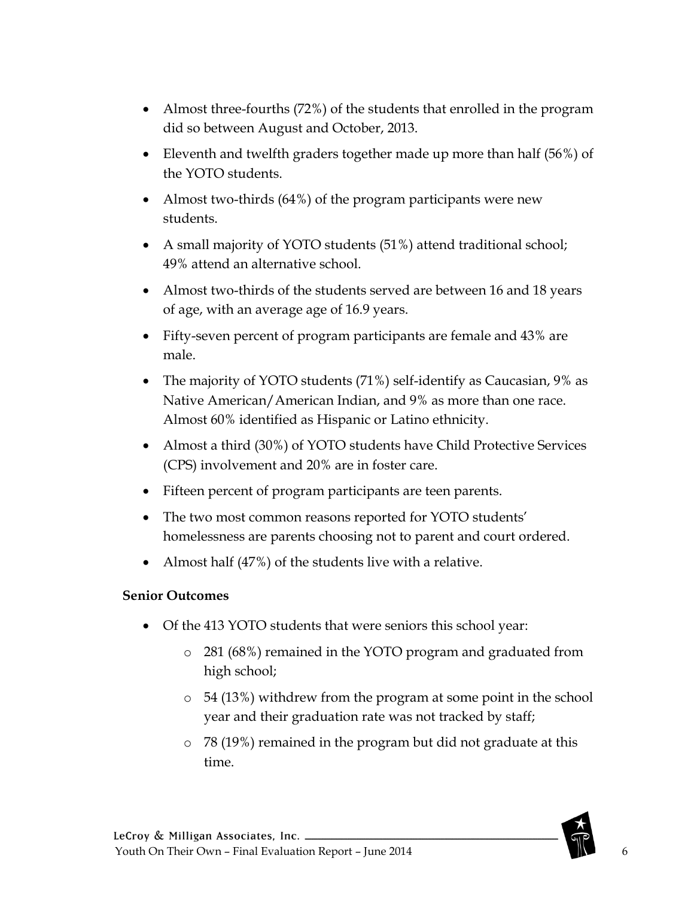- Almost three-fourths (72%) of the students that enrolled in the program did so between August and October, 2013.
- Eleventh and twelfth graders together made up more than half (56%) of the YOTO students.
- Almost two-thirds (64%) of the program participants were new students.
- A small majority of YOTO students (51%) attend traditional school; 49% attend an alternative school.
- Almost two-thirds of the students served are between 16 and 18 years of age, with an average age of 16.9 years.
- Fifty-seven percent of program participants are female and 43% are male.
- The majority of YOTO students (71%) self-identify as Caucasian, 9% as Native American/American Indian, and 9% as more than one race. Almost 60% identified as Hispanic or Latino ethnicity.
- Almost a third (30%) of YOTO students have Child Protective Services (CPS) involvement and 20% are in foster care.
- Fifteen percent of program participants are teen parents.
- The two most common reasons reported for YOTO students' homelessness are parents choosing not to parent and court ordered.
- Almost half (47%) of the students live with a relative.

**Senior Outcomes**

- Of the 413 YOTO students that were seniors this school year:
  - 281 (68%) remained in the YOTO program and graduated from high school;
  - 54 (13%) withdrew from the program at some point in the school year and their graduation rate was not tracked by staff;
  - 78 (19%) remained in the program but did not graduate at this time.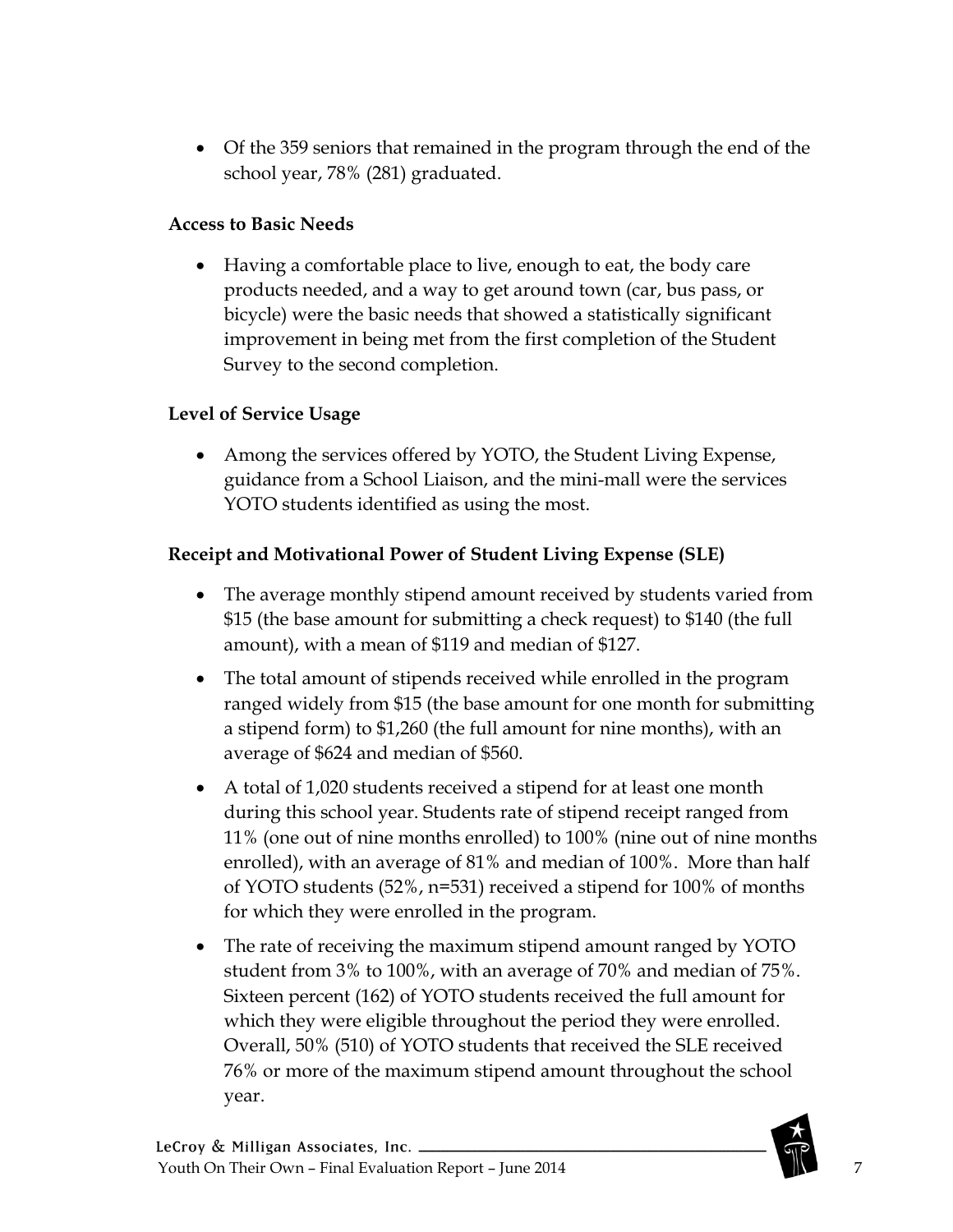- Of the 359 seniors that remained in the program through the end of the school year, 78% (281) graduated.

**Access to Basic Needs**

- Having a comfortable place to live, enough to eat, the body care products needed, and a way to get around town (car, bus pass, or bicycle) were the basic needs that showed a statistically significant improvement in being met from the first completion of the Student Survey to the second completion.

**Level of Service Usage**

- Among the services offered by YOTO, the Student Living Expense, guidance from a School Liaison, and the mini-mall were the services YOTO students identified as using the most.

**Receipt and Motivational Power of Student Living Expense (SLE)**

- The average monthly stipend amount received by students varied from $15 (the base amount for submitting a check request) to $140 (the full amount), with a mean of $119 and median of $127.
- The total amount of stipends received while enrolled in the program ranged widely from $15 (the base amount for one month for submitting a stipend form) to $1,260 (the full amount for nine months), with an average of $624 and median of $560.
- A total of 1,020 students received a stipend for at least one month during this school year. Students rate of stipend receipt ranged from 11% (one out of nine months enrolled) to 100% (nine out of nine months enrolled), with an average of 81% and median of 100%. More than half of YOTO students (52%, n=531) received a stipend for 100% of months for which they were enrolled in the program.
- The rate of receiving the maximum stipend amount ranged by YOTO student from 3% to 100%, with an average of 70% and median of 75%. Sixteen percent (162) of YOTO students received the full amount for which they were eligible throughout the period they were enrolled. Overall, 50% (510) of YOTO students that received the SLE received 76% or more of the maximum stipend amount throughout the school year.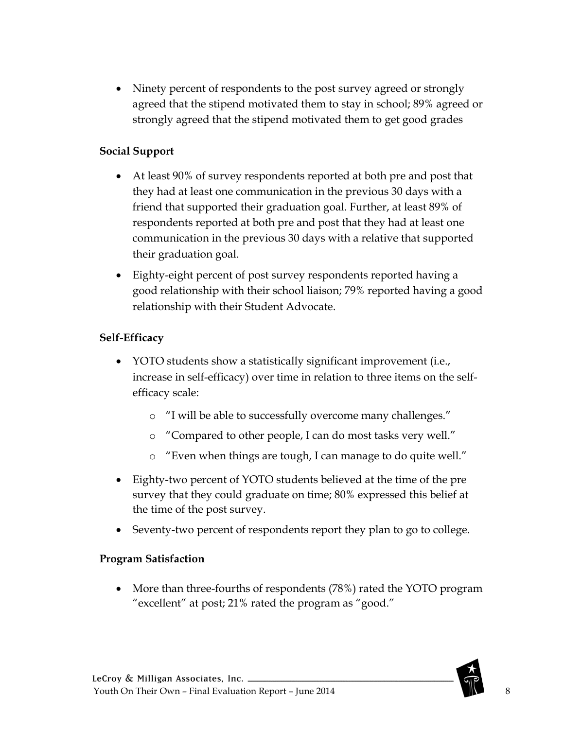- Ninety percent of respondents to the post survey agreed or strongly agreed that the stipend motivated them to stay in school; 89% agreed or strongly agreed that the stipend motivated them to get good grades

**Social Support**

- At least 90% of survey respondents reported at both pre and post that they had at least one communication in the previous 30 days with a friend that supported their graduation goal. Further, at least 89% of respondents reported at both pre and post that they had at least one communication in the previous 30 days with a relative that supported their graduation goal.
- Eighty-eight percent of post survey respondents reported having a good relationship with their school liaison; 79% reported having a good relationship with their Student Advocate.

**Self-Efficacy**

- YOTO students show a statistically significant improvement (i.e., increase in self-efficacy) over time in relation to three items on the self-efficacy scale:
  - "I will be able to successfully overcome many challenges."
  - "Compared to other people, I can do most tasks very well."
  - "Even when things are tough, I can manage to do quite well."
- Eighty-two percent of YOTO students believed at the time of the pre survey that they could graduate on time; 80% expressed this belief at the time of the post survey.
- Seventy-two percent of respondents report they plan to go to college.

**Program Satisfaction**

- More than three-fourths of respondents (78%) rated the YOTO program "excellent" at post; 21% rated the program as "good."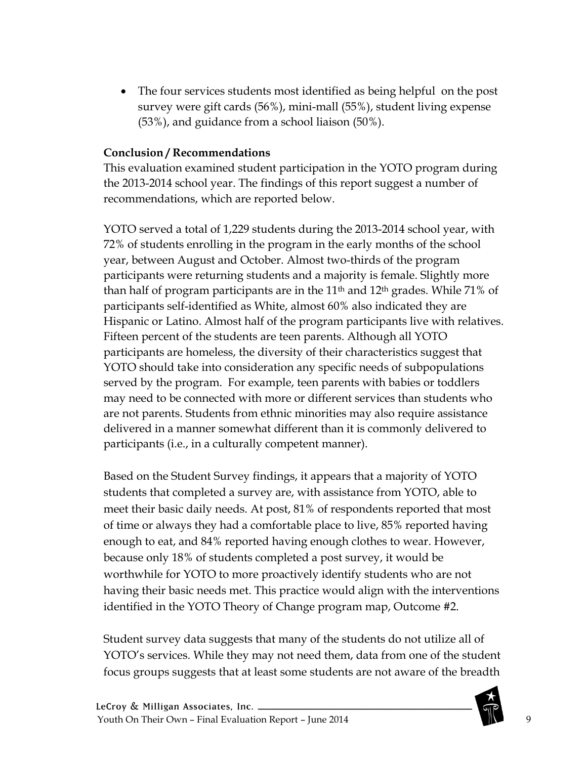- The four services students most identified as being helpful on the post survey were gift cards (56%), mini-mall (55%), student living expense (53%), and guidance from a school liaison (50%).

**Conclusion / Recommendations**

This evaluation examined student participation in the YOTO program during the 2013-2014 school year. The findings of this report suggest a number of recommendations, which are reported below.

YOTO served a total of 1,229 students during the 2013-2014 school year, with 72% of students enrolling in the program in the early months of the school year, between August and October. Almost two-thirds of the program participants were returning students and a majority is female. Slightly more than half of program participants are in the 11th and 12th grades. While 71% of participants self-identified as White, almost 60% also indicated they are Hispanic or Latino. Almost half of the program participants live with relatives. Fifteen percent of the students are teen parents. Although all YOTO participants are homeless, the diversity of their characteristics suggest that YOTO should take into consideration any specific needs of subpopulations served by the program. For example, teen parents with babies or toddlers may need to be connected with more or different services than students who are not parents. Students from ethnic minorities may also require assistance delivered in a manner somewhat different than it is commonly delivered to participants (i.e., in a culturally competent manner).

Based on the Student Survey findings, it appears that a majority of YOTO students that completed a survey are, with assistance from YOTO, able to meet their basic daily needs. At post, 81% of respondents reported that most of time or always they had a comfortable place to live, 85% reported having enough to eat, and 84% reported having enough clothes to wear. However, because only 18% of students completed a post survey, it would be worthwhile for YOTO to more proactively identify students who are not having their basic needs met. This practice would align with the interventions identified in the YOTO Theory of Change program map, Outcome #2.

Student survey data suggests that many of the students do not utilize all of YOTO's services. While they may not need them, data from one of the student focus groups suggests that at least some students are not aware of the breadth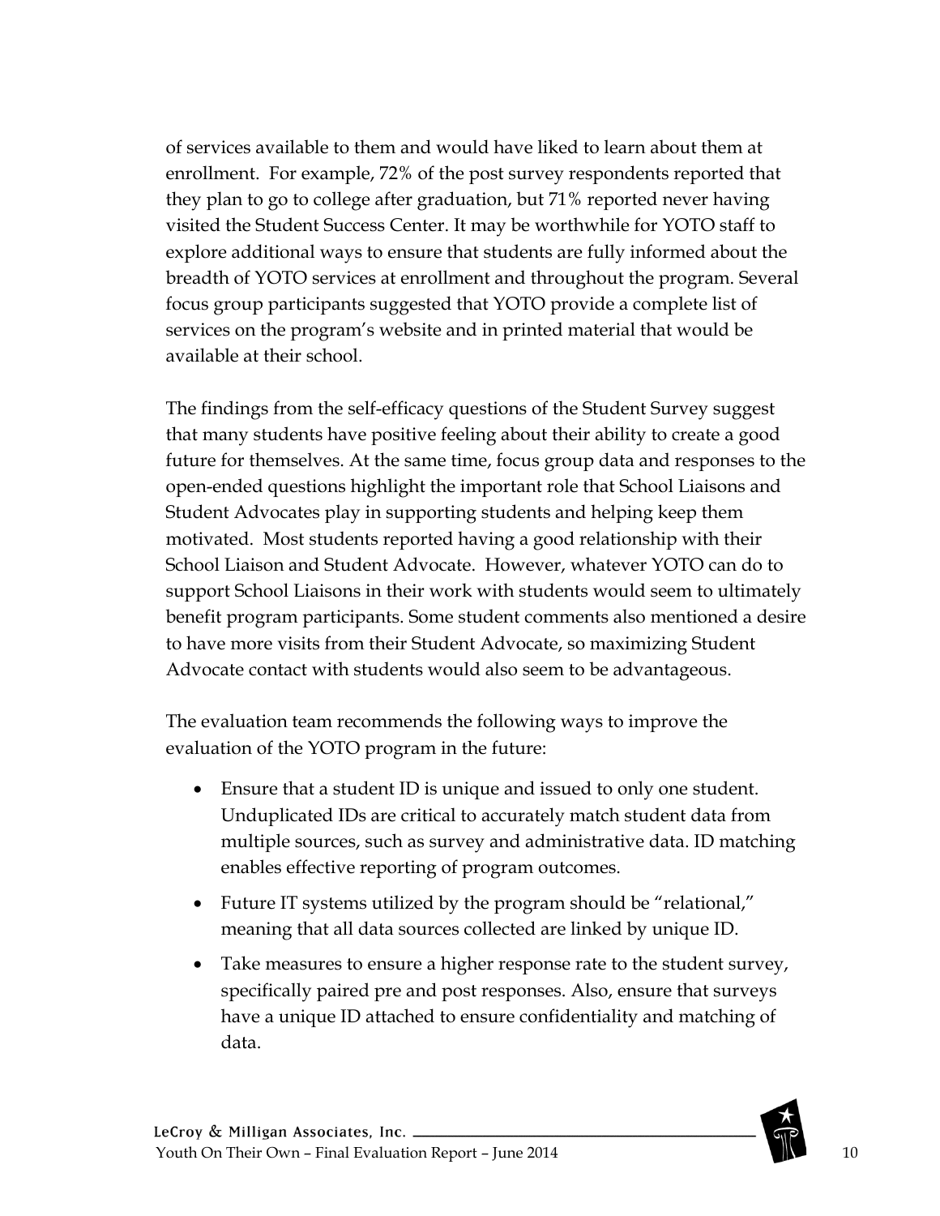of services available to them and would have liked to learn about them at enrollment. For example, 72% of the post survey respondents reported that they plan to go to college after graduation, but 71% reported never having visited the Student Success Center. It may be worthwhile for YOTO staff to explore additional ways to ensure that students are fully informed about the breadth of YOTO services at enrollment and throughout the program. Several focus group participants suggested that YOTO provide a complete list of services on the program's website and in printed material that would be available at their school.

The findings from the self-efficacy questions of the Student Survey suggest that many students have positive feeling about their ability to create a good future for themselves. At the same time, focus group data and responses to the open-ended questions highlight the important role that School Liaisons and Student Advocates play in supporting students and helping keep them motivated. Most students reported having a good relationship with their School Liaison and Student Advocate. However, whatever YOTO can do to support School Liaisons in their work with students would seem to ultimately benefit program participants. Some student comments also mentioned a desire to have more visits from their Student Advocate, so maximizing Student Advocate contact with students would also seem to be advantageous.

The evaluation team recommends the following ways to improve the evaluation of the YOTO program in the future:

- Ensure that a student ID is unique and issued to only one student. Unduplicated IDs are critical to accurately match student data from multiple sources, such as survey and administrative data. ID matching enables effective reporting of program outcomes.
- Future IT systems utilized by the program should be "relational," meaning that all data sources collected are linked by unique ID.
- Take measures to ensure a higher response rate to the student survey, specifically paired pre and post responses. Also, ensure that surveys have a unique ID attached to ensure confidentiality and matching of data.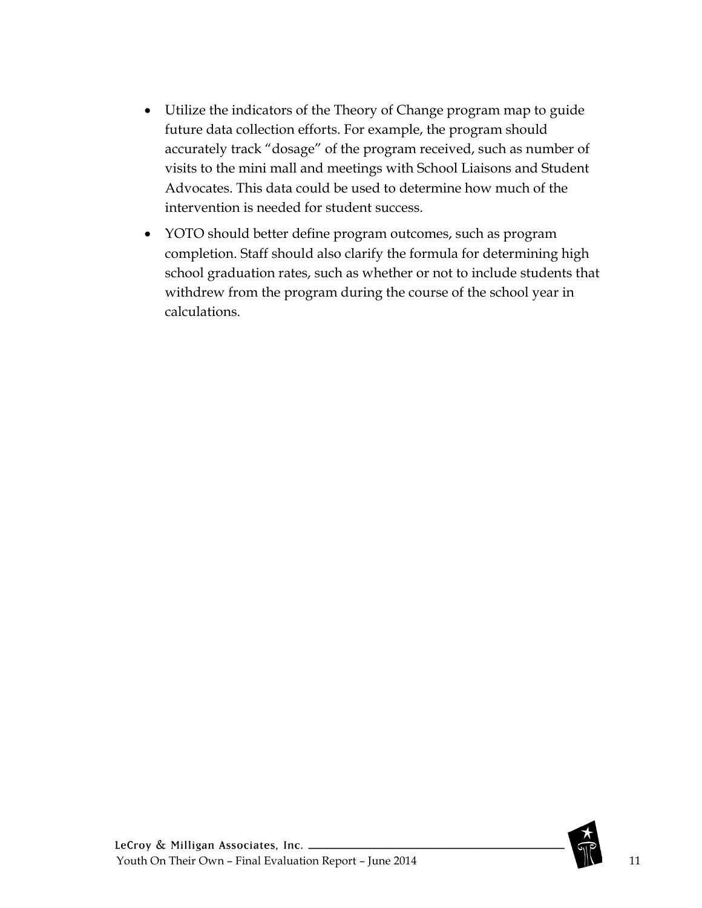- Utilize the indicators of the Theory of Change program map to guide future data collection efforts. For example, the program should accurately track "dosage" of the program received, such as number of visits to the mini mall and meetings with School Liaisons and Student Advocates. This data could be used to determine how much of the intervention is needed for student success.
- YOTO should better define program outcomes, such as program completion. Staff should also clarify the formula for determining high school graduation rates, such as whether or not to include students that withdrew from the program during the course of the school year in calculations.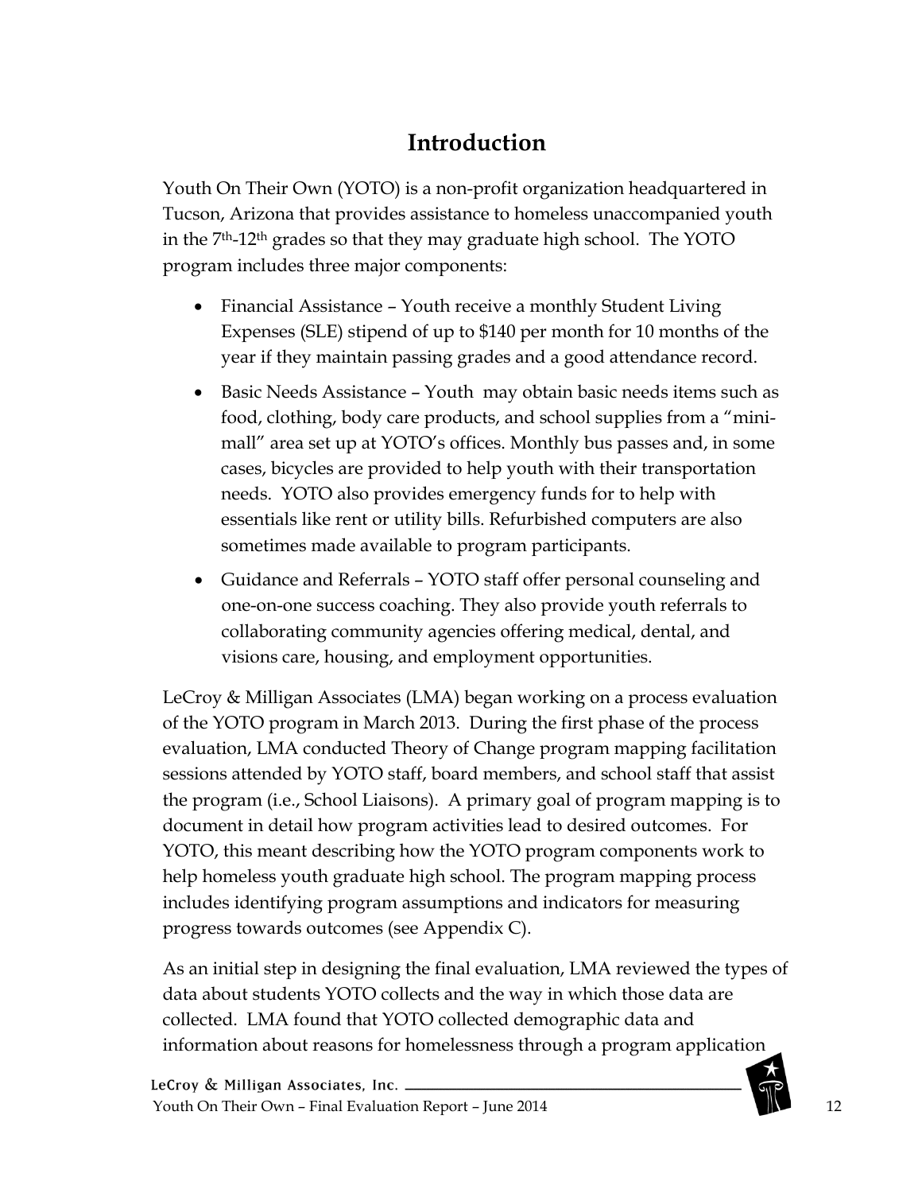# Introduction

Youth On Their Own (YOTO) is a non-profit organization headquartered in Tucson, Arizona that provides assistance to homeless unaccompanied youth in the 7th-12th grades so that they may graduate high school. The YOTO program includes three major components:

- Financial Assistance – Youth receive a monthly Student Living Expenses (SLE) stipend of up to $140 per month for 10 months of the year if they maintain passing grades and a good attendance record.
- Basic Needs Assistance – Youth may obtain basic needs items such as food, clothing, body care products, and school supplies from a "mini-mall" area set up at YOTO's offices. Monthly bus passes and, in some cases, bicycles are provided to help youth with their transportation needs. YOTO also provides emergency funds for to help with essentials like rent or utility bills. Refurbished computers are also sometimes made available to program participants.
- Guidance and Referrals – YOTO staff offer personal counseling and one-on-one success coaching. They also provide youth referrals to collaborating community agencies offering medical, dental, and visions care, housing, and employment opportunities.

LeCroy & Milligan Associates (LMA) began working on a process evaluation of the YOTO program in March 2013. During the first phase of the process evaluation, LMA conducted Theory of Change program mapping facilitation sessions attended by YOTO staff, board members, and school staff that assist the program (i.e., School Liaisons). A primary goal of program mapping is to document in detail how program activities lead to desired outcomes. For YOTO, this meant describing how the YOTO program components work to help homeless youth graduate high school. The program mapping process includes identifying program assumptions and indicators for measuring progress towards outcomes (see Appendix C).

As an initial step in designing the final evaluation, LMA reviewed the types of data about students YOTO collects and the way in which those data are collected. LMA found that YOTO collected demographic data and information about reasons for homelessness through a program application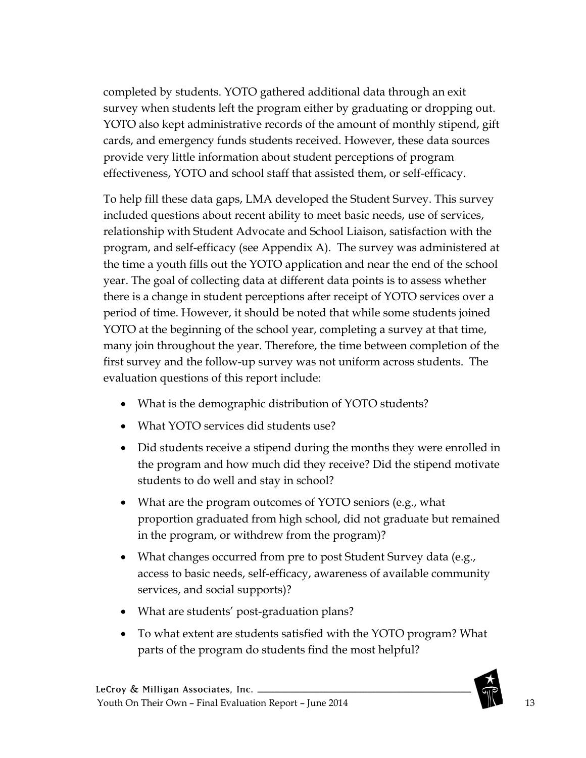completed by students. YOTO gathered additional data through an exit survey when students left the program either by graduating or dropping out. YOTO also kept administrative records of the amount of monthly stipend, gift cards, and emergency funds students received. However, these data sources provide very little information about student perceptions of program effectiveness, YOTO and school staff that assisted them, or self-efficacy.

To help fill these data gaps, LMA developed the Student Survey. This survey included questions about recent ability to meet basic needs, use of services, relationship with Student Advocate and School Liaison, satisfaction with the program, and self-efficacy (see Appendix A). The survey was administered at the time a youth fills out the YOTO application and near the end of the school year. The goal of collecting data at different data points is to assess whether there is a change in student perceptions after receipt of YOTO services over a period of time. However, it should be noted that while some students joined YOTO at the beginning of the school year, completing a survey at that time, many join throughout the year. Therefore, the time between completion of the first survey and the follow-up survey was not uniform across students. The evaluation questions of this report include:

- What is the demographic distribution of YOTO students?
- What YOTO services did students use?
- Did students receive a stipend during the months they were enrolled in the program and how much did they receive? Did the stipend motivate students to do well and stay in school?
- What are the program outcomes of YOTO seniors (e.g., what proportion graduated from high school, did not graduate but remained in the program, or withdrew from the program)?
- What changes occurred from pre to post Student Survey data (e.g., access to basic needs, self-efficacy, awareness of available community services, and social supports)?
- What are students' post-graduation plans?
- To what extent are students satisfied with the YOTO program? What parts of the program do students find the most helpful?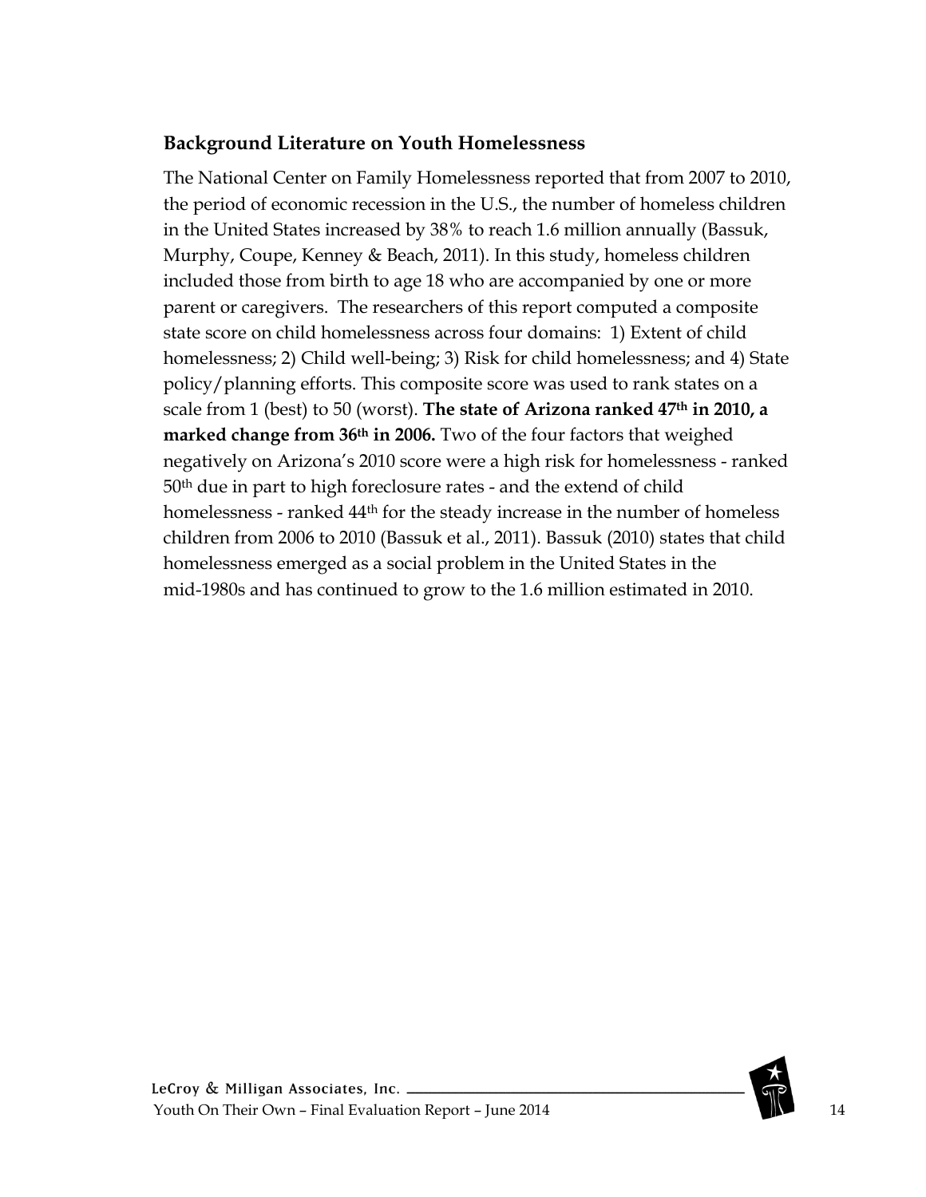### Background Literature on Youth Homelessness

The National Center on Family Homelessness reported that from 2007 to 2010, the period of economic recession in the U.S., the number of homeless children in the United States increased by 38% to reach 1.6 million annually (Bassuk, Murphy, Coupe, Kenney & Beach, 2011). In this study, homeless children included those from birth to age 18 who are accompanied by one or more parent or caregivers. The researchers of this report computed a composite state score on child homelessness across four domains: 1) Extent of child homelessness; 2) Child well-being; 3) Risk for child homelessness; and 4) State policy/planning efforts. This composite score was used to rank states on a scale from 1 (best) to 50 (worst). **The state of Arizona ranked 47th in 2010, a marked change from 36th in 2006.** Two of the four factors that weighed negatively on Arizona's 2010 score were a high risk for homelessness - ranked 50th due in part to high foreclosure rates - and the extend of child homelessness - ranked 44th for the steady increase in the number of homeless children from 2006 to 2010 (Bassuk et al., 2011). Bassuk (2010) states that child homelessness emerged as a social problem in the United States in the mid-1980s and has continued to grow to the 1.6 million estimated in 2010.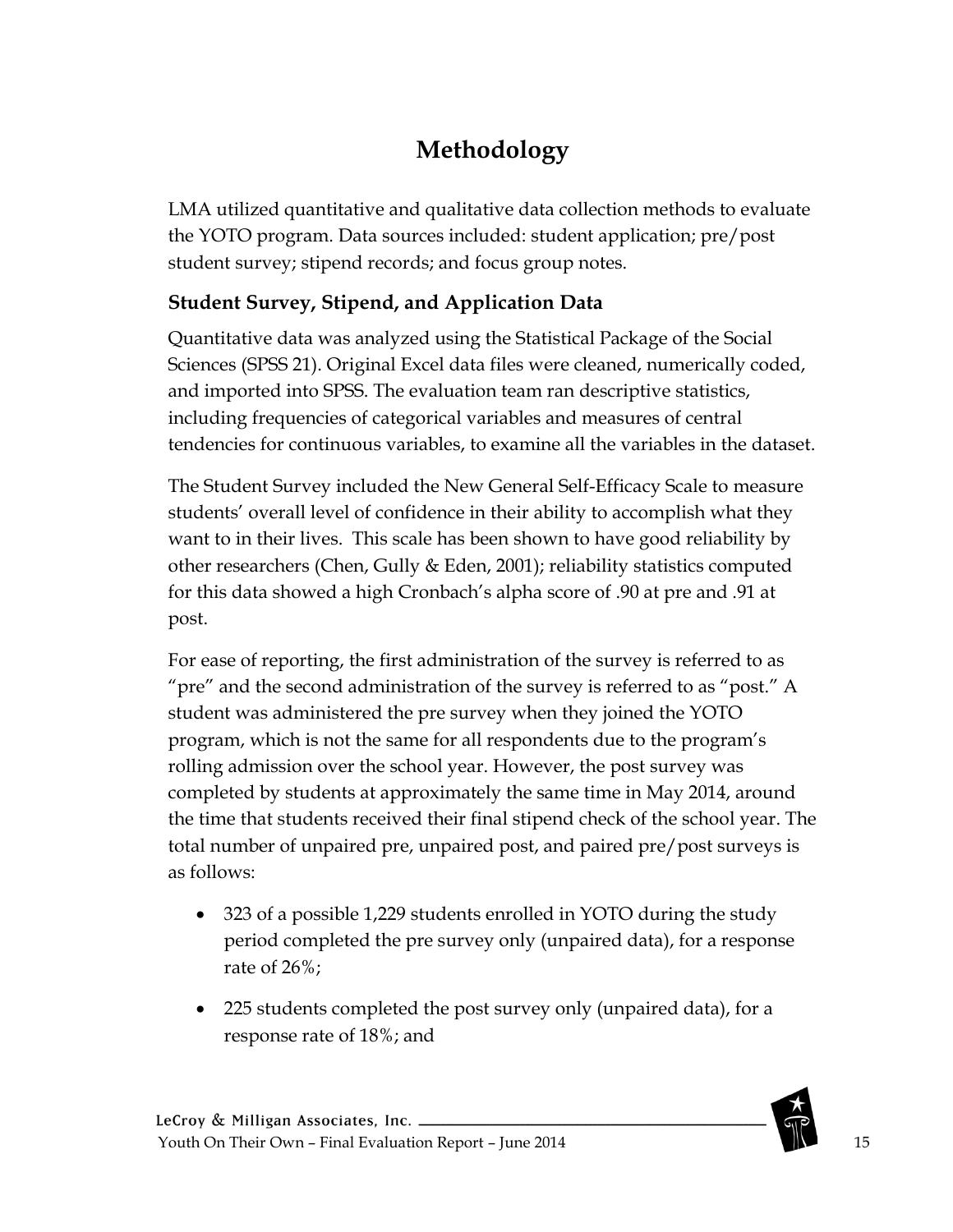# Methodology

LMA utilized quantitative and qualitative data collection methods to evaluate the YOTO program. Data sources included: student application; pre/post student survey; stipend records; and focus group notes.

### Student Survey, Stipend, and Application Data

Quantitative data was analyzed using the Statistical Package of the Social Sciences (SPSS 21). Original Excel data files were cleaned, numerically coded, and imported into SPSS. The evaluation team ran descriptive statistics, including frequencies of categorical variables and measures of central tendencies for continuous variables, to examine all the variables in the dataset.

The Student Survey included the New General Self-Efficacy Scale to measure students' overall level of confidence in their ability to accomplish what they want to in their lives. This scale has been shown to have good reliability by other researchers (Chen, Gully & Eden, 2001); reliability statistics computed for this data showed a high Cronbach's alpha score of .90 at pre and .91 at post.

For ease of reporting, the first administration of the survey is referred to as "pre" and the second administration of the survey is referred to as "post." A student was administered the pre survey when they joined the YOTO program, which is not the same for all respondents due to the program's rolling admission over the school year. However, the post survey was completed by students at approximately the same time in May 2014, around the time that students received their final stipend check of the school year. The total number of unpaired pre, unpaired post, and paired pre/post surveys is as follows:

- 323 of a possible 1,229 students enrolled in YOTO during the study period completed the pre survey only (unpaired data), for a response rate of 26%;
- 225 students completed the post survey only (unpaired data), for a response rate of 18%; and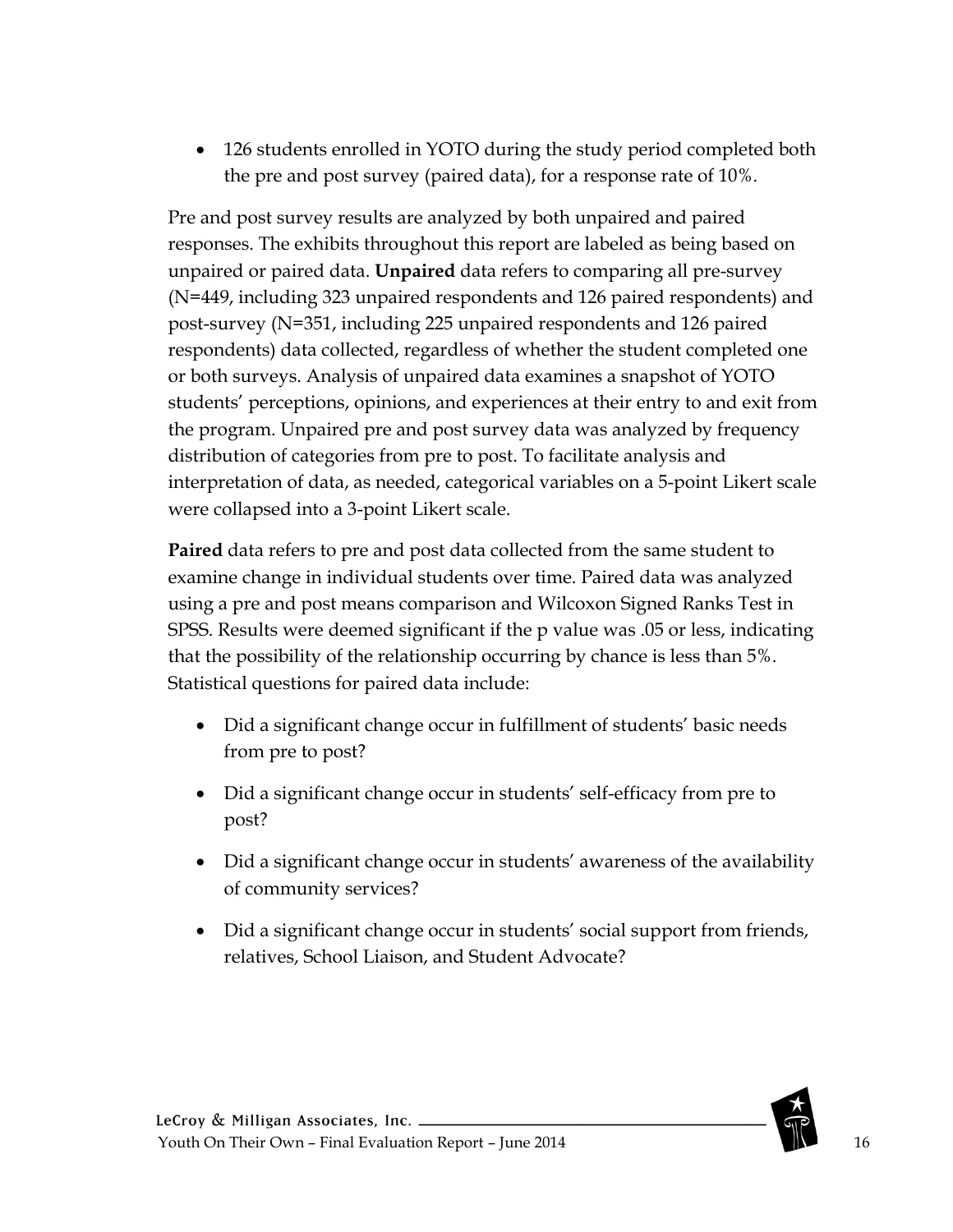- 126 students enrolled in YOTO during the study period completed both the pre and post survey (paired data), for a response rate of 10%.

Pre and post survey results are analyzed by both unpaired and paired responses. The exhibits throughout this report are labeled as being based on unpaired or paired data. **Unpaired** data refers to comparing all pre-survey (N=449, including 323 unpaired respondents and 126 paired respondents) and post-survey (N=351, including 225 unpaired respondents and 126 paired respondents) data collected, regardless of whether the student completed one or both surveys. Analysis of unpaired data examines a snapshot of YOTO students' perceptions, opinions, and experiences at their entry to and exit from the program. Unpaired pre and post survey data was analyzed by frequency distribution of categories from pre to post. To facilitate analysis and interpretation of data, as needed, categorical variables on a 5-point Likert scale were collapsed into a 3-point Likert scale.

**Paired** data refers to pre and post data collected from the same student to examine change in individual students over time. Paired data was analyzed using a pre and post means comparison and Wilcoxon Signed Ranks Test in SPSS. Results were deemed significant if the p value was .05 or less, indicating that the possibility of the relationship occurring by chance is less than 5%. Statistical questions for paired data include:

- Did a significant change occur in fulfillment of students' basic needs from pre to post?
- Did a significant change occur in students' self-efficacy from pre to post?
- Did a significant change occur in students' awareness of the availability of community services?
- Did a significant change occur in students' social support from friends, relatives, School Liaison, and Student Advocate?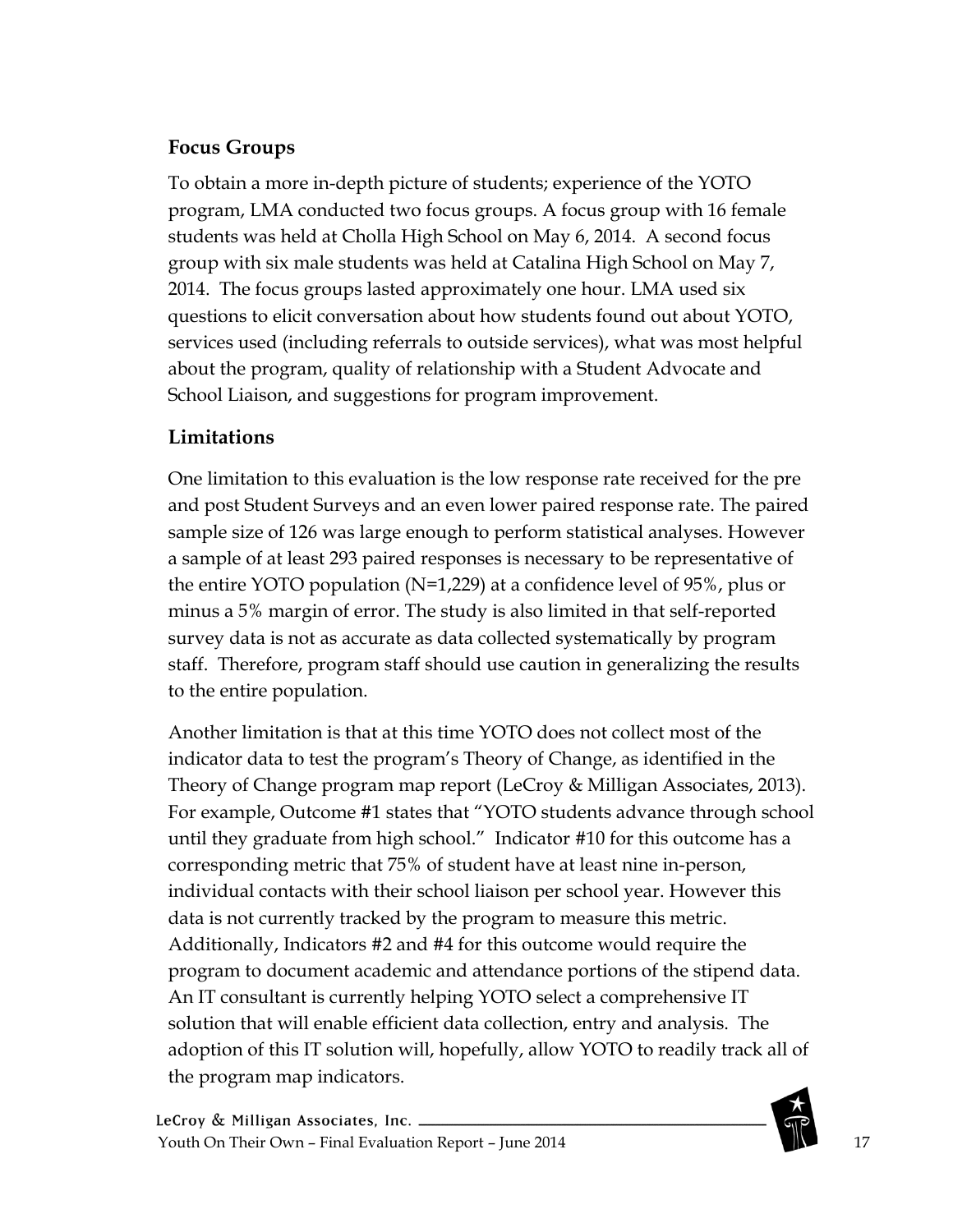## Focus Groups

To obtain a more in-depth picture of students; experience of the YOTO program, LMA conducted two focus groups. A focus group with 16 female students was held at Cholla High School on May 6, 2014. A second focus group with six male students was held at Catalina High School on May 7, 2014. The focus groups lasted approximately one hour. LMA used six questions to elicit conversation about how students found out about YOTO, services used (including referrals to outside services), what was most helpful about the program, quality of relationship with a Student Advocate and School Liaison, and suggestions for program improvement.

## Limitations

One limitation to this evaluation is the low response rate received for the pre and post Student Surveys and an even lower paired response rate. The paired sample size of 126 was large enough to perform statistical analyses. However a sample of at least 293 paired responses is necessary to be representative of the entire YOTO population (N=1,229) at a confidence level of 95%, plus or minus a 5% margin of error. The study is also limited in that self-reported survey data is not as accurate as data collected systematically by program staff. Therefore, program staff should use caution in generalizing the results to the entire population.

Another limitation is that at this time YOTO does not collect most of the indicator data to test the program's Theory of Change, as identified in the Theory of Change program map report (LeCroy & Milligan Associates, 2013). For example, Outcome #1 states that "YOTO students advance through school until they graduate from high school." Indicator #10 for this outcome has a corresponding metric that 75% of student have at least nine in-person, individual contacts with their school liaison per school year. However this data is not currently tracked by the program to measure this metric. Additionally, Indicators #2 and #4 for this outcome would require the program to document academic and attendance portions of the stipend data. An IT consultant is currently helping YOTO select a comprehensive IT solution that will enable efficient data collection, entry and analysis. The adoption of this IT solution will, hopefully, allow YOTO to readily track all of the program map indicators.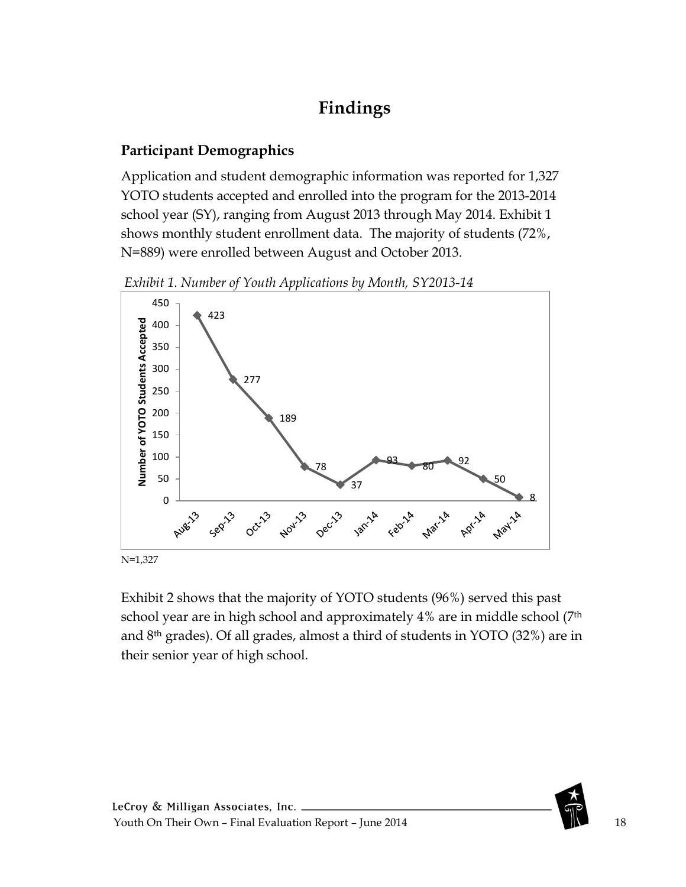# Findings

## Participant Demographics

Application and student demographic information was reported for 1,327 YOTO students accepted and enrolled into the program for the 2013-2014 school year (SY), ranging from August 2013 through May 2014. Exhibit 1 shows monthly student enrollment data. The majority of students (72%, N=889) were enrolled between August and October 2013.

*Exhibit 1. Number of Youth Applications by Month, SY2013-14*

| Month | Number of YOTO Students Accepted |
|---|---|
| Aug-13 | 423 |
| Sep-13 | 277 |
| Oct-13 | 189 |
| Nov-13 | 78 |
| Dec-13 | 37 |
| Jan-14 | 93 |
| Feb-14 | 80 |
| Mar-14 | 92 |
| Apr-14 | 50 |
| May-14 | 8 |

N=1,327

Exhibit 2 shows that the majority of YOTO students (96%) served this past school year are in high school and approximately 4% are in middle school (7th and 8th grades). Of all grades, almost a third of students in YOTO (32%) are in their senior year of high school.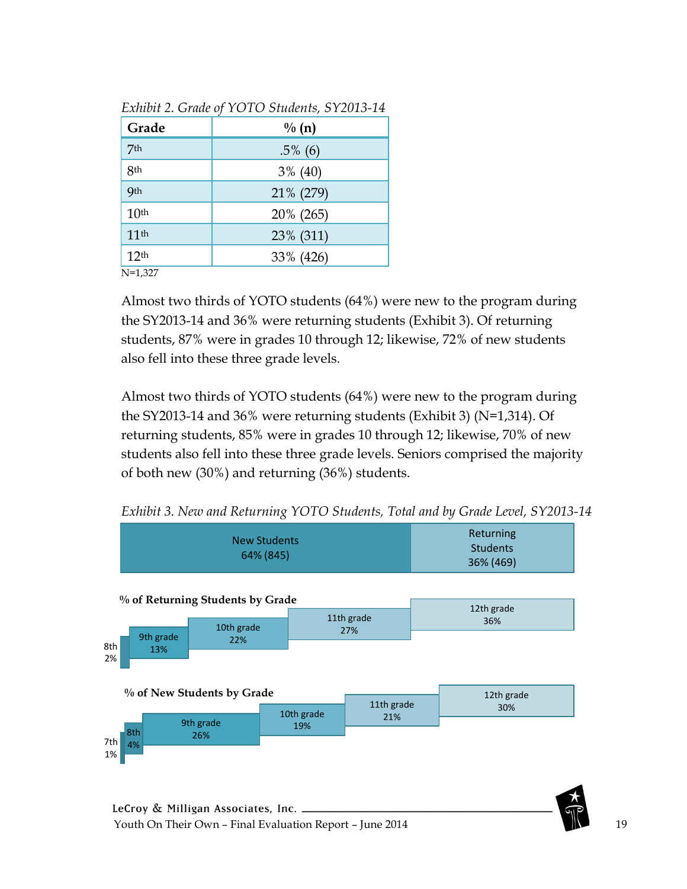*Exhibit 2. Grade of YOTO Students, SY2013-14*

| Grade | % (n) |
|---|---|
| 7th | .5% (6) |
| 8th | 3% (40) |
| 9th | 21% (279) |
| 10th | 20% (265) |
| 11th | 23% (311) |
| 12th | 33% (426) |

N=1,327

Almost two thirds of YOTO students (64%) were new to the program during the SY2013-14 and 36% were returning students (Exhibit 3). Of returning students, 87% were in grades 10 through 12; likewise, 72% of new students also fell into these three grade levels.

Almost two thirds of YOTO students (64%) were new to the program during the SY2013-14 and 36% were returning students (Exhibit 3) (N=1,314). Of returning students, 85% were in grades 10 through 12; likewise, 70% of new students also fell into these three grade levels. Seniors comprised the majority of both new (30%) and returning (36%) students.

*Exhibit 3. New and Returning YOTO Students, Total and by Grade Level, SY2013-14*

| New Students | Returning Students |
|---|---|
| 64% (845) | 36% (469) |

**% of Returning Students by Grade**

| 8th | 9th grade | 10th grade | 11th grade | 12th grade |
|---|---|---|---|---|
| 2% | 13% | 22% | 27% | 36% |

**% of New Students by Grade**

| 7th | 8th | 9th grade | 10th grade | 11th grade | 12th grade |
|---|---|---|---|---|---|
| 1% | 4% | 26% | 19% | 21% | 30% |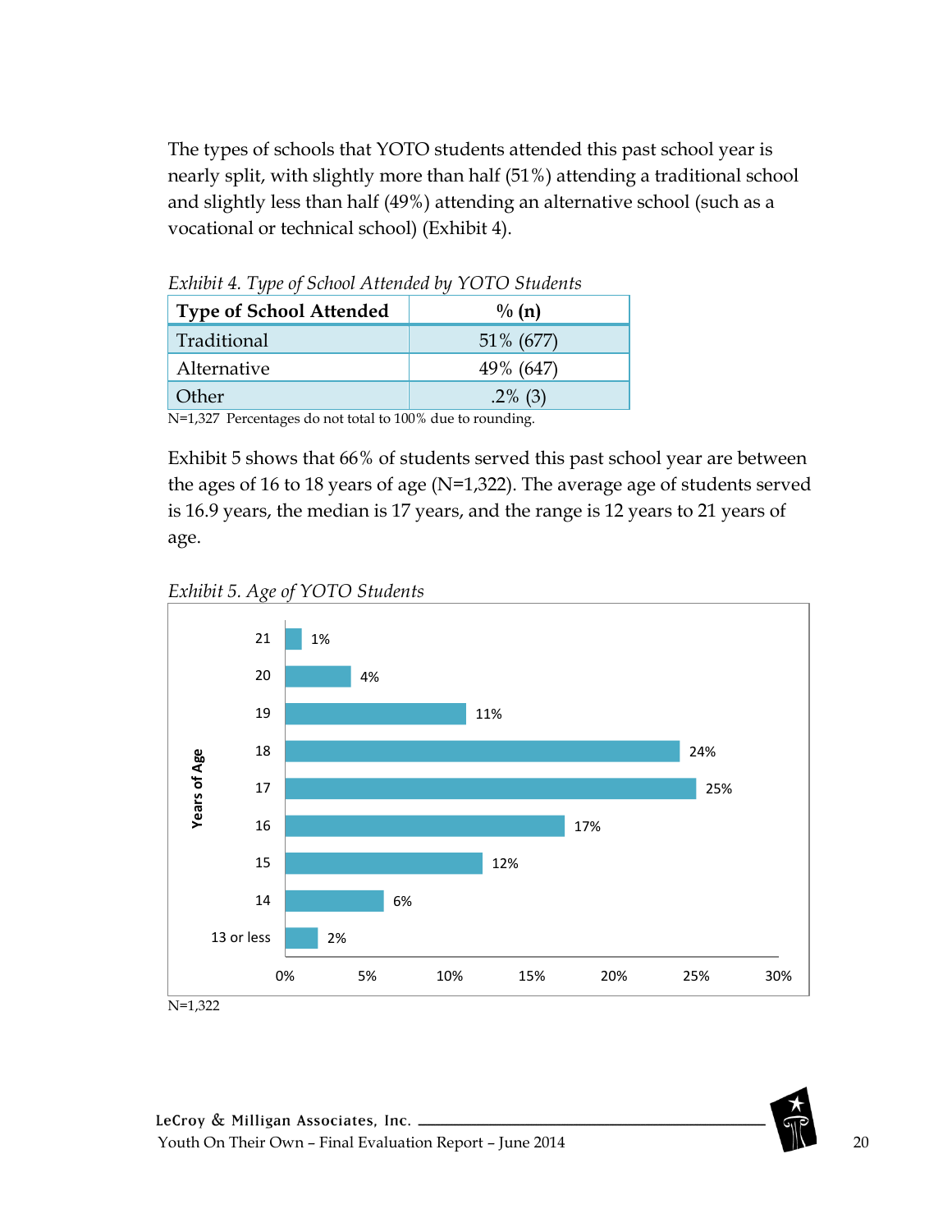The types of schools that YOTO students attended this past school year is nearly split, with slightly more than half (51%) attending a traditional school and slightly less than half (49%) attending an alternative school (such as a vocational or technical school) (Exhibit 4).

*Exhibit 4. Type of School Attended by YOTO Students*

| Type of School Attended | % (n) |
|---|---|
| Traditional | 51% (677) |
| Alternative | 49% (647) |
| Other | .2% (3) |

N=1,327 Percentages do not total to 100% due to rounding.

Exhibit 5 shows that 66% of students served this past school year are between the ages of 16 to 18 years of age (N=1,322). The average age of students served is 16.9 years, the median is 17 years, and the range is 12 years to 21 years of age.

*Exhibit 5. Age of YOTO Students*

| Years of Age | % |
|---|---|
| 21 | 1% |
| 20 | 4% |
| 19 | 11% |
| 18 | 24% |
| 17 | 25% |
| 16 | 17% |
| 15 | 12% |
| 14 | 6% |
| 13 or less | 2% |

N=1,322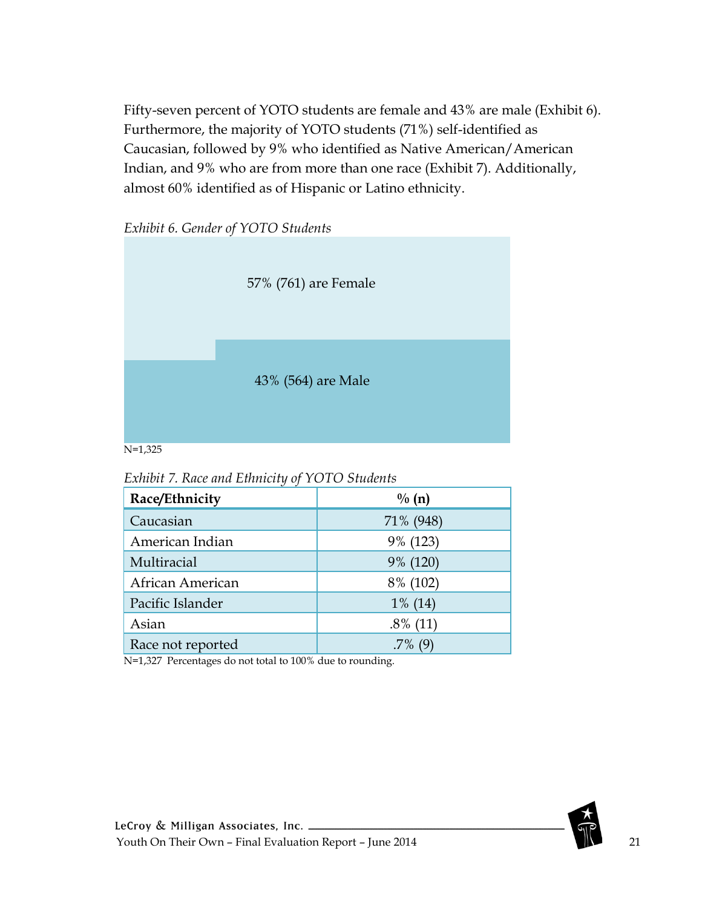Fifty-seven percent of YOTO students are female and 43% are male (Exhibit 6). Furthermore, the majority of YOTO students (71%) self-identified as Caucasian, followed by 9% who identified as Native American/American Indian, and 9% who are from more than one race (Exhibit 7). Additionally, almost 60% identified as of Hispanic or Latino ethnicity.

*Exhibit 6. Gender of YOTO Students*

57% (761) are Female

43% (564) are Male

N=1,325

*Exhibit 7. Race and Ethnicity of YOTO Students*

| Race/Ethnicity | % (n) |
|---|---|
| Caucasian | 71% (948) |
| American Indian | 9% (123) |
| Multiracial | 9% (120) |
| African American | 8% (102) |
| Pacific Islander | 1% (14) |
| Asian | .8% (11) |
| Race not reported | .7% (9) |

N=1,327 Percentages do not total to 100% due to rounding.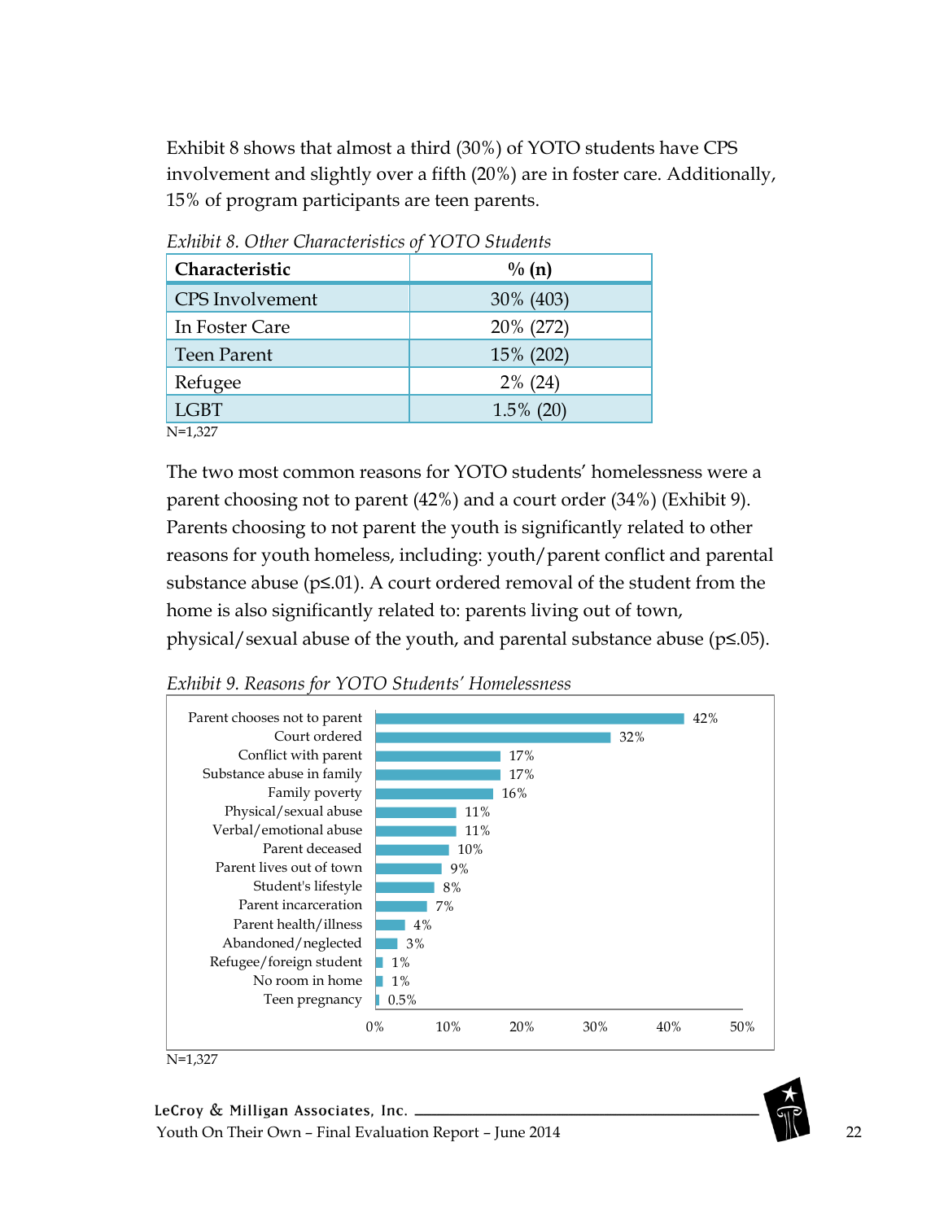Exhibit 8 shows that almost a third (30%) of YOTO students have CPS involvement and slightly over a fifth (20%) are in foster care. Additionally, 15% of program participants are teen parents.

*Exhibit 8. Other Characteristics of YOTO Students*

| Characteristic | % (n) |
|---|---|
| CPS Involvement | 30% (403) |
| In Foster Care | 20% (272) |
| Teen Parent | 15% (202) |
| Refugee | 2% (24) |
| LGBT | 1.5% (20) |

N=1,327

The two most common reasons for YOTO students' homelessness were a parent choosing not to parent (42%) and a court order (34%) (Exhibit 9). Parents choosing to not parent the youth is significantly related to other reasons for youth homeless, including: youth/parent conflict and parental substance abuse ($p \leq .01$). A court ordered removal of the student from the home is also significantly related to: parents living out of town, physical/sexual abuse of the youth, and parental substance abuse ($p \leq .05$).

*Exhibit 9. Reasons for YOTO Students' Homelessness*

| Reason | % |
|---|---|
| Parent chooses not to parent | 42% |
| Court ordered | 32% |
| Conflict with parent | 17% |
| Substance abuse in family | 17% |
| Family poverty | 16% |
| Physical/sexual abuse | 11% |
| Verbal/emotional abuse | 11% |
| Parent deceased | 10% |
| Parent lives out of town | 9% |
| Student's lifestyle | 8% |
| Parent incarceration | 7% |
| Parent health/illness | 4% |
| Abandoned/neglected | 3% |
| Refugee/foreign student | 1% |
| No room in home | 1% |
| Teen pregnancy | 0.5% |

N=1,327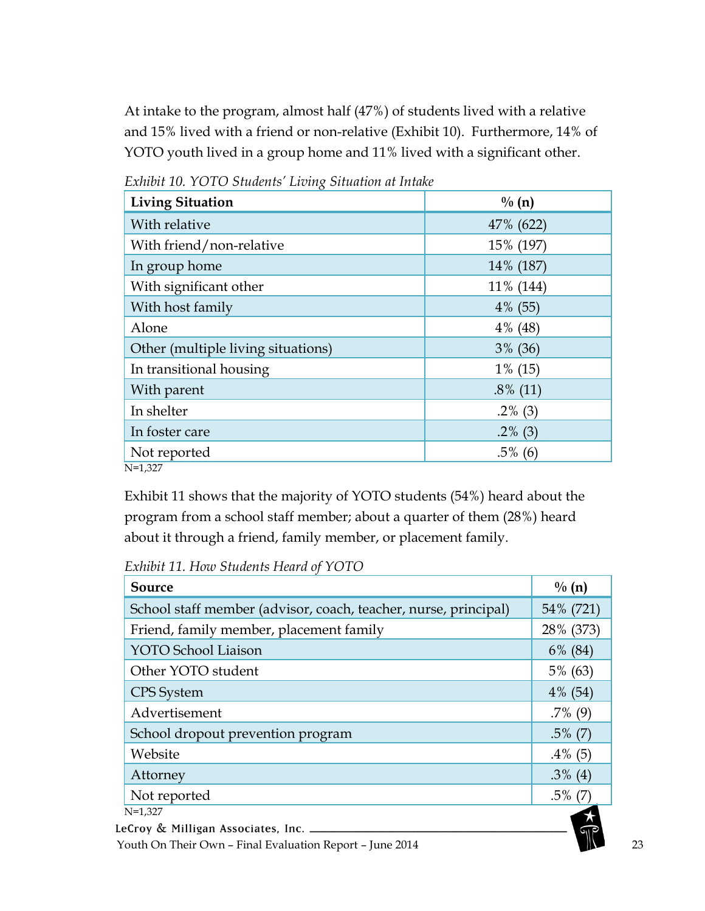At intake to the program, almost half (47%) of students lived with a relative and 15% lived with a friend or non-relative (Exhibit 10). Furthermore, 14% of YOTO youth lived in a group home and 11% lived with a significant other.

*Exhibit 10. YOTO Students' Living Situation at Intake*

| Living Situation | % (n) |
|---|---|
| With relative | 47% (622) |
| With friend/non-relative | 15% (197) |
| In group home | 14% (187) |
| With significant other | 11% (144) |
| With host family | 4% (55) |
| Alone | 4% (48) |
| Other (multiple living situations) | 3% (36) |
| In transitional housing | 1% (15) |
| With parent | .8% (11) |
| In shelter | .2% (3) |
| In foster care | .2% (3) |
| Not reported | .5% (6) |

N=1,327

Exhibit 11 shows that the majority of YOTO students (54%) heard about the program from a school staff member; about a quarter of them (28%) heard about it through a friend, family member, or placement family.

*Exhibit 11. How Students Heard of YOTO*

| Source | % (n) |
|---|---|
| School staff member (advisor, coach, teacher, nurse, principal) | 54% (721) |
| Friend, family member, placement family | 28% (373) |
| YOTO School Liaison | 6% (84) |
| Other YOTO student | 5% (63) |
| CPS System | 4% (54) |
| Advertisement | .7% (9) |
| School dropout prevention program | .5% (7) |
| Website | .4% (5) |
| Attorney | .3% (4) |
| Not reported | .5% (7) |

N=1,327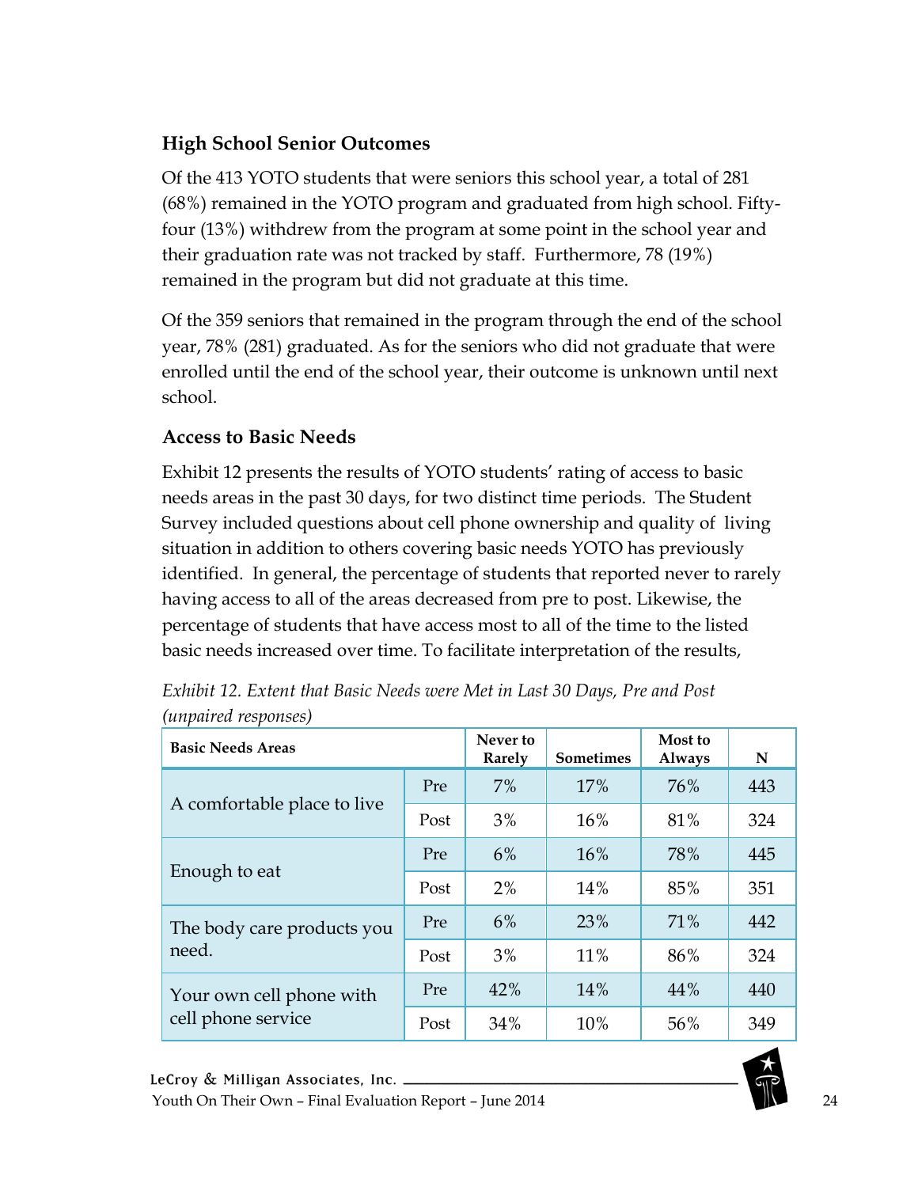### High School Senior Outcomes

Of the 413 YOTO students that were seniors this school year, a total of 281 (68%) remained in the YOTO program and graduated from high school. Fifty-four (13%) withdrew from the program at some point in the school year and their graduation rate was not tracked by staff. Furthermore, 78 (19%) remained in the program but did not graduate at this time.

Of the 359 seniors that remained in the program through the end of the school year, 78% (281) graduated. As for the seniors who did not graduate that were enrolled until the end of the school year, their outcome is unknown until next school.

### Access to Basic Needs

Exhibit 12 presents the results of YOTO students' rating of access to basic needs areas in the past 30 days, for two distinct time periods. The Student Survey included questions about cell phone ownership and quality of living situation in addition to others covering basic needs YOTO has previously identified. In general, the percentage of students that reported never to rarely having access to all of the areas decreased from pre to post. Likewise, the percentage of students that have access most to all of the time to the listed basic needs increased over time. To facilitate interpretation of the results,

*Exhibit 12. Extent that Basic Needs were Met in Last 30 Days, Pre and Post (unpaired responses)*

| Basic Needs Areas | | Never to Rarely | Sometimes | Most to Always | N |
|---|---|---|---|---|---|
| A comfortable place to live | Pre | 7% | 17% | 76% | 443 |
| | Post | 3% | 16% | 81% | 324 |
| Enough to eat | Pre | 6% | 16% | 78% | 445 |
| | Post | 2% | 14% | 85% | 351 |
| The body care products you need. | Pre | 6% | 23% | 71% | 442 |
| | Post | 3% | 11% | 86% | 324 |
| Your own cell phone with cell phone service | Pre | 42% | 14% | 44% | 440 |
| | Post | 34% | 10% | 56% | 349 |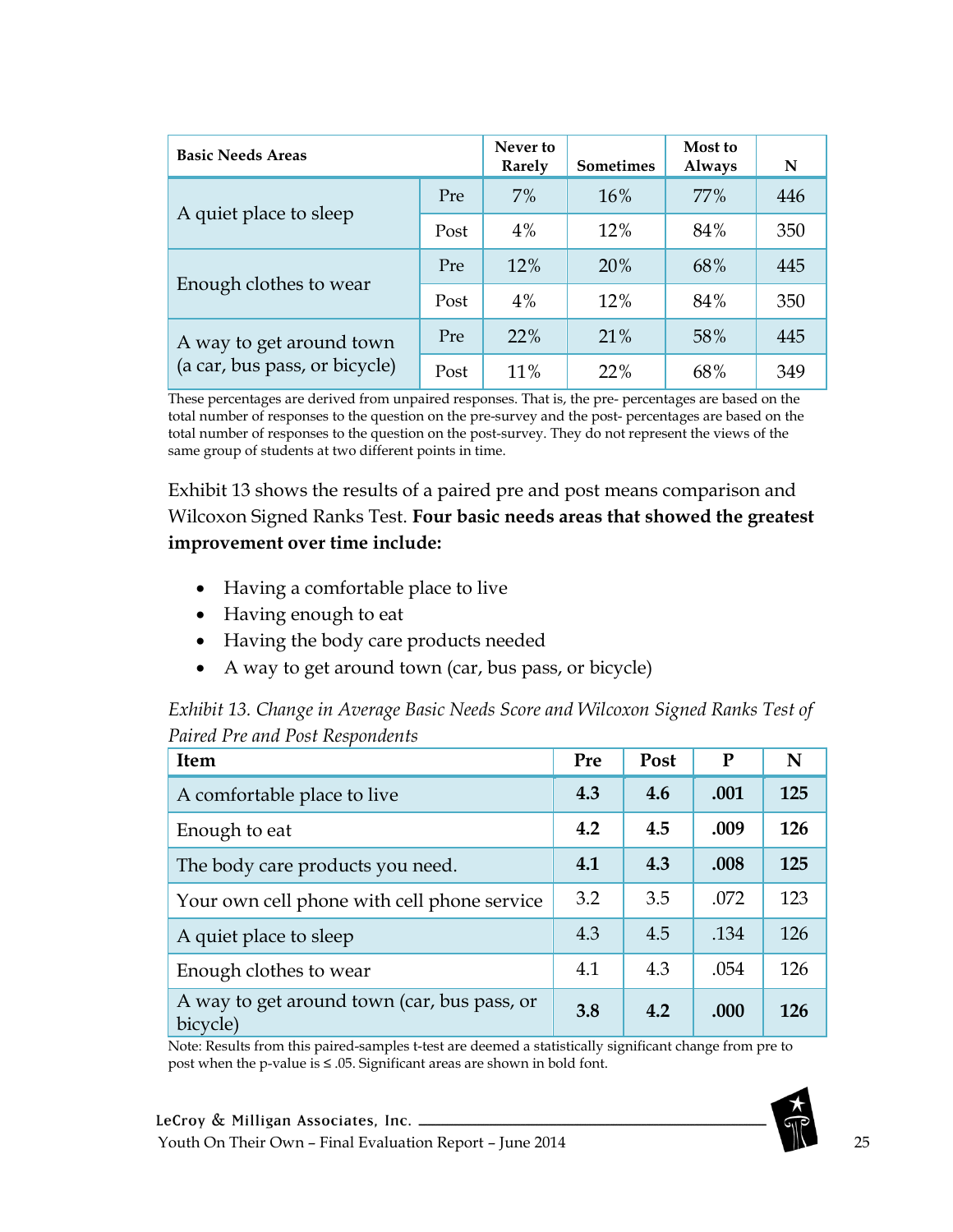| Basic Needs Areas | | Never to Rarely | Sometimes | Most to Always | N |
|---|---|---|---|---|---|
| A quiet place to sleep | Pre | 7% | 16% | 77% | 446 |
| | Post | 4% | 12% | 84% | 350 |
| Enough clothes to wear | Pre | 12% | 20% | 68% | 445 |
| | Post | 4% | 12% | 84% | 350 |
| A way to get around town (a car, bus pass, or bicycle) | Pre | 22% | 21% | 58% | 445 |
| | Post | 11% | 22% | 68% | 349 |

These percentages are derived from unpaired responses. That is, the pre- percentages are based on the total number of responses to the question on the pre-survey and the post- percentages are based on the total number of responses to the question on the post-survey. They do not represent the views of the same group of students at two different points in time.

Exhibit 13 shows the results of a paired pre and post means comparison and Wilcoxon Signed Ranks Test. **Four basic needs areas that showed the greatest improvement over time include:**

- Having a comfortable place to live
- Having enough to eat
- Having the body care products needed
- A way to get around town (car, bus pass, or bicycle)

*Exhibit 13. Change in Average Basic Needs Score and Wilcoxon Signed Ranks Test of Paired Pre and Post Respondents*

| Item | Pre | Post | P | N |
|---|---|---|---|---|
| A comfortable place to live | **4.3** | **4.6** | **.001** | **125** |
| Enough to eat | **4.2** | **4.5** | **.009** | **126** |
| The body care products you need. | **4.1** | **4.3** | **.008** | **125** |
| Your own cell phone with cell phone service | 3.2 | 3.5 | .072 | 123 |
| A quiet place to sleep | 4.3 | 4.5 | .134 | 126 |
| Enough clothes to wear | 4.1 | 4.3 | .054 | 126 |
| A way to get around town (car, bus pass, or bicycle) | **3.8** | **4.2** | **.000** | **126** |

Note: Results from this paired-samples t-test are deemed a statistically significant change from pre to post when the p-value is ≤ .05. Significant areas are shown in bold font.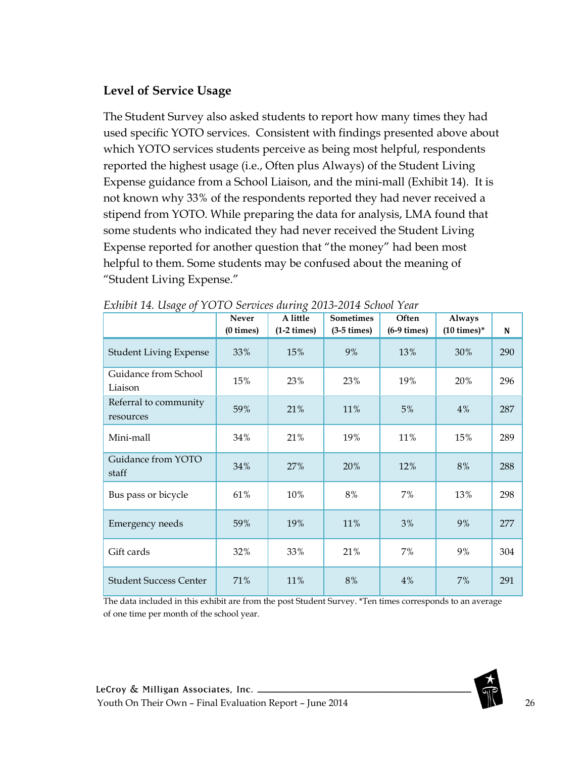### Level of Service Usage

The Student Survey also asked students to report how many times they had used specific YOTO services. Consistent with findings presented above about which YOTO services students perceive as being most helpful, respondents reported the highest usage (i.e., Often plus Always) of the Student Living Expense guidance from a School Liaison, and the mini-mall (Exhibit 14). It is not known why 33% of the respondents reported they had never received a stipend from YOTO. While preparing the data for analysis, LMA found that some students who indicated they had never received the Student Living Expense reported for another question that "the money" had been most helpful to them. Some students may be confused about the meaning of "Student Living Expense."

*Exhibit 14. Usage of YOTO Services during 2013-2014 School Year*

| | Never (0 times) | A little (1-2 times) | Sometimes (3-5 times) | Often (6-9 times) | Always (10 times)* | N |
|---|---|---|---|---|---|---|
| Student Living Expense | 33% | 15% | 9% | 13% | 30% | 290 |
| Guidance from School Liaison | 15% | 23% | 23% | 19% | 20% | 296 |
| Referral to community resources | 59% | 21% | 11% | 5% | 4% | 287 |
| Mini-mall | 34% | 21% | 19% | 11% | 15% | 289 |
| Guidance from YOTO staff | 34% | 27% | 20% | 12% | 8% | 288 |
| Bus pass or bicycle | 61% | 10% | 8% | 7% | 13% | 298 |
| Emergency needs | 59% | 19% | 11% | 3% | 9% | 277 |
| Gift cards | 32% | 33% | 21% | 7% | 9% | 304 |
| Student Success Center | 71% | 11% | 8% | 4% | 7% | 291 |

The data included in this exhibit are from the post Student Survey. *Ten times corresponds to an average of one time per month of the school year.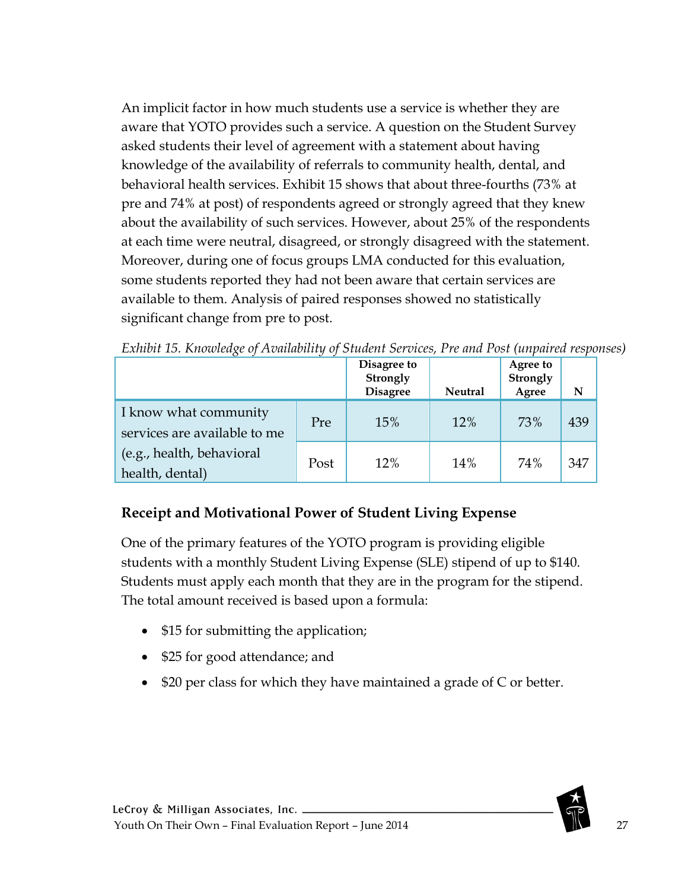An implicit factor in how much students use a service is whether they are aware that YOTO provides such a service. A question on the Student Survey asked students their level of agreement with a statement about having knowledge of the availability of referrals to community health, dental, and behavioral health services. Exhibit 15 shows that about three-fourths (73% at pre and 74% at post) of respondents agreed or strongly agreed that they knew about the availability of such services. However, about 25% of the respondents at each time were neutral, disagreed, or strongly disagreed with the statement. Moreover, during one of focus groups LMA conducted for this evaluation, some students reported they had not been aware that certain services are available to them. Analysis of paired responses showed no statistically significant change from pre to post.

*Exhibit 15. Knowledge of Availability of Student Services, Pre and Post (unpaired responses)*

| | | Disagree to Strongly Disagree | Neutral | Agree to Strongly Agree | N |
|---|---|---|---|---|---|
| I know what community services are available to me (e.g., health, behavioral health, dental) | Pre | 15% | 12% | 73% | 439 |
| | Post | 12% | 14% | 74% | 347 |

## Receipt and Motivational Power of Student Living Expense

One of the primary features of the YOTO program is providing eligible students with a monthly Student Living Expense (SLE) stipend of up to $140. Students must apply each month that they are in the program for the stipend. The total amount received is based upon a formula:

- $15 for submitting the application;
- $25 for good attendance; and
- $20 per class for which they have maintained a grade of C or better.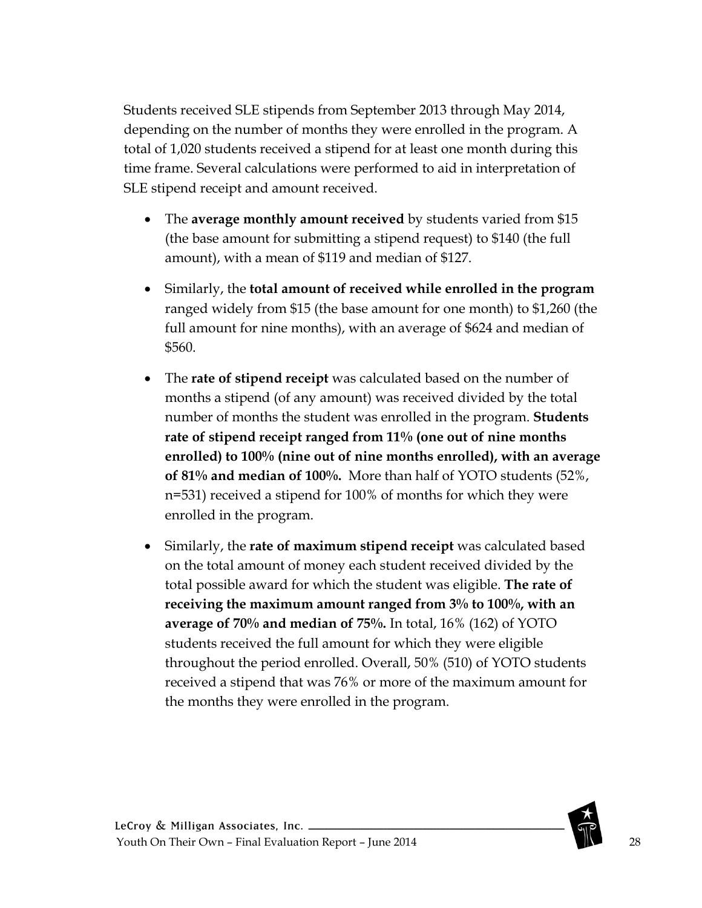Students received SLE stipends from September 2013 through May 2014, depending on the number of months they were enrolled in the program. A total of 1,020 students received a stipend for at least one month during this time frame. Several calculations were performed to aid in interpretation of SLE stipend receipt and amount received.

- The **average monthly amount received** by students varied from $15 (the base amount for submitting a stipend request) to $140 (the full amount), with a mean of $119 and median of $127.
- Similarly, the **total amount of received while enrolled in the program** ranged widely from $15 (the base amount for one month) to $1,260 (the full amount for nine months), with an average of $624 and median of $560.
- The **rate of stipend receipt** was calculated based on the number of months a stipend (of any amount) was received divided by the total number of months the student was enrolled in the program. **Students rate of stipend receipt ranged from 11% (one out of nine months enrolled) to 100% (nine out of nine months enrolled), with an average of 81% and median of 100%.** More than half of YOTO students (52%, n=531) received a stipend for 100% of months for which they were enrolled in the program.
- Similarly, the **rate of maximum stipend receipt** was calculated based on the total amount of money each student received divided by the total possible award for which the student was eligible. **The rate of receiving the maximum amount ranged from 3% to 100%, with an average of 70% and median of 75%.** In total, 16% (162) of YOTO students received the full amount for which they were eligible throughout the period enrolled. Overall, 50% (510) of YOTO students received a stipend that was 76% or more of the maximum amount for the months they were enrolled in the program.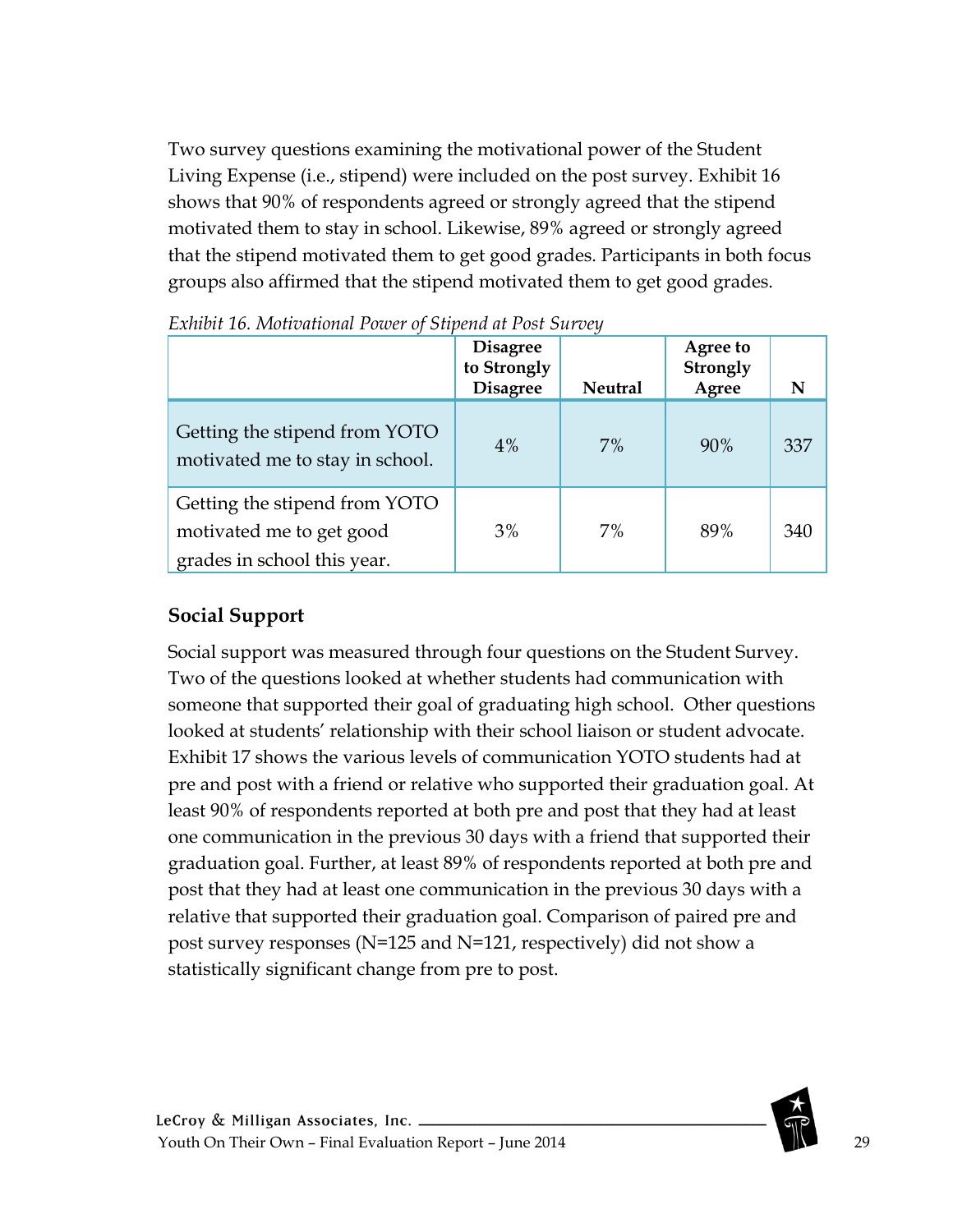Two survey questions examining the motivational power of the Student Living Expense (i.e., stipend) were included on the post survey. Exhibit 16 shows that 90% of respondents agreed or strongly agreed that the stipend motivated them to stay in school. Likewise, 89% agreed or strongly agreed that the stipend motivated them to get good grades. Participants in both focus groups also affirmed that the stipend motivated them to get good grades.

*Exhibit 16. Motivational Power of Stipend at Post Survey*

| | Disagree to Strongly Disagree | Neutral | Agree to Strongly Agree | N |
|---|---|---|---|---|
| Getting the stipend from YOTO motivated me to stay in school. | 4% | 7% | 90% | 337 |
| Getting the stipend from YOTO motivated me to get good grades in school this year. | 3% | 7% | 89% | 340 |

### Social Support

Social support was measured through four questions on the Student Survey. Two of the questions looked at whether students had communication with someone that supported their goal of graduating high school. Other questions looked at students' relationship with their school liaison or student advocate. Exhibit 17 shows the various levels of communication YOTO students had at pre and post with a friend or relative who supported their graduation goal. At least 90% of respondents reported at both pre and post that they had at least one communication in the previous 30 days with a friend that supported their graduation goal. Further, at least 89% of respondents reported at both pre and post that they had at least one communication in the previous 30 days with a relative that supported their graduation goal. Comparison of paired pre and post survey responses (N=125 and N=121, respectively) did not show a statistically significant change from pre to post.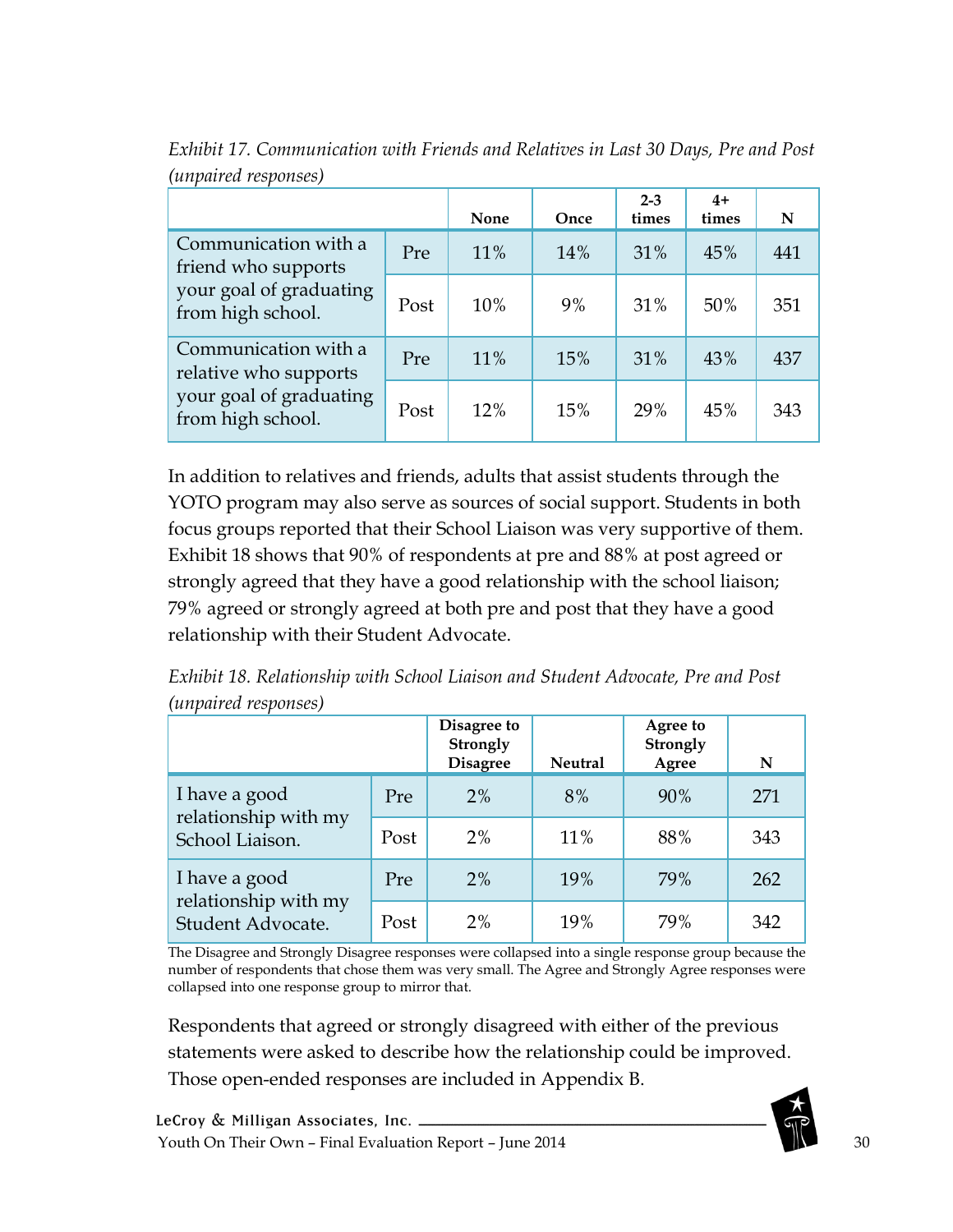*Exhibit 17. Communication with Friends and Relatives in Last 30 Days, Pre and Post (unpaired responses)*

| | | None | Once | 2-3 times | 4+ times | N |
|---|---|---|---|---|---|---|
| Communication with a friend who supports your goal of graduating from high school. | Pre | 11% | 14% | 31% | 45% | 441 |
| | Post | 10% | 9% | 31% | 50% | 351 |
| Communication with a relative who supports your goal of graduating from high school. | Pre | 11% | 15% | 31% | 43% | 437 |
| | Post | 12% | 15% | 29% | 45% | 343 |

In addition to relatives and friends, adults that assist students through the YOTO program may also serve as sources of social support. Students in both focus groups reported that their School Liaison was very supportive of them. Exhibit 18 shows that 90% of respondents at pre and 88% at post agreed or strongly agreed that they have a good relationship with the school liaison; 79% agreed or strongly agreed at both pre and post that they have a good relationship with their Student Advocate.

*Exhibit 18. Relationship with School Liaison and Student Advocate, Pre and Post (unpaired responses)*

| | | Disagree to Strongly Disagree | Neutral | Agree to Strongly Agree | N |
|---|---|---|---|---|---|
| I have a good relationship with my School Liaison. | Pre | 2% | 8% | 90% | 271 |
| | Post | 2% | 11% | 88% | 343 |
| I have a good relationship with my Student Advocate. | Pre | 2% | 19% | 79% | 262 |
| | Post | 2% | 19% | 79% | 342 |

The Disagree and Strongly Disagree responses were collapsed into a single response group because the number of respondents that chose them was very small. The Agree and Strongly Agree responses were collapsed into one response group to mirror that.

Respondents that agreed or strongly disagreed with either of the previous statements were asked to describe how the relationship could be improved. Those open-ended responses are included in Appendix B.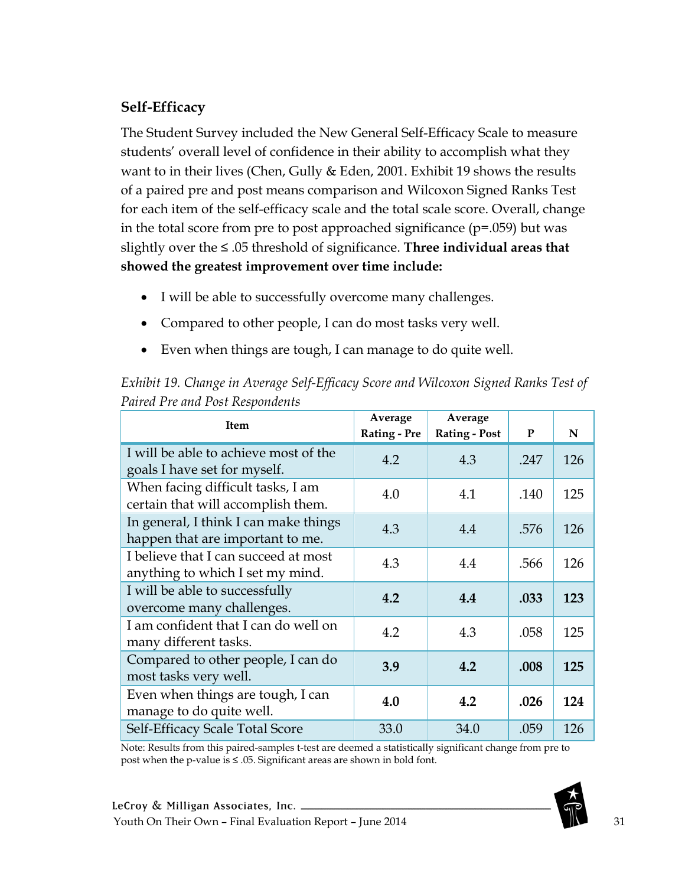## Self-Efficacy

The Student Survey included the New General Self-Efficacy Scale to measure students' overall level of confidence in their ability to accomplish what they want to in their lives (Chen, Gully & Eden, 2001. Exhibit 19 shows the results of a paired pre and post means comparison and Wilcoxon Signed Ranks Test for each item of the self-efficacy scale and the total scale score. Overall, change in the total score from pre to post approached significance (p=.059) but was slightly over the ≤ .05 threshold of significance. **Three individual areas that showed the greatest improvement over time include:**

- I will be able to successfully overcome many challenges.
- Compared to other people, I can do most tasks very well.
- Even when things are tough, I can manage to do quite well.

*Exhibit 19. Change in Average Self-Efficacy Score and Wilcoxon Signed Ranks Test of Paired Pre and Post Respondents*

| Item | Average Rating - Pre | Average Rating - Post | P | N |
|---|---|---|---|---|
| I will be able to achieve most of the goals I have set for myself. | 4.2 | 4.3 | .247 | 126 |
| When facing difficult tasks, I am certain that will accomplish them. | 4.0 | 4.1 | .140 | 125 |
| In general, I think I can make things happen that are important to me. | 4.3 | 4.4 | .576 | 126 |
| I believe that I can succeed at most anything to which I set my mind. | 4.3 | 4.4 | .566 | 126 |
| **I will be able to successfully overcome many challenges.** | **4.2** | **4.4** | **.033** | **123** |
| I am confident that I can do well on many different tasks. | 4.2 | 4.3 | .058 | 125 |
| **Compared to other people, I can do most tasks very well.** | **3.9** | **4.2** | **.008** | **125** |
| **Even when things are tough, I can manage to do quite well.** | **4.0** | **4.2** | **.026** | **124** |
| Self-Efficacy Scale Total Score | 33.0 | 34.0 | .059 | 126 |

Note: Results from this paired-samples t-test are deemed a statistically significant change from pre to post when the p-value is ≤ .05. Significant areas are shown in bold font.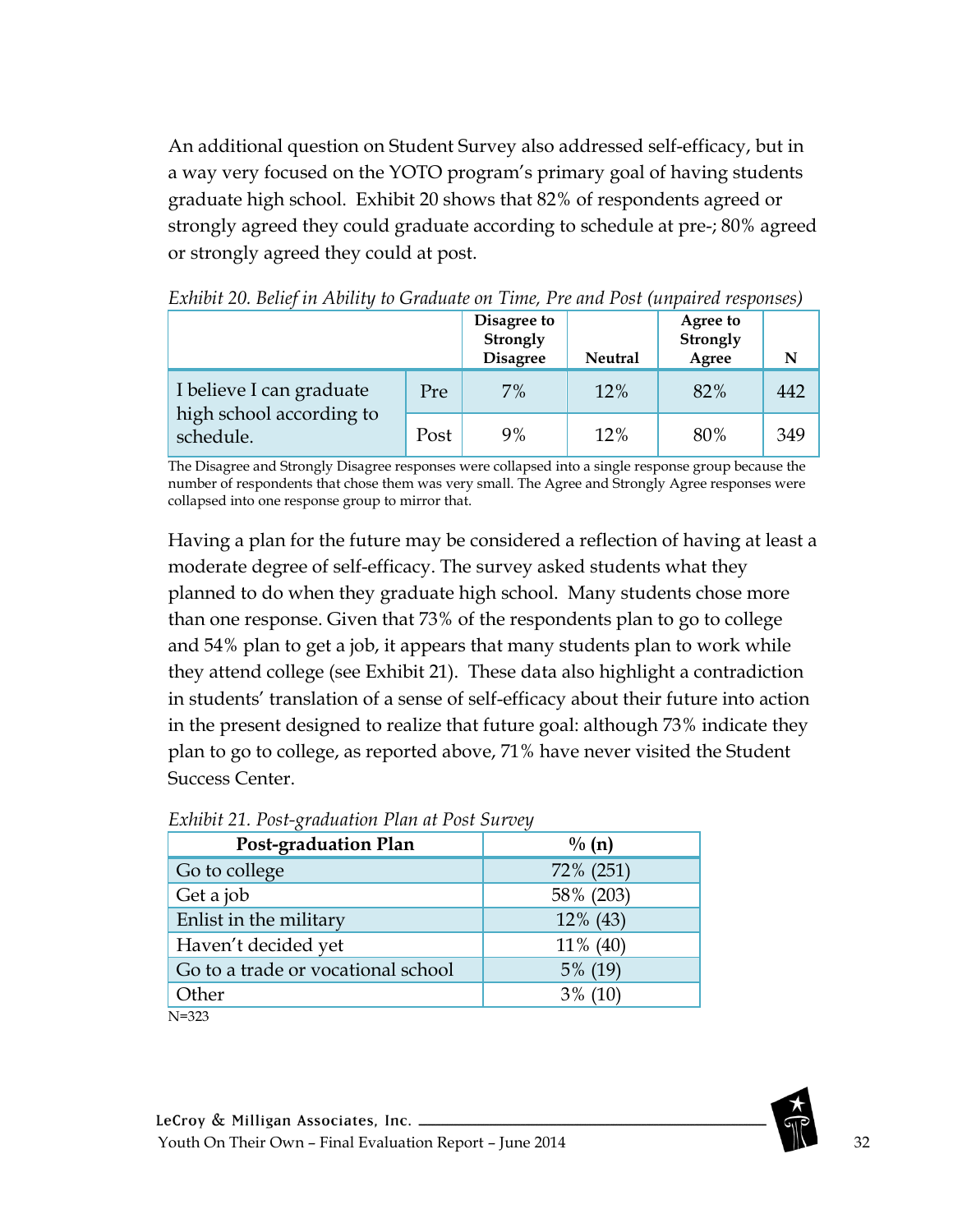An additional question on Student Survey also addressed self-efficacy, but in a way very focused on the YOTO program's primary goal of having students graduate high school. Exhibit 20 shows that 82% of respondents agreed or strongly agreed they could graduate according to schedule at pre-; 80% agreed or strongly agreed they could at post.

*Exhibit 20. Belief in Ability to Graduate on Time, Pre and Post (unpaired responses)*

| | | Disagree to Strongly Disagree | Neutral | Agree to Strongly Agree | N |
|---|---|---|---|---|---|
| I believe I can graduate high school according to schedule. | Pre | 7% | 12% | 82% | 442 |
| | Post | 9% | 12% | 80% | 349 |

The Disagree and Strongly Disagree responses were collapsed into a single response group because the number of respondents that chose them was very small. The Agree and Strongly Agree responses were collapsed into one response group to mirror that.

Having a plan for the future may be considered a reflection of having at least a moderate degree of self-efficacy. The survey asked students what they planned to do when they graduate high school. Many students chose more than one response. Given that 73% of the respondents plan to go to college and 54% plan to get a job, it appears that many students plan to work while they attend college (see Exhibit 21). These data also highlight a contradiction in students' translation of a sense of self-efficacy about their future into action in the present designed to realize that future goal: although 73% indicate they plan to go to college, as reported above, 71% have never visited the Student Success Center.

*Exhibit 21. Post-graduation Plan at Post Survey*

| Post-graduation Plan | % (n) |
|---|---|
| Go to college | 72% (251) |
| Get a job | 58% (203) |
| Enlist in the military | 12% (43) |
| Haven't decided yet | 11% (40) |
| Go to a trade or vocational school | 5% (19) |
| Other | 3% (10) |

N=323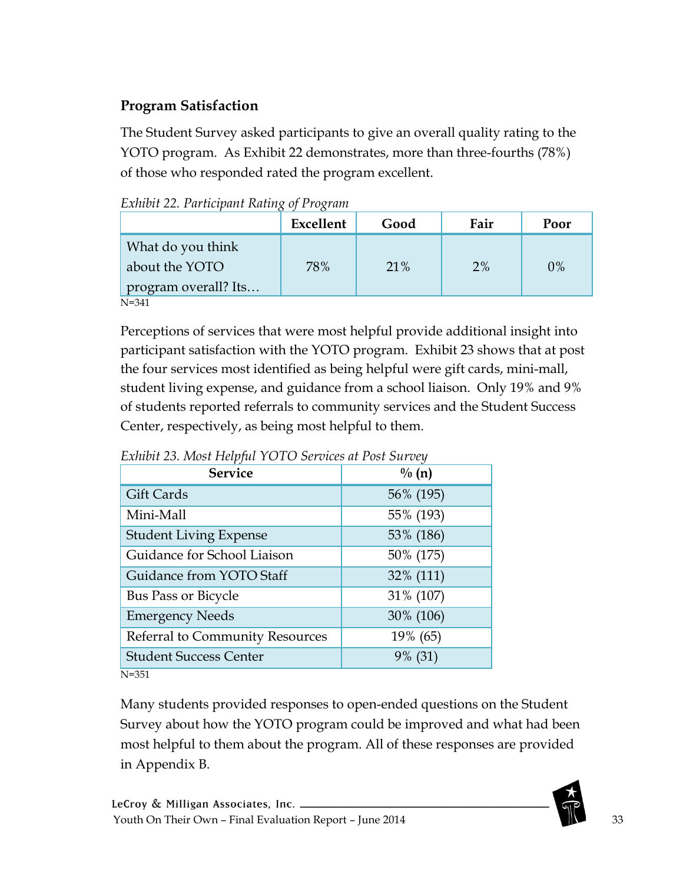## Program Satisfaction

The Student Survey asked participants to give an overall quality rating to the YOTO program. As Exhibit 22 demonstrates, more than three-fourths (78%) of those who responded rated the program excellent.

*Exhibit 22. Participant Rating of Program*

| | Excellent | Good | Fair | Poor |
|---|---|---|---|---|
| What do you think about the YOTO program overall? Its… | 78% | 21% | 2% | 0% |

N=341

Perceptions of services that were most helpful provide additional insight into participant satisfaction with the YOTO program. Exhibit 23 shows that at post the four services most identified as being helpful were gift cards, mini-mall, student living expense, and guidance from a school liaison. Only 19% and 9% of students reported referrals to community services and the Student Success Center, respectively, as being most helpful to them.

*Exhibit 23. Most Helpful YOTO Services at Post Survey*

| Service | % (n) |
|---|---|
| Gift Cards | 56% (195) |
| Mini-Mall | 55% (193) |
| Student Living Expense | 53% (186) |
| Guidance for School Liaison | 50% (175) |
| Guidance from YOTO Staff | 32% (111) |
| Bus Pass or Bicycle | 31% (107) |
| Emergency Needs | 30% (106) |
| Referral to Community Resources | 19% (65) |
| Student Success Center | 9% (31) |

N=351

Many students provided responses to open-ended questions on the Student Survey about how the YOTO program could be improved and what had been most helpful to them about the program. All of these responses are provided in Appendix B.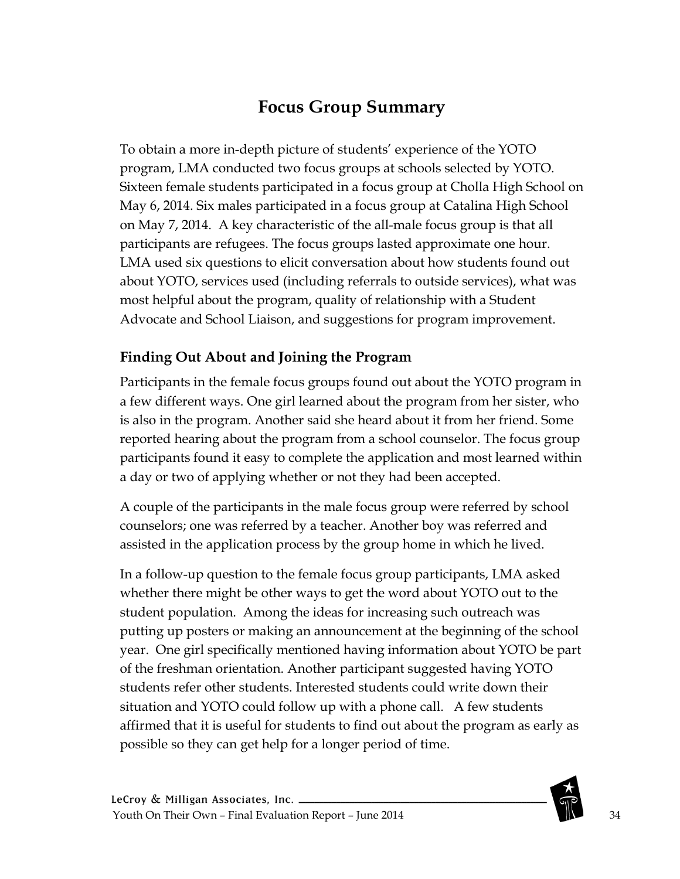# Focus Group Summary

To obtain a more in-depth picture of students' experience of the YOTO program, LMA conducted two focus groups at schools selected by YOTO. Sixteen female students participated in a focus group at Cholla High School on May 6, 2014. Six males participated in a focus group at Catalina High School on May 7, 2014. A key characteristic of the all-male focus group is that all participants are refugees. The focus groups lasted approximate one hour. LMA used six questions to elicit conversation about how students found out about YOTO, services used (including referrals to outside services), what was most helpful about the program, quality of relationship with a Student Advocate and School Liaison, and suggestions for program improvement.

## Finding Out About and Joining the Program

Participants in the female focus groups found out about the YOTO program in a few different ways. One girl learned about the program from her sister, who is also in the program. Another said she heard about it from her friend. Some reported hearing about the program from a school counselor. The focus group participants found it easy to complete the application and most learned within a day or two of applying whether or not they had been accepted.

A couple of the participants in the male focus group were referred by school counselors; one was referred by a teacher. Another boy was referred and assisted in the application process by the group home in which he lived.

In a follow-up question to the female focus group participants, LMA asked whether there might be other ways to get the word about YOTO out to the student population. Among the ideas for increasing such outreach was putting up posters or making an announcement at the beginning of the school year. One girl specifically mentioned having information about YOTO be part of the freshman orientation. Another participant suggested having YOTO students refer other students. Interested students could write down their situation and YOTO could follow up with a phone call. A few students affirmed that it is useful for students to find out about the program as early as possible so they can get help for a longer period of time.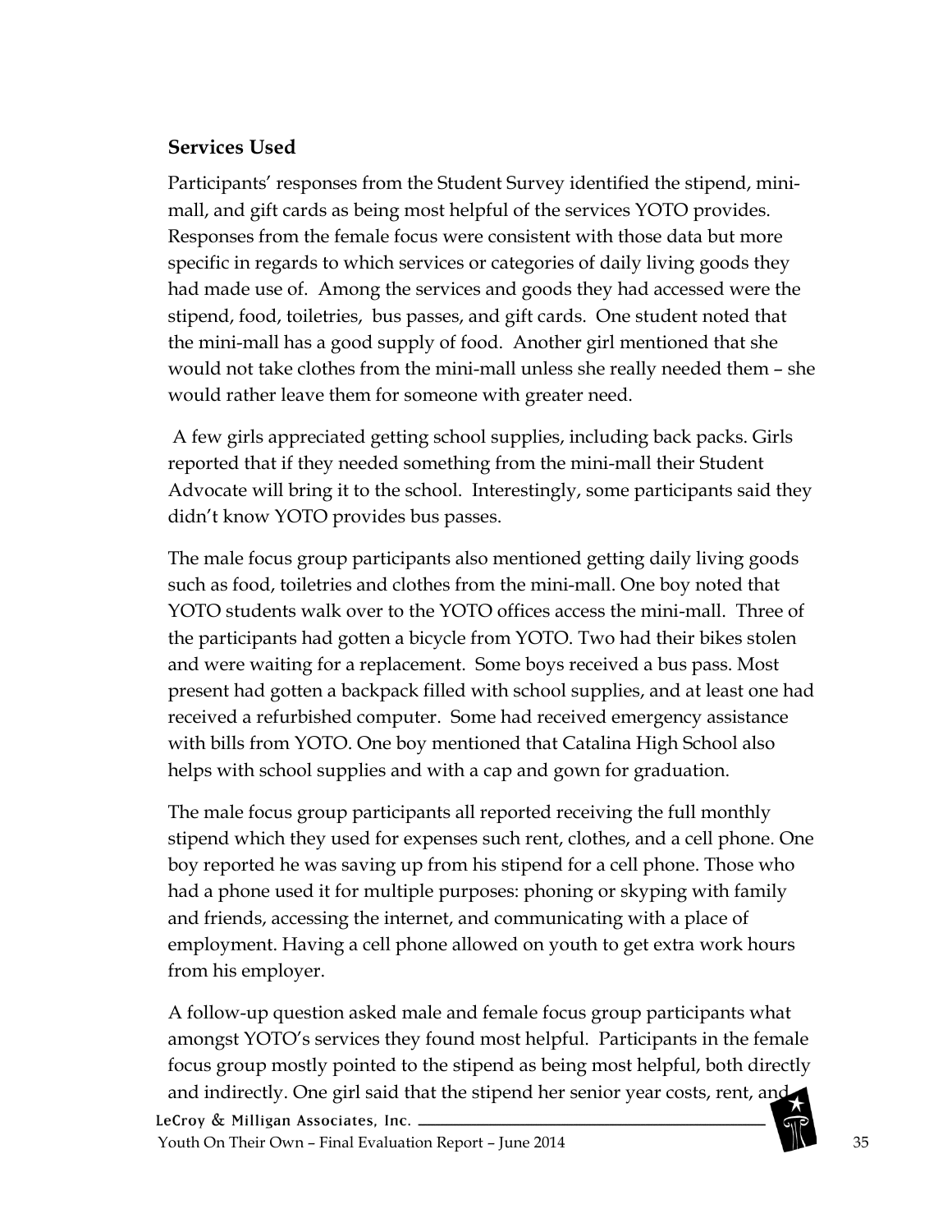### Services Used

Participants' responses from the Student Survey identified the stipend, mini-mall, and gift cards as being most helpful of the services YOTO provides. Responses from the female focus were consistent with those data but more specific in regards to which services or categories of daily living goods they had made use of. Among the services and goods they had accessed were the stipend, food, toiletries, bus passes, and gift cards. One student noted that the mini-mall has a good supply of food. Another girl mentioned that she would not take clothes from the mini-mall unless she really needed them – she would rather leave them for someone with greater need.

A few girls appreciated getting school supplies, including back packs. Girls reported that if they needed something from the mini-mall their Student Advocate will bring it to the school. Interestingly, some participants said they didn't know YOTO provides bus passes.

The male focus group participants also mentioned getting daily living goods such as food, toiletries and clothes from the mini-mall. One boy noted that YOTO students walk over to the YOTO offices access the mini-mall. Three of the participants had gotten a bicycle from YOTO. Two had their bikes stolen and were waiting for a replacement. Some boys received a bus pass. Most present had gotten a backpack filled with school supplies, and at least one had received a refurbished computer. Some had received emergency assistance with bills from YOTO. One boy mentioned that Catalina High School also helps with school supplies and with a cap and gown for graduation.

The male focus group participants all reported receiving the full monthly stipend which they used for expenses such rent, clothes, and a cell phone. One boy reported he was saving up from his stipend for a cell phone. Those who had a phone used it for multiple purposes: phoning or skyping with family and friends, accessing the internet, and communicating with a place of employment. Having a cell phone allowed on youth to get extra work hours from his employer.

A follow-up question asked male and female focus group participants what amongst YOTO's services they found most helpful. Participants in the female focus group mostly pointed to the stipend as being most helpful, both directly and indirectly. One girl said that the stipend her senior year costs, rent, and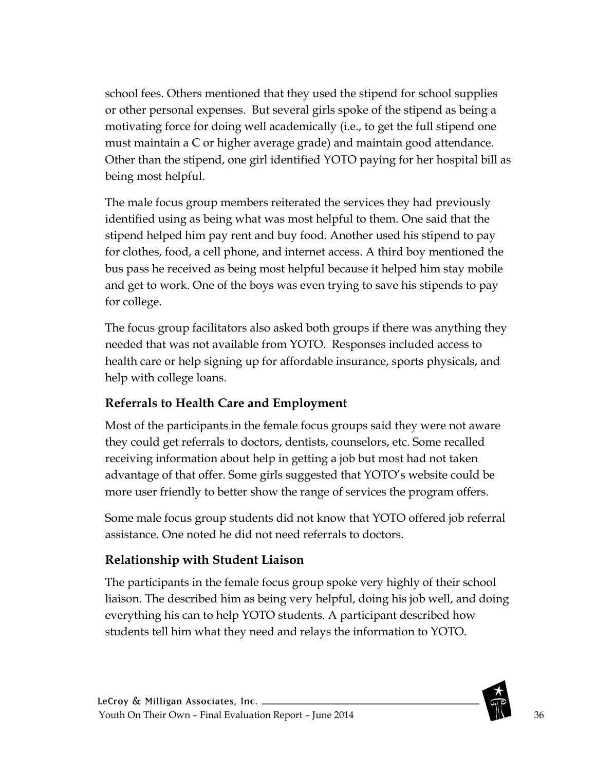school fees. Others mentioned that they used the stipend for school supplies or other personal expenses. But several girls spoke of the stipend as being a motivating force for doing well academically (i.e., to get the full stipend one must maintain a C or higher average grade) and maintain good attendance. Other than the stipend, one girl identified YOTO paying for her hospital bill as being most helpful.

The male focus group members reiterated the services they had previously identified using as being what was most helpful to them. One said that the stipend helped him pay rent and buy food. Another used his stipend to pay for clothes, food, a cell phone, and internet access. A third boy mentioned the bus pass he received as being most helpful because it helped him stay mobile and get to work. One of the boys was even trying to save his stipends to pay for college.

The focus group facilitators also asked both groups if there was anything they needed that was not available from YOTO. Responses included access to health care or help signing up for affordable insurance, sports physicals, and help with college loans.

### Referrals to Health Care and Employment

Most of the participants in the female focus groups said they were not aware they could get referrals to doctors, dentists, counselors, etc. Some recalled receiving information about help in getting a job but most had not taken advantage of that offer. Some girls suggested that YOTO's website could be more user friendly to better show the range of services the program offers.

Some male focus group students did not know that YOTO offered job referral assistance. One noted he did not need referrals to doctors.

### Relationship with Student Liaison

The participants in the female focus group spoke very highly of their school liaison. The described him as being very helpful, doing his job well, and doing everything his can to help YOTO students. A participant described how students tell him what they need and relays the information to YOTO.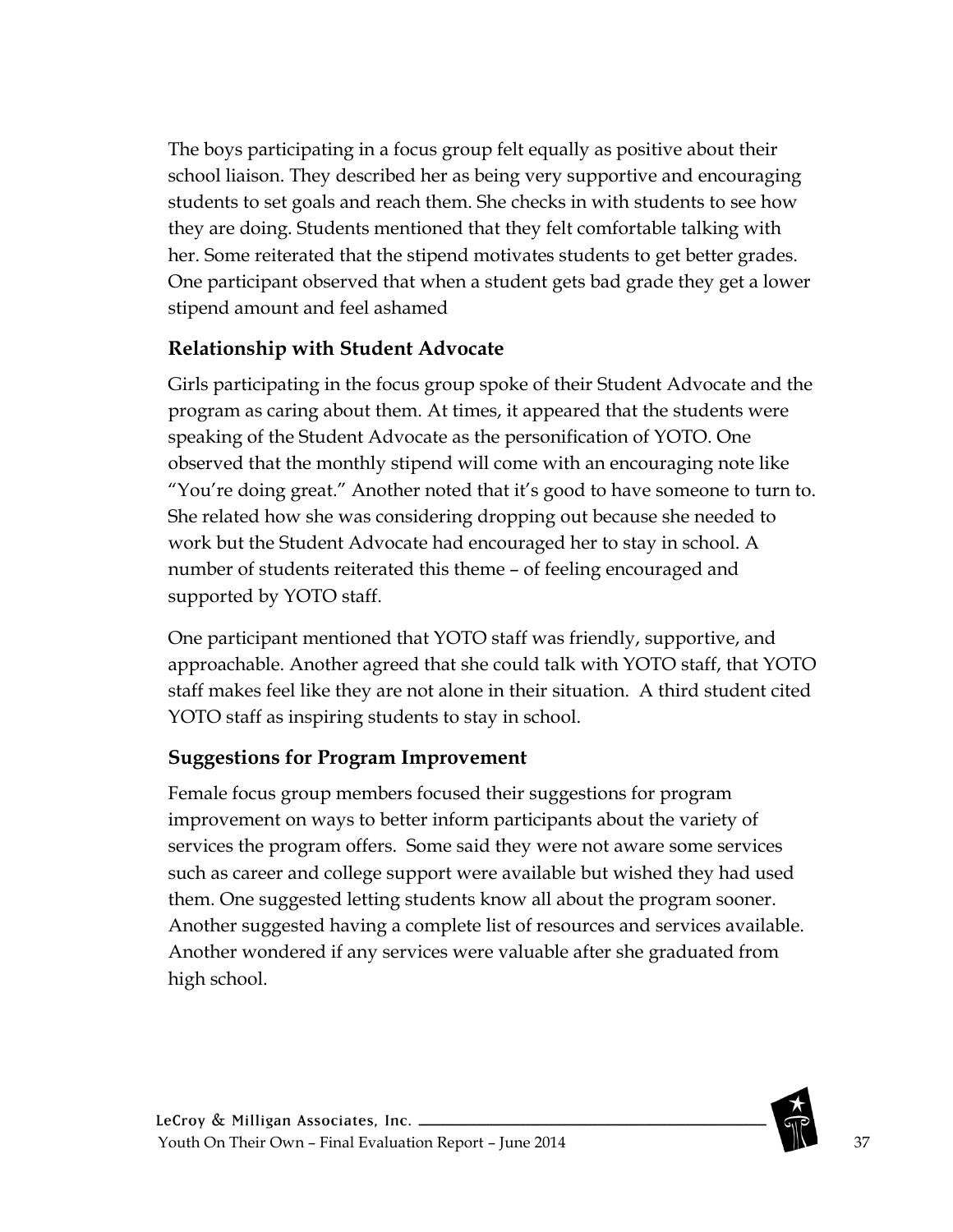The boys participating in a focus group felt equally as positive about their school liaison. They described her as being very supportive and encouraging students to set goals and reach them. She checks in with students to see how they are doing. Students mentioned that they felt comfortable talking with her. Some reiterated that the stipend motivates students to get better grades. One participant observed that when a student gets bad grade they get a lower stipend amount and feel ashamed

## Relationship with Student Advocate

Girls participating in the focus group spoke of their Student Advocate and the program as caring about them. At times, it appeared that the students were speaking of the Student Advocate as the personification of YOTO. One observed that the monthly stipend will come with an encouraging note like "You're doing great." Another noted that it's good to have someone to turn to. She related how she was considering dropping out because she needed to work but the Student Advocate had encouraged her to stay in school. A number of students reiterated this theme – of feeling encouraged and supported by YOTO staff.

One participant mentioned that YOTO staff was friendly, supportive, and approachable. Another agreed that she could talk with YOTO staff, that YOTO staff makes feel like they are not alone in their situation. A third student cited YOTO staff as inspiring students to stay in school.

## Suggestions for Program Improvement

Female focus group members focused their suggestions for program improvement on ways to better inform participants about the variety of services the program offers. Some said they were not aware some services such as career and college support were available but wished they had used them. One suggested letting students know all about the program sooner. Another suggested having a complete list of resources and services available. Another wondered if any services were valuable after she graduated from high school.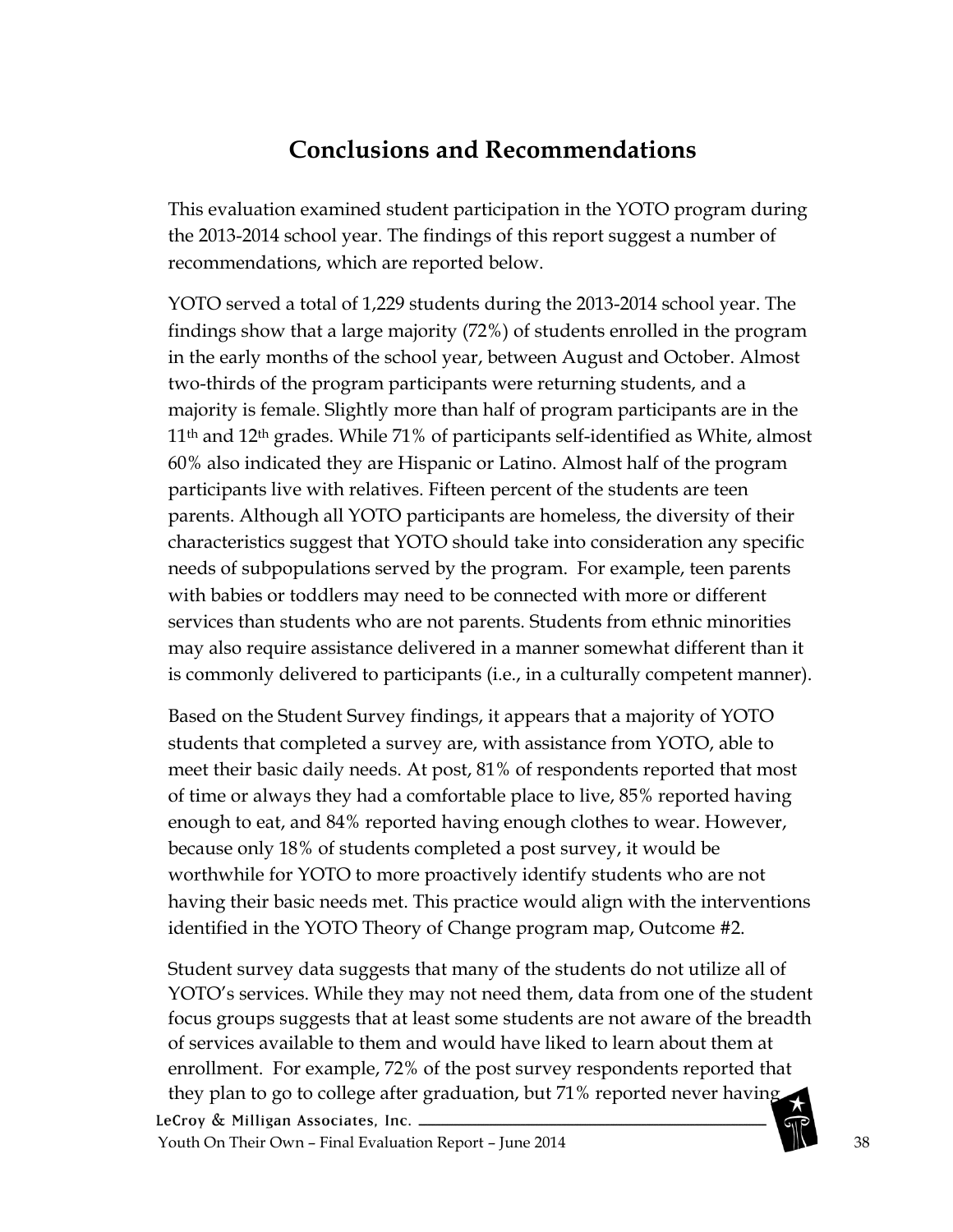# Conclusions and Recommendations

This evaluation examined student participation in the YOTO program during the 2013-2014 school year. The findings of this report suggest a number of recommendations, which are reported below.

YOTO served a total of 1,229 students during the 2013-2014 school year. The findings show that a large majority (72%) of students enrolled in the program in the early months of the school year, between August and October. Almost two-thirds of the program participants were returning students, and a majority is female. Slightly more than half of program participants are in the 11th and 12th grades. While 71% of participants self-identified as White, almost 60% also indicated they are Hispanic or Latino. Almost half of the program participants live with relatives. Fifteen percent of the students are teen parents. Although all YOTO participants are homeless, the diversity of their characteristics suggest that YOTO should take into consideration any specific needs of subpopulations served by the program. For example, teen parents with babies or toddlers may need to be connected with more or different services than students who are not parents. Students from ethnic minorities may also require assistance delivered in a manner somewhat different than it is commonly delivered to participants (i.e., in a culturally competent manner).

Based on the Student Survey findings, it appears that a majority of YOTO students that completed a survey are, with assistance from YOTO, able to meet their basic daily needs. At post, 81% of respondents reported that most of time or always they had a comfortable place to live, 85% reported having enough to eat, and 84% reported having enough clothes to wear. However, because only 18% of students completed a post survey, it would be worthwhile for YOTO to more proactively identify students who are not having their basic needs met. This practice would align with the interventions identified in the YOTO Theory of Change program map, Outcome #2.

Student survey data suggests that many of the students do not utilize all of YOTO's services. While they may not need them, data from one of the student focus groups suggests that at least some students are not aware of the breadth of services available to them and would have liked to learn about them at enrollment. For example, 72% of the post survey respondents reported that they plan to go to college after graduation, but 71% reported never having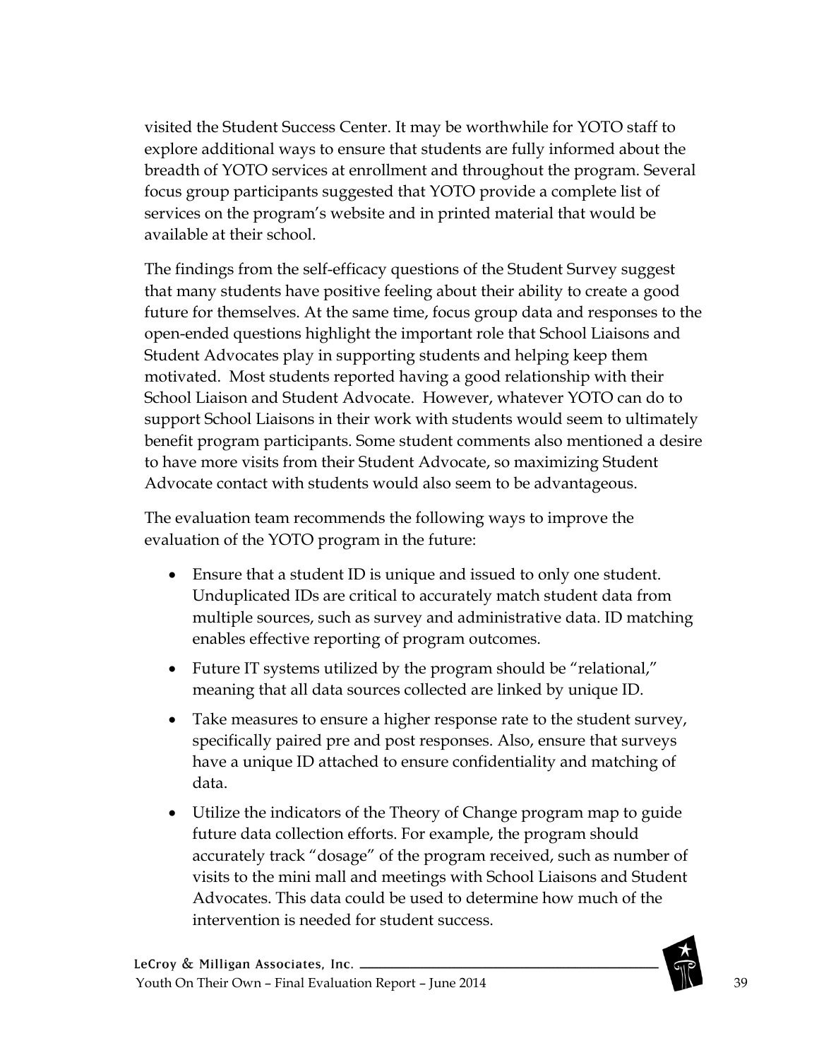visited the Student Success Center. It may be worthwhile for YOTO staff to explore additional ways to ensure that students are fully informed about the breadth of YOTO services at enrollment and throughout the program. Several focus group participants suggested that YOTO provide a complete list of services on the program's website and in printed material that would be available at their school.

The findings from the self-efficacy questions of the Student Survey suggest that many students have positive feeling about their ability to create a good future for themselves. At the same time, focus group data and responses to the open-ended questions highlight the important role that School Liaisons and Student Advocates play in supporting students and helping keep them motivated. Most students reported having a good relationship with their School Liaison and Student Advocate. However, whatever YOTO can do to support School Liaisons in their work with students would seem to ultimately benefit program participants. Some student comments also mentioned a desire to have more visits from their Student Advocate, so maximizing Student Advocate contact with students would also seem to be advantageous.

The evaluation team recommends the following ways to improve the evaluation of the YOTO program in the future:

- Ensure that a student ID is unique and issued to only one student. Unduplicated IDs are critical to accurately match student data from multiple sources, such as survey and administrative data. ID matching enables effective reporting of program outcomes.
- Future IT systems utilized by the program should be "relational," meaning that all data sources collected are linked by unique ID.
- Take measures to ensure a higher response rate to the student survey, specifically paired pre and post responses. Also, ensure that surveys have a unique ID attached to ensure confidentiality and matching of data.
- Utilize the indicators of the Theory of Change program map to guide future data collection efforts. For example, the program should accurately track "dosage" of the program received, such as number of visits to the mini mall and meetings with School Liaisons and Student Advocates. This data could be used to determine how much of the intervention is needed for student success.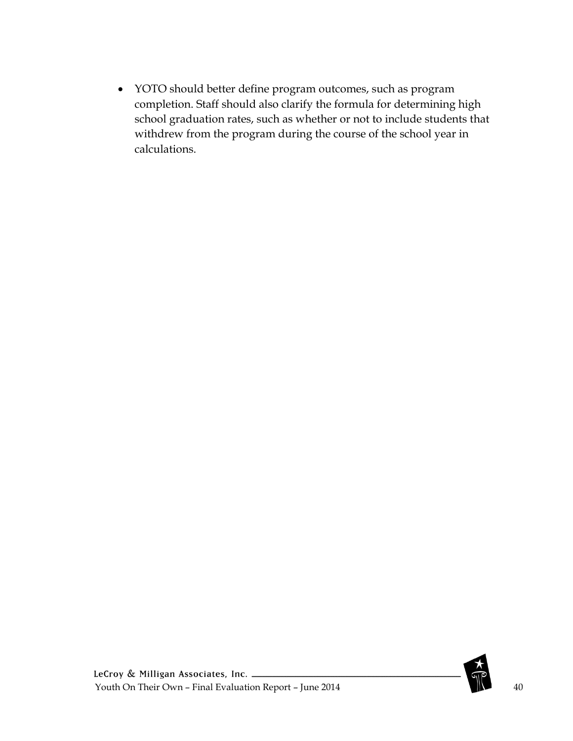- YOTO should better define program outcomes, such as program completion. Staff should also clarify the formula for determining high school graduation rates, such as whether or not to include students that withdrew from the program during the course of the school year in calculations.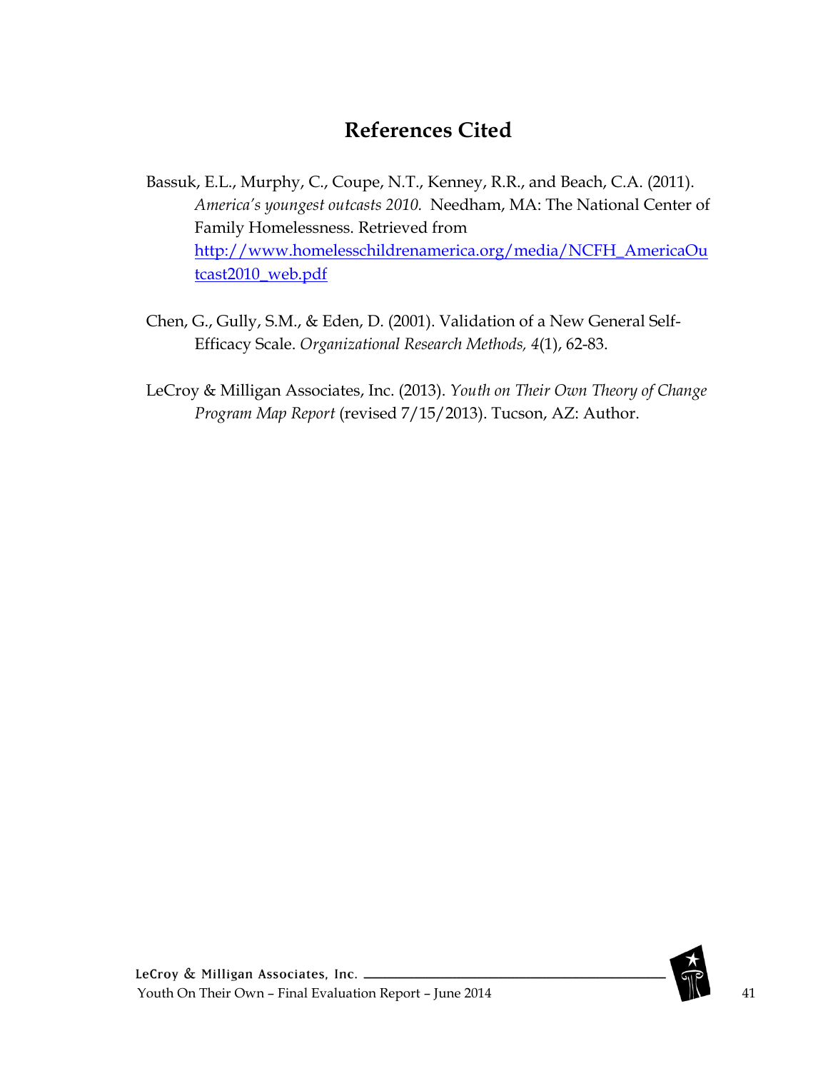# References Cited

Bassuk, E.L., Murphy, C., Coupe, N.T., Kenney, R.R., and Beach, C.A. (2011). *America's youngest outcasts 2010.* Needham, MA: The National Center of Family Homelessness. Retrieved from http://www.homelesschildrenamerica.org/media/NCFH_AmericaOutcast2010_web.pdf

Chen, G., Gully, S.M., & Eden, D. (2001). Validation of a New General Self-Efficacy Scale. *Organizational Research Methods, 4*(1), 62-83.

LeCroy & Milligan Associates, Inc. (2013). *Youth on Their Own Theory of Change Program Map Report* (revised 7/15/2013). Tucson, AZ: Author.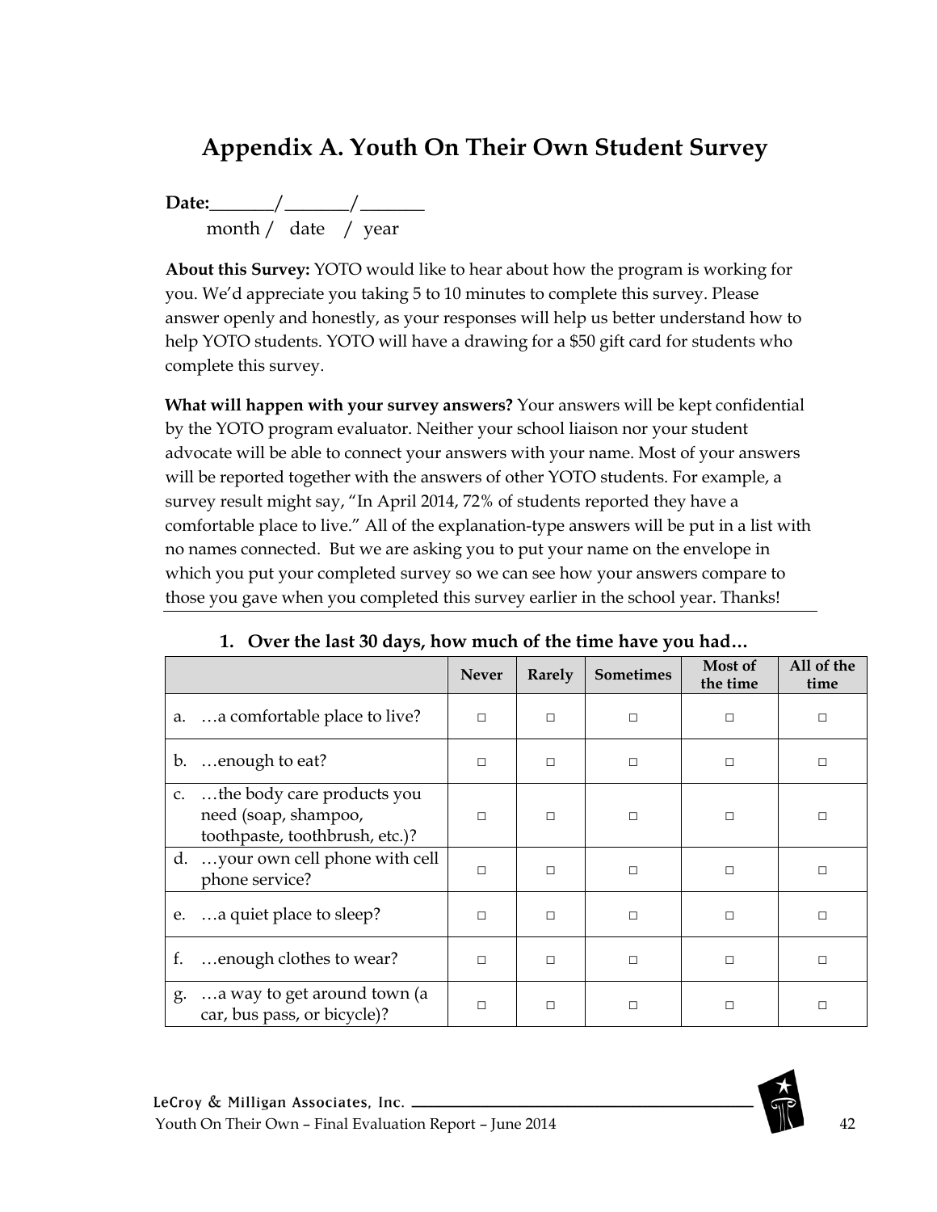# Appendix A. Youth On Their Own Student Survey

**Date:**_______/_______/_______
month / date / year

**About this Survey:** YOTO would like to hear about how the program is working for you. We'd appreciate you taking 5 to 10 minutes to complete this survey. Please answer openly and honestly, as your responses will help us better understand how to help YOTO students. YOTO will have a drawing for a $50 gift card for students who complete this survey.

**What will happen with your survey answers?** Your answers will be kept confidential by the YOTO program evaluator. Neither your school liaison nor your student advocate will be able to connect your answers with your name. Most of your answers will be reported together with the answers of other YOTO students. For example, a survey result might say, "In April 2014, 72% of students reported they have a comfortable place to live." All of the explanation-type answers will be put in a list with no names connected. But we are asking you to put your name on the envelope in which you put your completed survey so we can see how your answers compare to those you gave when you completed this survey earlier in the school year. Thanks!

**1. Over the last 30 days, how much of the time have you had…**

| | Never | Rarely | Sometimes | Most of the time | All of the time |
|---|---|---|---|---|---|
| a. …a comfortable place to live? | □ | □ | □ | □ | □ |
| b. …enough to eat? | □ | □ | □ | □ | □ |
| c. …the body care products you need (soap, shampoo, toothpaste, toothbrush, etc.)? | □ | □ | □ | □ | □ |
| d. …your own cell phone with cell phone service? | □ | □ | □ | □ | □ |
| e. …a quiet place to sleep? | □ | □ | □ | □ | □ |
| f. …enough clothes to wear? | □ | □ | □ | □ | □ |
| g. …a way to get around town (a car, bus pass, or bicycle)? | □ | □ | □ | □ | □ |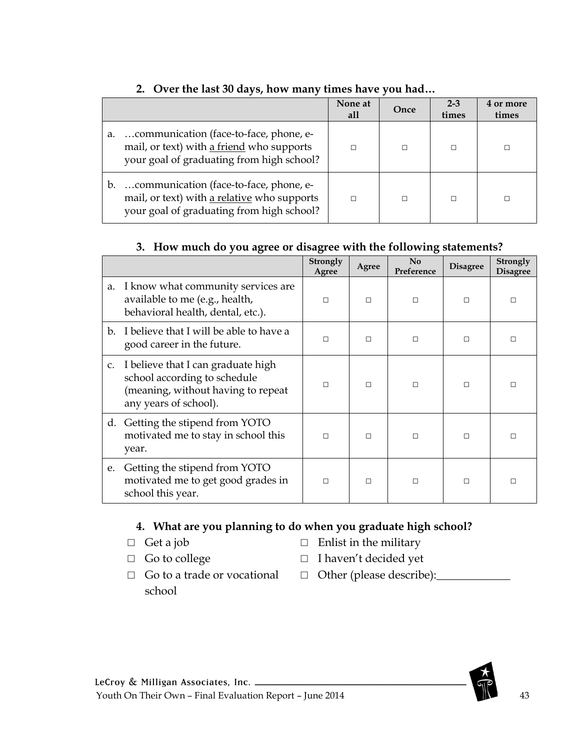**2. Over the last 30 days, how many times have you had…**

| | None at all | Once | 2-3 times | 4 or more times |
|---|---|---|---|---|
| a. …communication (face-to-face, phone, e-mail, or text) with <u>a friend</u> who supports your goal of graduating from high school? | □ | □ | □ | □ |
| b. …communication (face-to-face, phone, e-mail, or text) with <u>a relative</u> who supports your goal of graduating from high school? | □ | □ | □ | □ |

**3. How much do you agree or disagree with the following statements?**

| | Strongly Agree | Agree | No Preference | Disagree | Strongly Disagree |
|---|---|---|---|---|---|
| a. I know what community services are available to me (e.g., health, behavioral health, dental, etc.). | □ | □ | □ | □ | □ |
| b. I believe that I will be able to have a good career in the future. | □ | □ | □ | □ | □ |
| c. I believe that I can graduate high school according to schedule (meaning, without having to repeat any years of school). | □ | □ | □ | □ | □ |
| d. Getting the stipend from YOTO motivated me to stay in school this year. | □ | □ | □ | □ | □ |
| e. Getting the stipend from YOTO motivated me to get good grades in school this year. | □ | □ | □ | □ | □ |

**4. What are you planning to do when you graduate high school?**

- □ Get a job
- □ Go to college
- □ Go to a trade or vocational school
- □ Enlist in the military
- □ I haven't decided yet
- □ Other (please describe):_____________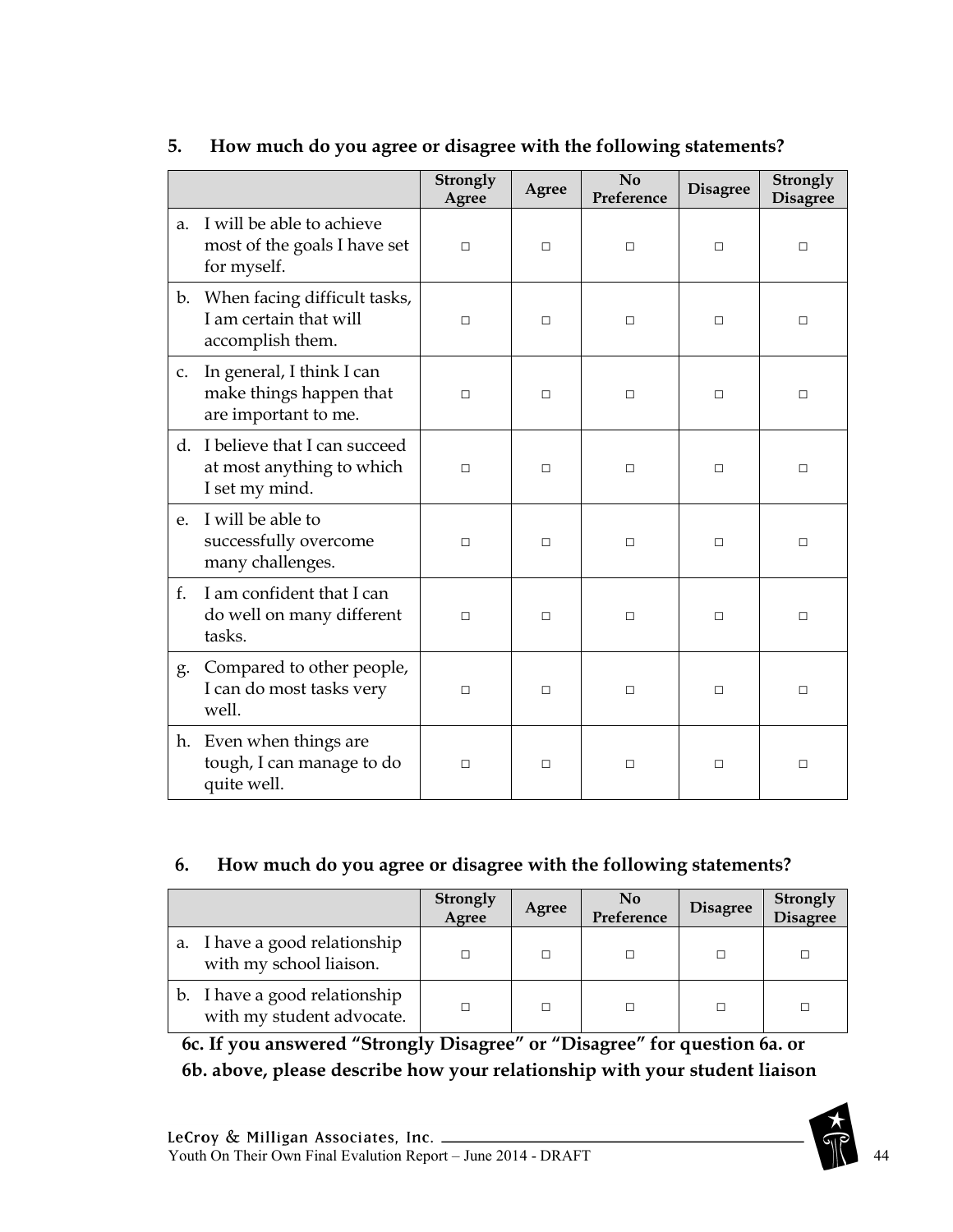**5. How much do you agree or disagree with the following statements?**

| | Strongly Agree | Agree | No Preference | Disagree | Strongly Disagree |
|---|---|---|---|---|---|
| a. I will be able to achieve most of the goals I have set for myself. | □ | □ | □ | □ | □ |
| b. When facing difficult tasks, I am certain that will accomplish them. | □ | □ | □ | □ | □ |
| c. In general, I think I can make things happen that are important to me. | □ | □ | □ | □ | □ |
| d. I believe that I can succeed at most anything to which I set my mind. | □ | □ | □ | □ | □ |
| e. I will be able to successfully overcome many challenges. | □ | □ | □ | □ | □ |
| f. I am confident that I can do well on many different tasks. | □ | □ | □ | □ | □ |
| g. Compared to other people, I can do most tasks very well. | □ | □ | □ | □ | □ |
| h. Even when things are tough, I can manage to do quite well. | □ | □ | □ | □ | □ |

**6. How much do you agree or disagree with the following statements?**

| | Strongly Agree | Agree | No Preference | Disagree | Strongly Disagree |
|---|---|---|---|---|---|
| a. I have a good relationship with my school liaison. | □ | □ | □ | □ | □ |
| b. I have a good relationship with my student advocate. | □ | □ | □ | □ | □ |

**6c. If you answered "Strongly Disagree" or "Disagree" for question 6a. or 6b. above, please describe how your relationship with your student liaison**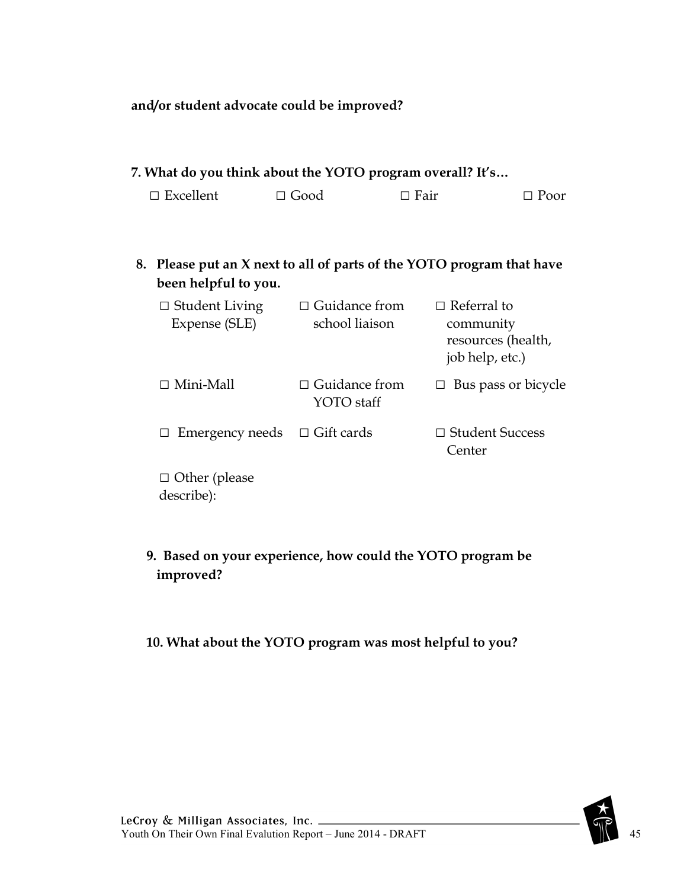**and/or student advocate could be improved?**

**7. What do you think about the YOTO program overall? It's…**

□ Excellent □ Good □ Fair □ Poor

**8. Please put an X next to all of parts of the YOTO program that have been helpful to you.**

□ Student Living Expense (SLE)

□ Guidance from school liaison

□ Referral to community resources (health, job help, etc.)

□ Mini-Mall

□ Guidance from YOTO staff

□ Bus pass or bicycle

□ Emergency needs

□ Gift cards

□ Student Success Center

□ Other (please describe):

**9. Based on your experience, how could the YOTO program be improved?**

**10. What about the YOTO program was most helpful to you?**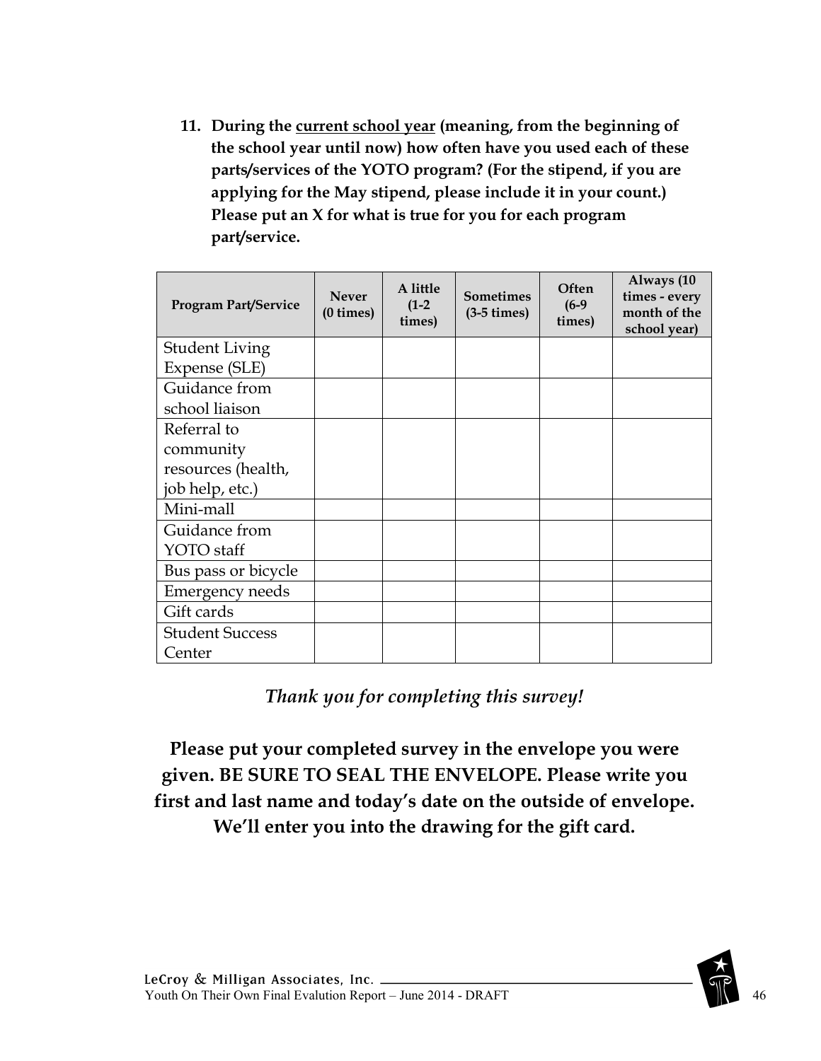11. **During the <u>current school year</u> (meaning, from the beginning of the school year until now) how often have you used each of these parts/services of the YOTO program? (For the stipend, if you are applying for the May stipend, please include it in your count.) Please put an X for what is true for you for each program part/service.**

| Program Part/Service | Never (0 times) | A little (1-2 times) | Sometimes (3-5 times) | Often (6-9 times) | Always (10 times - every month of the school year) |
| --- | --- | --- | --- | --- | --- |
| Student Living Expense (SLE) | | | | | |
| Guidance from school liaison | | | | | |
| Referral to community resources (health, job help, etc.) | | | | | |
| Mini-mall | | | | | |
| Guidance from YOTO staff | | | | | |
| Bus pass or bicycle | | | | | |
| Emergency needs | | | | | |
| Gift cards | | | | | |
| Student Success Center | | | | | |

*Thank you for completing this survey!*

**Please put your completed survey in the envelope you were given. BE SURE TO SEAL THE ENVELOPE. Please write you first and last name and today's date on the outside of envelope. We'll enter you into the drawing for the gift card.**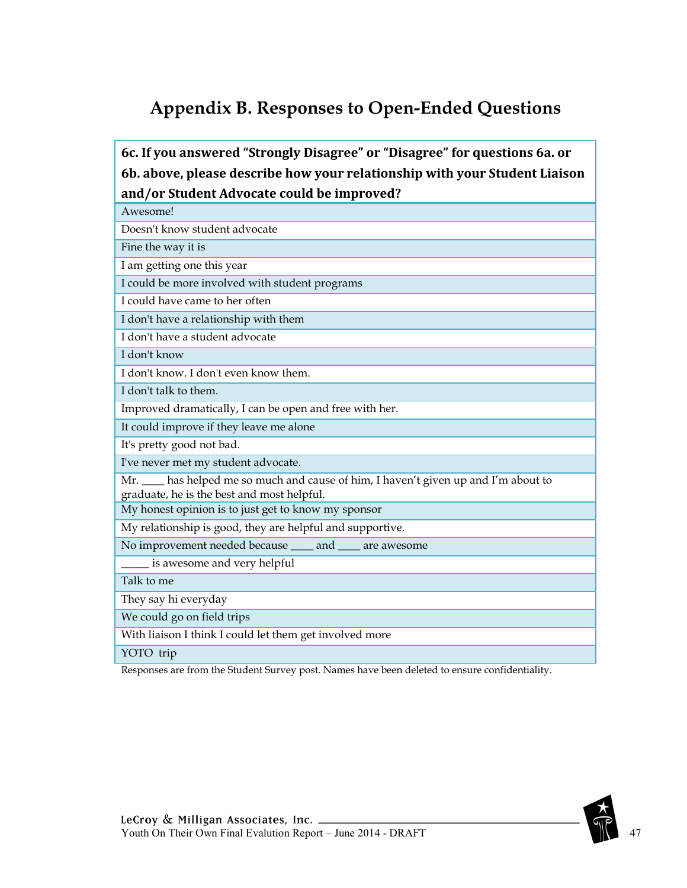# Appendix B. Responses to Open-Ended Questions

| 6c. If you answered "Strongly Disagree" or "Disagree" for questions 6a. or 6b. above, please describe how your relationship with your Student Liaison and/or Student Advocate could be improved? |
|---|
| Awesome! |
| Doesn't know student advocate |
| Fine the way it is |
| I am getting one this year |
| I could be more involved with student programs |
| I could have came to her often |
| I don't have a relationship with them |
| I don't have a student advocate |
| I don't know |
| I don't know. I don't even know them. |
| I don't talk to them. |
| Improved dramatically, I can be open and free with her. |
| It could improve if they leave me alone |
| It's pretty good not bad. |
| I've never met my student advocate. |
| Mr. ____ has helped me so much and cause of him, I haven't given up and I'm about to graduate, he is the best and most helpful. |
| My honest opinion is to just get to know my sponsor |
| My relationship is good, they are helpful and supportive. |
| No improvement needed because ____ and ____ are awesome |
| _____ is awesome and very helpful |
| Talk to me |
| They say hi everyday |
| We could go on field trips |
| With liaison I think I could let them get involved more |
| YOTO trip |

Responses are from the Student Survey post. Names have been deleted to ensure confidentiality.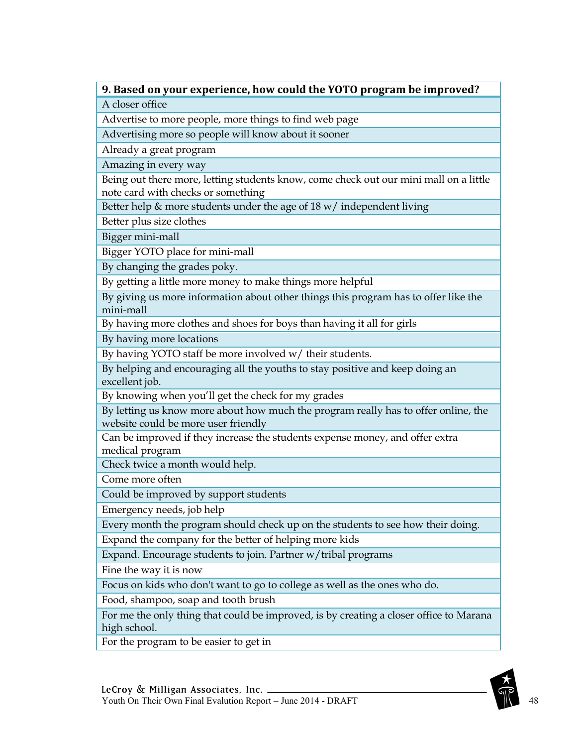| 9. Based on your experience, how could the YOTO program be improved? |
| --- |
| A closer office |
| Advertise to more people, more things to find web page |
| Advertising more so people will know about it sooner |
| Already a great program |
| Amazing in every way |
| Being out there more, letting students know, come check out our mini mall on a little note card with checks or something |
| Better help & more students under the age of 18 w/ independent living |
| Better plus size clothes |
| Bigger mini-mall |
| Bigger YOTO place for mini-mall |
| By changing the grades poky. |
| By getting a little more money to make things more helpful |
| By giving us more information about other things this program has to offer like the mini-mall |
| By having more clothes and shoes for boys than having it all for girls |
| By having more locations |
| By having YOTO staff be more involved w/ their students. |
| By helping and encouraging all the youths to stay positive and keep doing an excellent job. |
| By knowing when you'll get the check for my grades |
| By letting us know more about how much the program really has to offer online, the website could be more user friendly |
| Can be improved if they increase the students expense money, and offer extra medical program |
| Check twice a month would help. |
| Come more often |
| Could be improved by support students |
| Emergency needs, job help |
| Every month the program should check up on the students to see how their doing. |
| Expand the company for the better of helping more kids |
| Expand. Encourage students to join. Partner w/tribal programs |
| Fine the way it is now |
| Focus on kids who don't want to go to college as well as the ones who do. |
| Food, shampoo, soap and tooth brush |
| For me the only thing that could be improved, is by creating a closer office to Marana high school. |
| For the program to be easier to get in |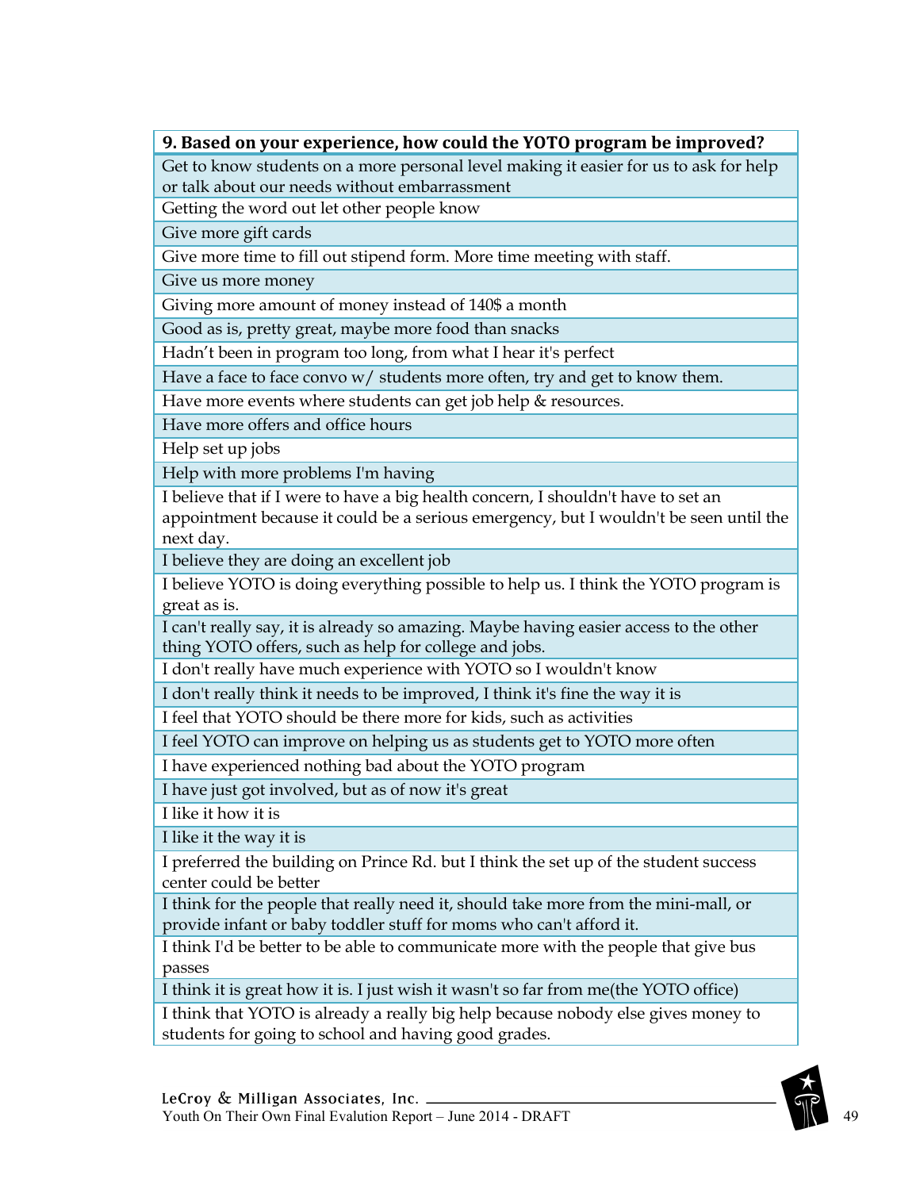| 9. Based on your experience, how could the YOTO program be improved? |
| --- |
| Get to know students on a more personal level making it easier for us to ask for help or talk about our needs without embarrassment |
| Getting the word out let other people know |
| Give more gift cards |
| Give more time to fill out stipend form. More time meeting with staff. |
| Give us more money |
| Giving more amount of money instead of 140$ a month |
| Good as is, pretty great, maybe more food than snacks |
| Hadn't been in program too long, from what I hear it's perfect |
| Have a face to face convo w/ students more often, try and get to know them. |
| Have more events where students can get job help & resources. |
| Have more offers and office hours |
| Help set up jobs |
| Help with more problems I'm having |
| I believe that if I were to have a big health concern, I shouldn't have to set an appointment because it could be a serious emergency, but I wouldn't be seen until the next day. |
| I believe they are doing an excellent job |
| I believe YOTO is doing everything possible to help us. I think the YOTO program is great as is. |
| I can't really say, it is already so amazing. Maybe having easier access to the other thing YOTO offers, such as help for college and jobs. |
| I don't really have much experience with YOTO so I wouldn't know |
| I don't really think it needs to be improved, I think it's fine the way it is |
| I feel that YOTO should be there more for kids, such as activities |
| I feel YOTO can improve on helping us as students get to YOTO more often |
| I have experienced nothing bad about the YOTO program |
| I have just got involved, but as of now it's great |
| I like it how it is |
| I like it the way it is |
| I preferred the building on Prince Rd. but I think the set up of the student success center could be better |
| I think for the people that really need it, should take more from the mini-mall, or provide infant or baby toddler stuff for moms who can't afford it. |
| I think I'd be better to be able to communicate more with the people that give bus passes |
| I think it is great how it is. I just wish it wasn't so far from me(the YOTO office) |
| I think that YOTO is already a really big help because nobody else gives money to students for going to school and having good grades. |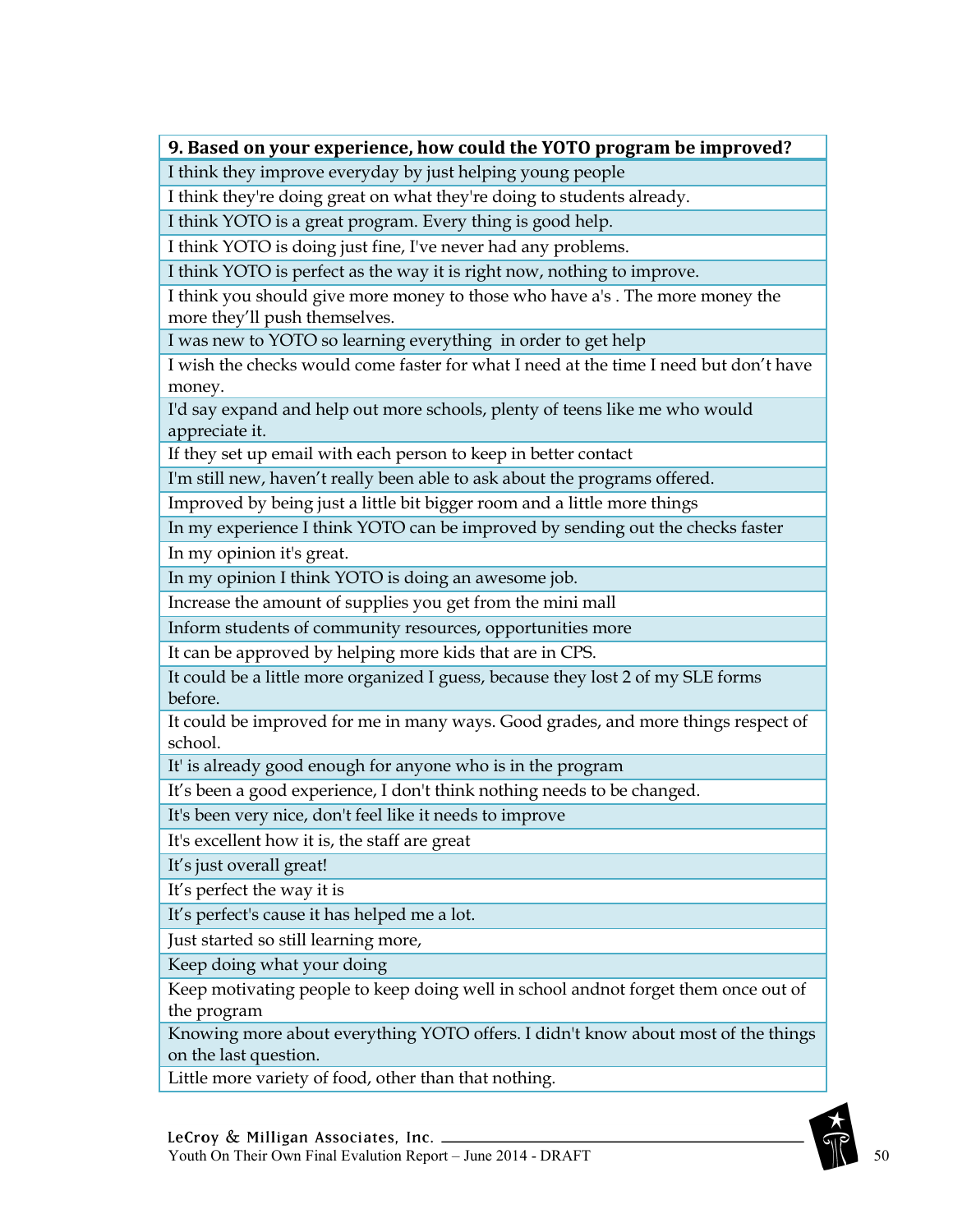| 9. Based on your experience, how could the YOTO program be improved? |
|---|
| I think they improve everyday by just helping young people |
| I think they're doing great on what they're doing to students already. |
| I think YOTO is a great program. Every thing is good help. |
| I think YOTO is doing just fine, I've never had any problems. |
| I think YOTO is perfect as the way it is right now, nothing to improve. |
| I think you should give more money to those who have a's . The more money the more they'll push themselves. |
| I was new to YOTO so learning everything  in order to get help |
| I wish the checks would come faster for what I need at the time I need but don't have money. |
| I'd say expand and help out more schools, plenty of teens like me who would appreciate it. |
| If they set up email with each person to keep in better contact |
| I'm still new, haven't really been able to ask about the programs offered. |
| Improved by being just a little bit bigger room and a little more things |
| In my experience I think YOTO can be improved by sending out the checks faster |
| In my opinion it's great. |
| In my opinion I think YOTO is doing an awesome job. |
| Increase the amount of supplies you get from the mini mall |
| Inform students of community resources, opportunities more |
| It can be approved by helping more kids that are in CPS. |
| It could be a little more organized I guess, because they lost 2 of my SLE forms before. |
| It could be improved for me in many ways. Good grades, and more things respect of school. |
| It' is already good enough for anyone who is in the program |
| It's been a good experience, I don't think nothing needs to be changed. |
| It's been very nice, don't feel like it needs to improve |
| It's excellent how it is, the staff are great |
| It's just overall great! |
| It's perfect the way it is |
| It's perfect's cause it has helped me a lot. |
| Just started so still learning more, |
| Keep doing what your doing |
| Keep motivating people to keep doing well in school andnot forget them once out of the program |
| Knowing more about everything YOTO offers. I didn't know about most of the things on the last question. |
| Little more variety of food, other than that nothing. |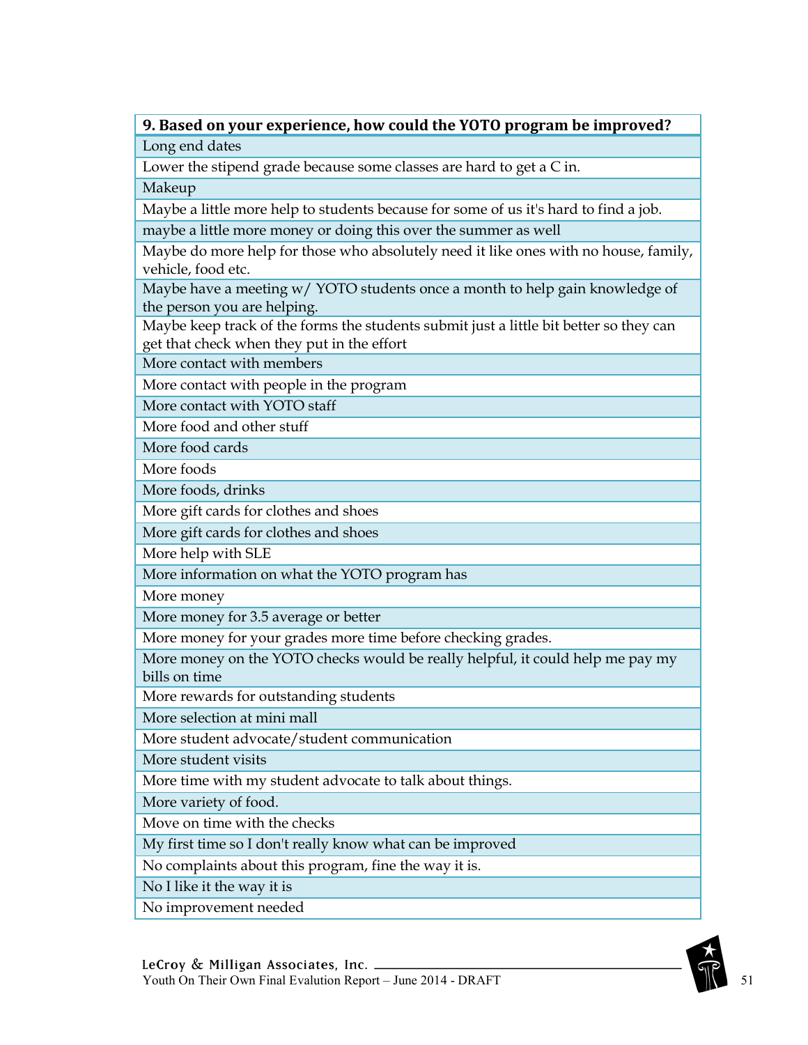| 9. Based on your experience, how could the YOTO program be improved? |
| --- |
| Long end dates |
| Lower the stipend grade because some classes are hard to get a C in. |
| Makeup |
| Maybe a little more help to students because for some of us it's hard to find a job. |
| maybe a little more money or doing this over the summer as well |
| Maybe do more help for those who absolutely need it like ones with no house, family, vehicle, food etc. |
| Maybe have a meeting w/ YOTO students once a month to help gain knowledge of the person you are helping. |
| Maybe keep track of the forms the students submit just a little bit better so they can get that check when they put in the effort |
| More contact with members |
| More contact with people in the program |
| More contact with YOTO staff |
| More food and other stuff |
| More food cards |
| More foods |
| More foods, drinks |
| More gift cards for clothes and shoes |
| More gift cards for clothes and shoes |
| More help with SLE |
| More information on what the YOTO program has |
| More money |
| More money for 3.5 average or better |
| More money for your grades more time before checking grades. |
| More money on the YOTO checks would be really helpful, it could help me pay my bills on time |
| More rewards for outstanding students |
| More selection at mini mall |
| More student advocate/student communication |
| More student visits |
| More time with my student advocate to talk about things. |
| More variety of food. |
| Move on time with the checks |
| My first time so I don't really know what can be improved |
| No complaints about this program, fine the way it is. |
| No I like it the way it is |
| No improvement needed |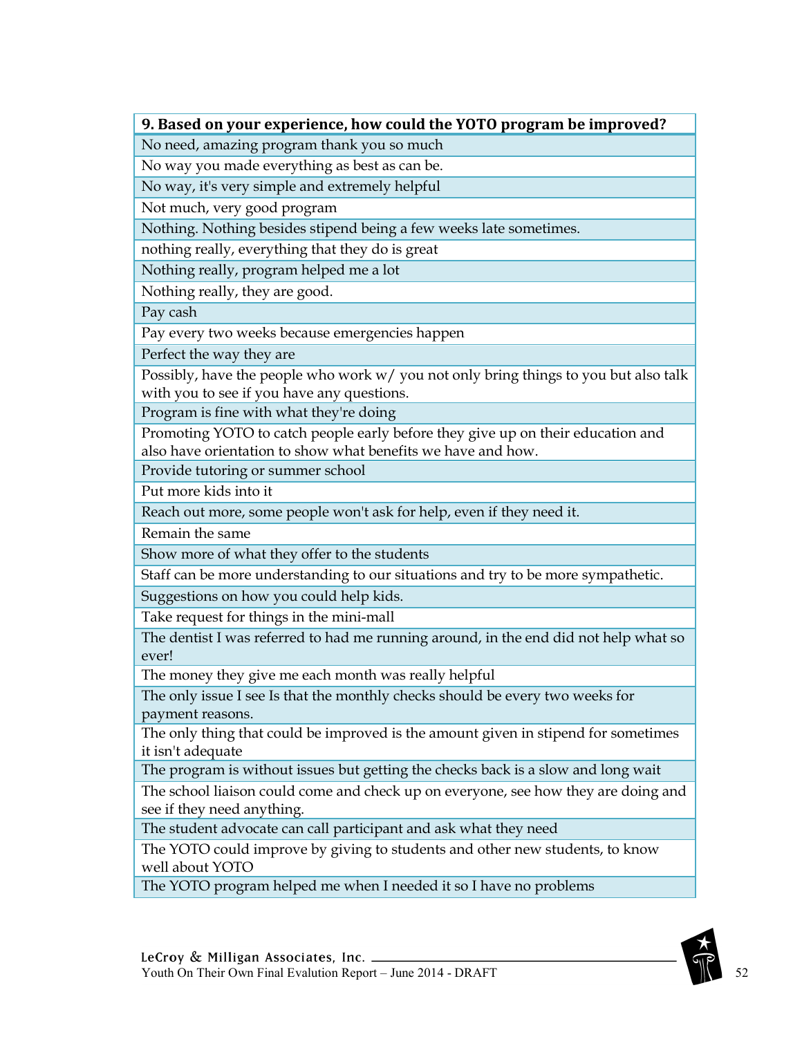| 9. Based on your experience, how could the YOTO program be improved? |
|---|
| No need, amazing program thank you so much |
| No way you made everything as best as can be. |
| No way, it's very simple and extremely helpful |
| Not much, very good program |
| Nothing. Nothing besides stipend being a few weeks late sometimes. |
| nothing really, everything that they do is great |
| Nothing really, program helped me a lot |
| Nothing really, they are good. |
| Pay cash |
| Pay every two weeks because emergencies happen |
| Perfect the way they are |
| Possibly, have the people who work w/ you not only bring things to you but also talk with you to see if you have any questions. |
| Program is fine with what they're doing |
| Promoting YOTO to catch people early before they give up on their education and also have orientation to show what benefits we have and how. |
| Provide tutoring or summer school |
| Put more kids into it |
| Reach out more, some people won't ask for help, even if they need it. |
| Remain the same |
| Show more of what they offer to the students |
| Staff can be more understanding to our situations and try to be more sympathetic. |
| Suggestions on how you could help kids. |
| Take request for things in the mini-mall |
| The dentist I was referred to had me running around, in the end did not help what so ever! |
| The money they give me each month was really helpful |
| The only issue I see Is that the monthly checks should be every two weeks for payment reasons. |
| The only thing that could be improved is the amount given in stipend for sometimes it isn't adequate |
| The program is without issues but getting the checks back is a slow and long wait |
| The school liaison could come and check up on everyone, see how they are doing and see if they need anything. |
| The student advocate can call participant and ask what they need |
| The YOTO could improve by giving to students and other new students, to know well about YOTO |
| The YOTO program helped me when I needed it so I have no problems |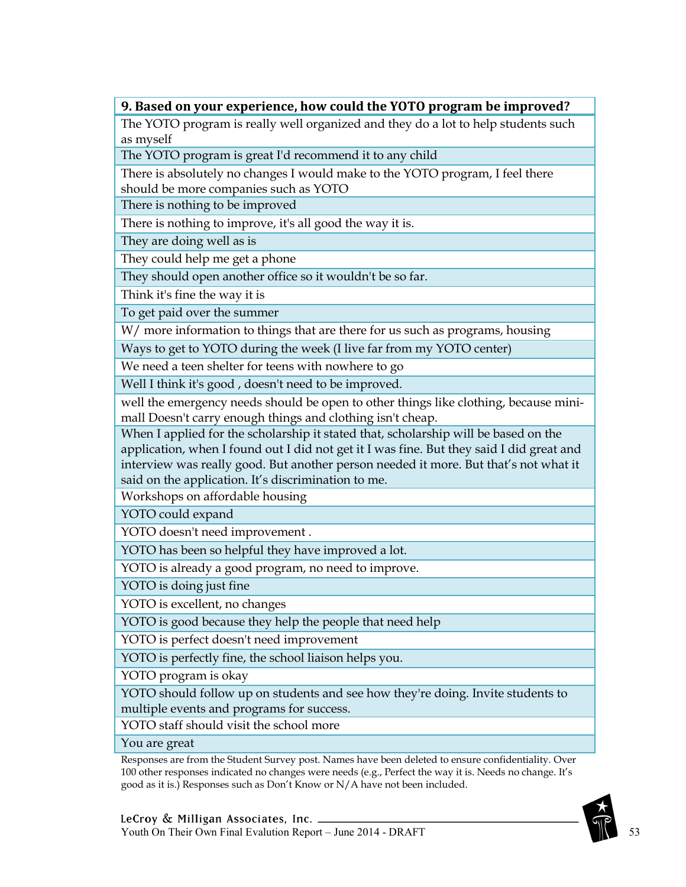| 9. Based on your experience, how could the YOTO program be improved? |
|---|
| The YOTO program is really well organized and they do a lot to help students such as myself |
| The YOTO program is great I'd recommend it to any child |
| There is absolutely no changes I would make to the YOTO program, I feel there should be more companies such as YOTO |
| There is nothing to be improved |
| There is nothing to improve, it's all good the way it is. |
| They are doing well as is |
| They could help me get a phone |
| They should open another office so it wouldn't be so far. |
| Think it's fine the way it is |
| To get paid over the summer |
| W/ more information to things that are there for us such as programs, housing |
| Ways to get to YOTO during the week (I live far from my YOTO center) |
| We need a teen shelter for teens with nowhere to go |
| Well I think it's good , doesn't need to be improved. |
| well the emergency needs should be open to other things like clothing, because mini-mall Doesn't carry enough things and clothing isn't cheap. |
| When I applied for the scholarship it stated that, scholarship will be based on the application, when I found out I did not get it I was fine. But they said I did great and interview was really good. But another person needed it more. But that's not what it said on the application. It's discrimination to me. |
| Workshops on affordable housing |
| YOTO could expand |
| YOTO doesn't need improvement . |
| YOTO has been so helpful they have improved a lot. |
| YOTO is already a good program, no need to improve. |
| YOTO is doing just fine |
| YOTO is excellent, no changes |
| YOTO is good because they help the people that need help |
| YOTO is perfect doesn't need improvement |
| YOTO is perfectly fine, the school liaison helps you. |
| YOTO program is okay |
| YOTO should follow up on students and see how they're doing. Invite students to multiple events and programs for success. |
| YOTO staff should visit the school more |
| You are great |

Responses are from the Student Survey post. Names have been deleted to ensure confidentiality. Over 100 other responses indicated no changes were needs (e.g., Perfect the way it is. Needs no change. It's good as it is.) Responses such as Don't Know or N/A have not been included.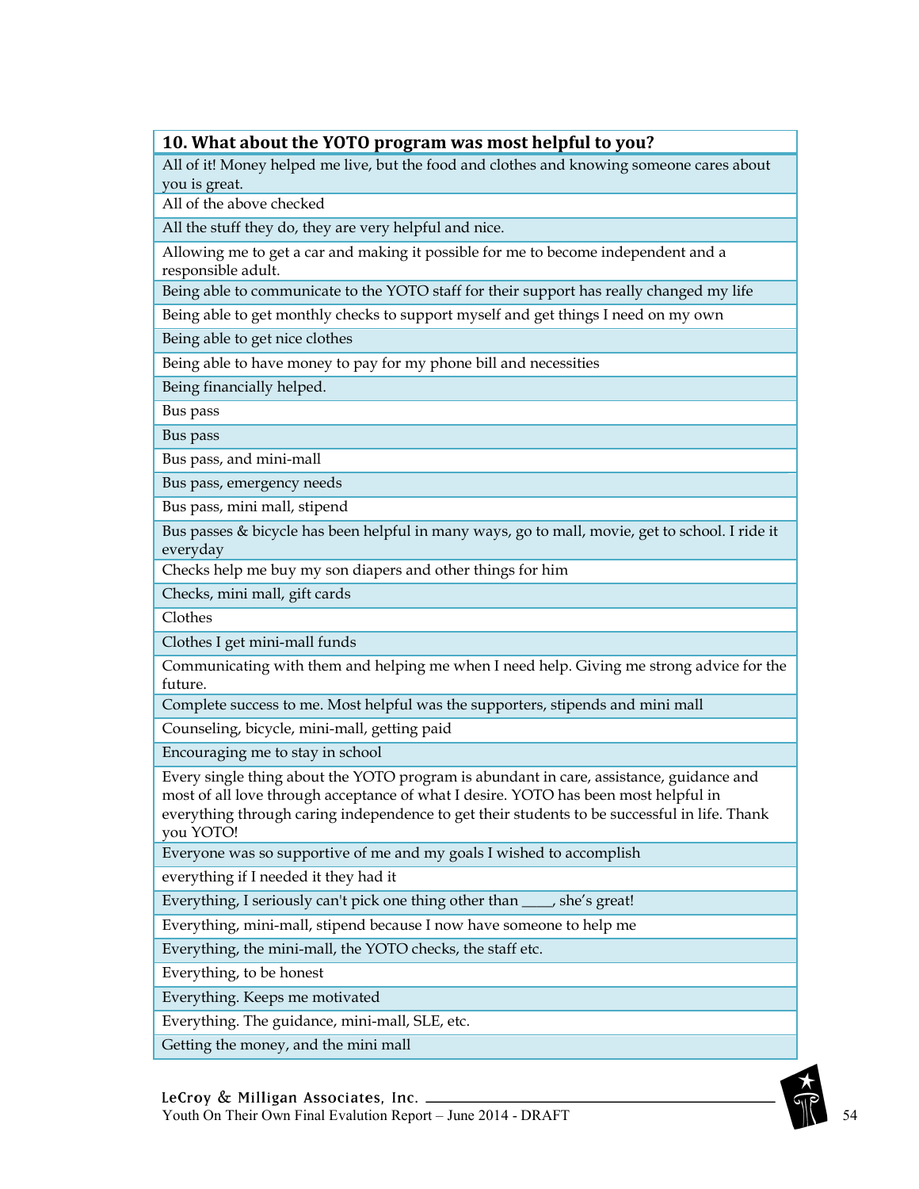| 10. What about the YOTO program was most helpful to you? |
|---|
| All of it! Money helped me live, but the food and clothes and knowing someone cares about you is great. |
| All of the above checked |
| All the stuff they do, they are very helpful and nice. |
| Allowing me to get a car and making it possible for me to become independent and a responsible adult. |
| Being able to communicate to the YOTO staff for their support has really changed my life |
| Being able to get monthly checks to support myself and get things I need on my own |
| Being able to get nice clothes |
| Being able to have money to pay for my phone bill and necessities |
| Being financially helped. |
| Bus pass |
| Bus pass |
| Bus pass, and mini-mall |
| Bus pass, emergency needs |
| Bus pass, mini mall, stipend |
| Bus passes & bicycle has been helpful in many ways, go to mall, movie, get to school. I ride it everyday |
| Checks help me buy my son diapers and other things for him |
| Checks, mini mall, gift cards |
| Clothes |
| Clothes I get mini-mall funds |
| Communicating with them and helping me when I need help. Giving me strong advice for the future. |
| Complete success to me. Most helpful was the supporters, stipends and mini mall |
| Counseling, bicycle, mini-mall, getting paid |
| Encouraging me to stay in school |
| Every single thing about the YOTO program is abundant in care, assistance, guidance and most of all love through acceptance of what I desire. YOTO has been most helpful in everything through caring independence to get their students to be successful in life. Thank you YOTO! |
| Everyone was so supportive of me and my goals I wished to accomplish |
| everything if I needed it they had it |
| Everything, I seriously can't pick one thing other than ____, she's great! |
| Everything, mini-mall, stipend because I now have someone to help me |
| Everything, the mini-mall, the YOTO checks, the staff etc. |
| Everything, to be honest |
| Everything. Keeps me motivated |
| Everything. The guidance, mini-mall, SLE, etc. |
| Getting the money, and the mini mall |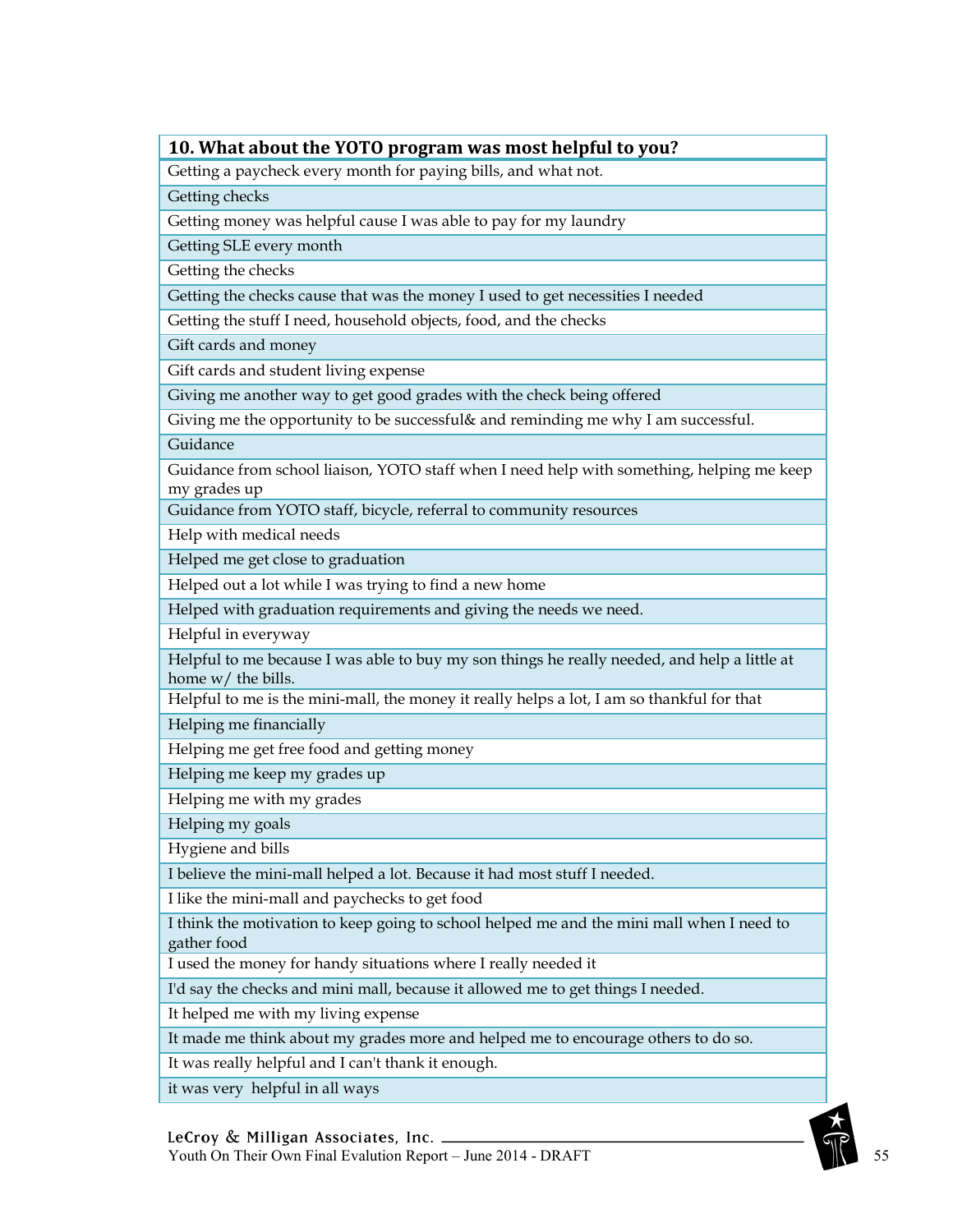| 10. What about the YOTO program was most helpful to you? |
|---|
| Getting a paycheck every month for paying bills, and what not. |
| Getting checks |
| Getting money was helpful cause I was able to pay for my laundry |
| Getting SLE every month |
| Getting the checks |
| Getting the checks cause that was the money I used to get necessities I needed |
| Getting the stuff I need, household objects, food, and the checks |
| Gift cards and money |
| Gift cards and student living expense |
| Giving me another way to get good grades with the check being offered |
| Giving me the opportunity to be successful& and reminding me why I am successful. |
| Guidance |
| Guidance from school liaison, YOTO staff when I need help with something, helping me keep my grades up |
| Guidance from YOTO staff, bicycle, referral to community resources |
| Help with medical needs |
| Helped me get close to graduation |
| Helped out a lot while I was trying to find a new home |
| Helped with graduation requirements and giving the needs we need. |
| Helpful in everyway |
| Helpful to me because I was able to buy my son things he really needed, and help a little at home w/ the bills. |
| Helpful to me is the mini-mall, the money it really helps a lot, I am so thankful for that |
| Helping me financially |
| Helping me get free food and getting money |
| Helping me keep my grades up |
| Helping me with my grades |
| Helping my goals |
| Hygiene and bills |
| I believe the mini-mall helped a lot. Because it had most stuff I needed. |
| I like the mini-mall and paychecks to get food |
| I think the motivation to keep going to school helped me and the mini mall when I need to gather food |
| I used the money for handy situations where I really needed it |
| I'd say the checks and mini mall, because it allowed me to get things I needed. |
| It helped me with my living expense |
| It made me think about my grades more and helped me to encourage others to do so. |
| It was really helpful and I can't thank it enough. |
| it was very helpful in all ways |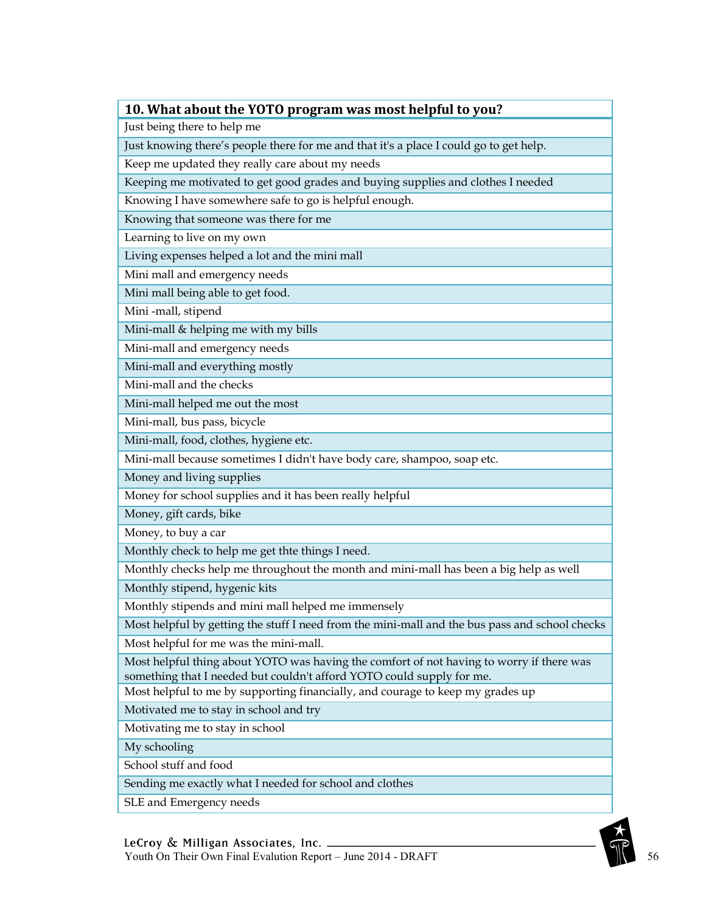| 10. What about the YOTO program was most helpful to you? |
|---|
| Just being there to help me |
| Just knowing there's people there for me and that it's a place I could go to get help. |
| Keep me updated they really care about my needs |
| Keeping me motivated to get good grades and buying supplies and clothes I needed |
| Knowing I have somewhere safe to go is helpful enough. |
| Knowing that someone was there for me |
| Learning to live on my own |
| Living expenses helped a lot and the mini mall |
| Mini mall and emergency needs |
| Mini mall being able to get food. |
| Mini -mall, stipend |
| Mini-mall & helping me with my bills |
| Mini-mall and emergency needs |
| Mini-mall and everything mostly |
| Mini-mall and the checks |
| Mini-mall helped me out the most |
| Mini-mall, bus pass, bicycle |
| Mini-mall, food, clothes, hygiene etc. |
| Mini-mall because sometimes I didn't have body care, shampoo, soap etc. |
| Money and living supplies |
| Money for school supplies and it has been really helpful |
| Money, gift cards, bike |
| Money, to buy a car |
| Monthly check to help me get thte things I need. |
| Monthly checks help me throughout the month and mini-mall has been a big help as well |
| Monthly stipend, hygenic kits |
| Monthly stipends and mini mall helped me immensely |
| Most helpful by getting the stuff I need from the mini-mall and the bus pass and school checks |
| Most helpful for me was the mini-mall. |
| Most helpful thing about YOTO was having the comfort of not having to worry if there was something that I needed but couldn't afford YOTO could supply for me. |
| Most helpful to me by supporting financially, and courage to keep my grades up |
| Motivated me to stay in school and try |
| Motivating me to stay in school |
| My schooling |
| School stuff and food |
| Sending me exactly what I needed for school and clothes |
| SLE and Emergency needs |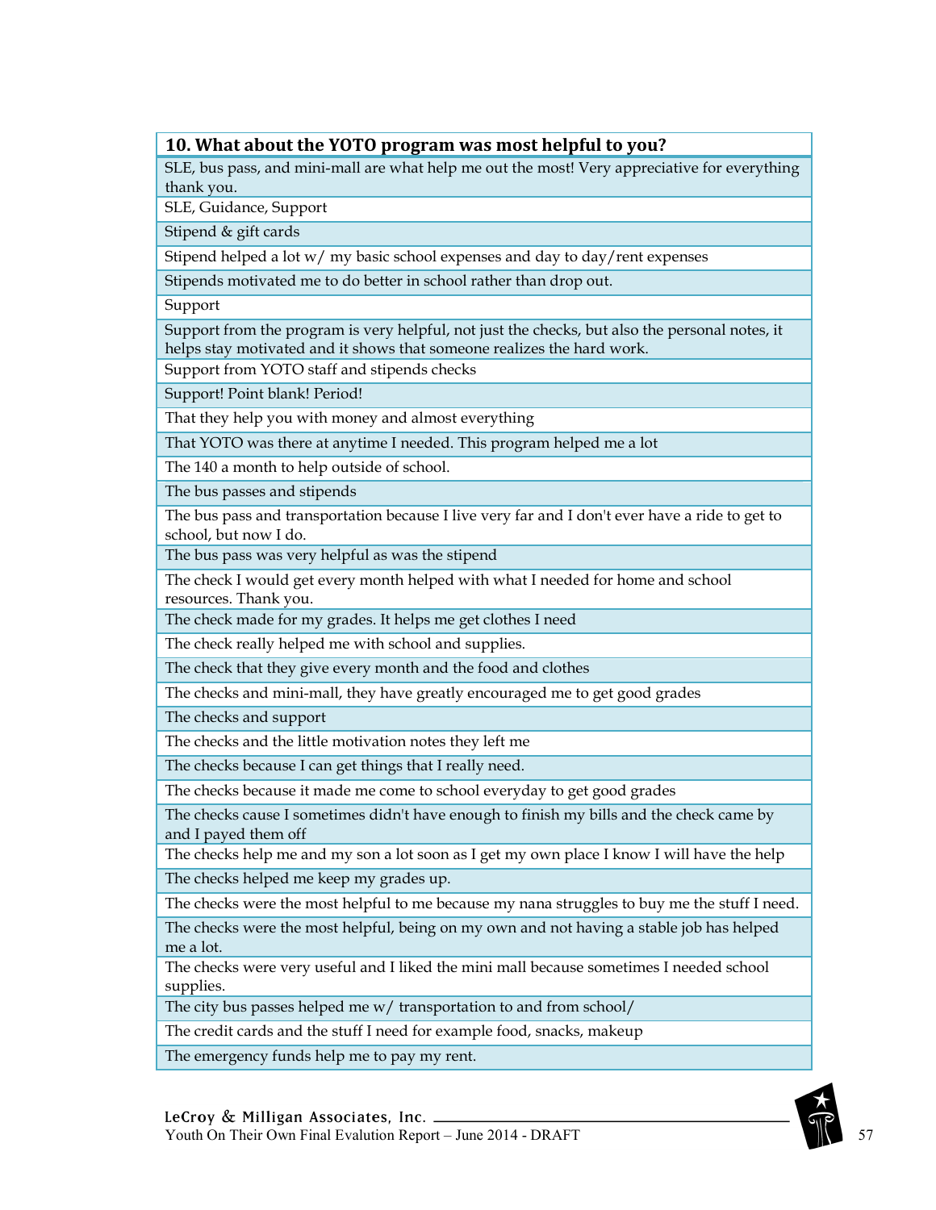| 10. What about the YOTO program was most helpful to you? |
|---|
| SLE, bus pass, and mini-mall are what help me out the most! Very appreciative for everything thank you. |
| SLE, Guidance, Support |
| Stipend & gift cards |
| Stipend helped a lot w/ my basic school expenses and day to day/rent expenses |
| Stipends motivated me to do better in school rather than drop out. |
| Support |
| Support from the program is very helpful, not just the checks, but also the personal notes, it helps stay motivated and it shows that someone realizes the hard work. |
| Support from YOTO staff and stipends checks |
| Support! Point blank! Period! |
| That they help you with money and almost everything |
| That YOTO was there at anytime I needed. This program helped me a lot |
| The 140 a month to help outside of school. |
| The bus passes and stipends |
| The bus pass and transportation because I live very far and I don't ever have a ride to get to school, but now I do. |
| The bus pass was very helpful as was the stipend |
| The check I would get every month helped with what I needed for home and school resources. Thank you. |
| The check made for my grades. It helps me get clothes I need |
| The check really helped me with school and supplies. |
| The check that they give every month and the food and clothes |
| The checks and mini-mall, they have greatly encouraged me to get good grades |
| The checks and support |
| The checks and the little motivation notes they left me |
| The checks because I can get things that I really need. |
| The checks because it made me come to school everyday to get good grades |
| The checks cause I sometimes didn't have enough to finish my bills and the check came by and I payed them off |
| The checks help me and my son a lot soon as I get my own place I know I will have the help |
| The checks helped me keep my grades up. |
| The checks were the most helpful to me because my nana struggles to buy me the stuff I need. |
| The checks were the most helpful, being on my own and not having a stable job has helped me a lot. |
| The checks were very useful and I liked the mini mall because sometimes I needed school supplies. |
| The city bus passes helped me w/ transportation to and from school/ |
| The credit cards and the stuff I need for example food, snacks, makeup |
| The emergency funds help me to pay my rent. |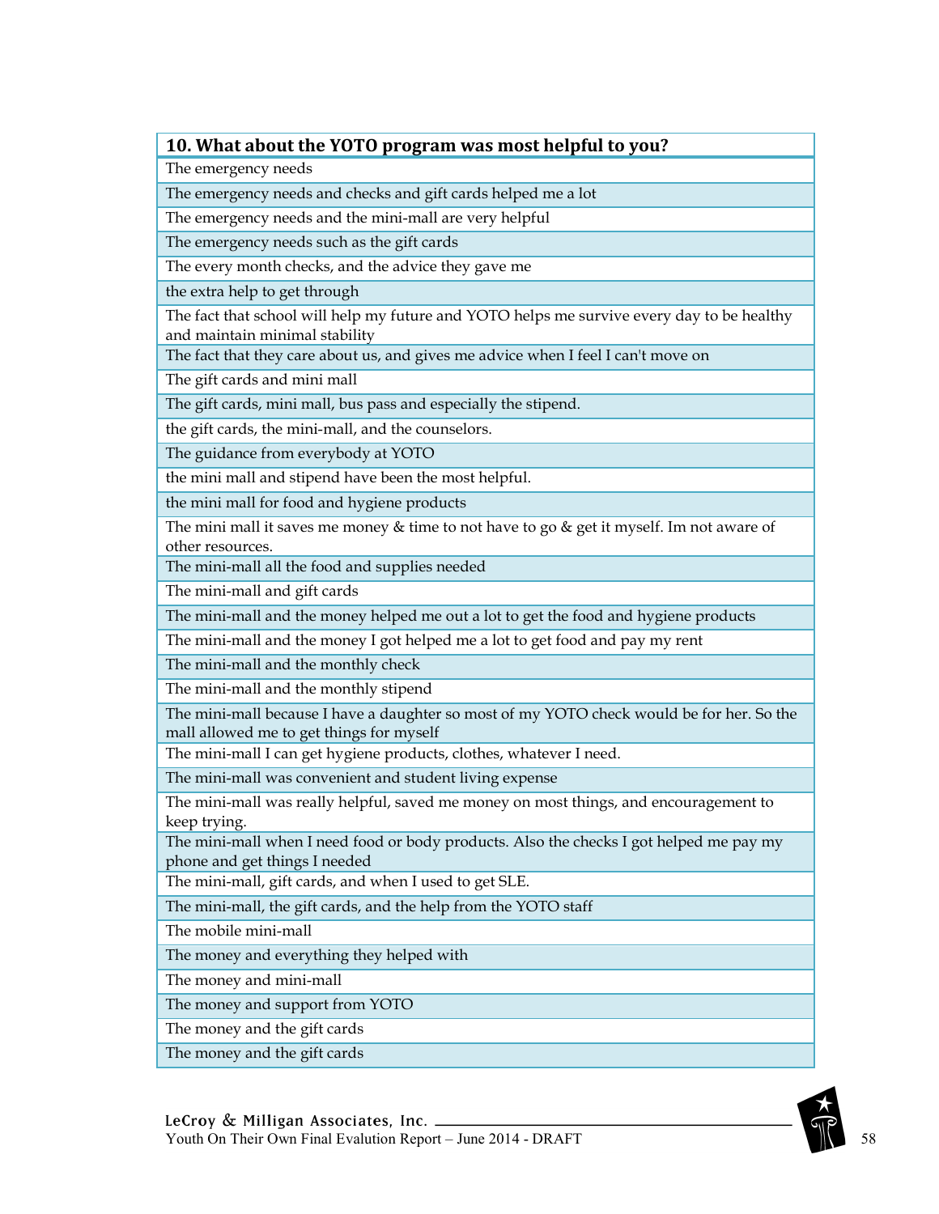| 10. What about the YOTO program was most helpful to you? |
| --- |
| The emergency needs |
| The emergency needs and checks and gift cards helped me a lot |
| The emergency needs and the mini-mall are very helpful |
| The emergency needs such as the gift cards |
| The every month checks, and the advice they gave me |
| the extra help to get through |
| The fact that school will help my future and YOTO helps me survive every day to be healthy and maintain minimal stability |
| The fact that they care about us, and gives me advice when I feel I can't move on |
| The gift cards and mini mall |
| The gift cards, mini mall, bus pass and especially the stipend. |
| the gift cards, the mini-mall, and the counselors. |
| The guidance from everybody at YOTO |
| the mini mall and stipend have been the most helpful. |
| the mini mall for food and hygiene products |
| The mini mall it saves me money & time to not have to go & get it myself. Im not aware of other resources. |
| The mini-mall all the food and supplies needed |
| The mini-mall and gift cards |
| The mini-mall and the money helped me out a lot to get the food and hygiene products |
| The mini-mall and the money I got helped me a lot to get food and pay my rent |
| The mini-mall and the monthly check |
| The mini-mall and the monthly stipend |
| The mini-mall because I have a daughter so most of my YOTO check would be for her. So the mall allowed me to get things for myself |
| The mini-mall I can get hygiene products, clothes, whatever I need. |
| The mini-mall was convenient and student living expense |
| The mini-mall was really helpful, saved me money on most things, and encouragement to keep trying. |
| The mini-mall when I need food or body products. Also the checks I got helped me pay my phone and get things I needed |
| The mini-mall, gift cards, and when I used to get SLE. |
| The mini-mall, the gift cards, and the help from the YOTO staff |
| The mobile mini-mall |
| The money and everything they helped with |
| The money and mini-mall |
| The money and support from YOTO |
| The money and the gift cards |
| The money and the gift cards |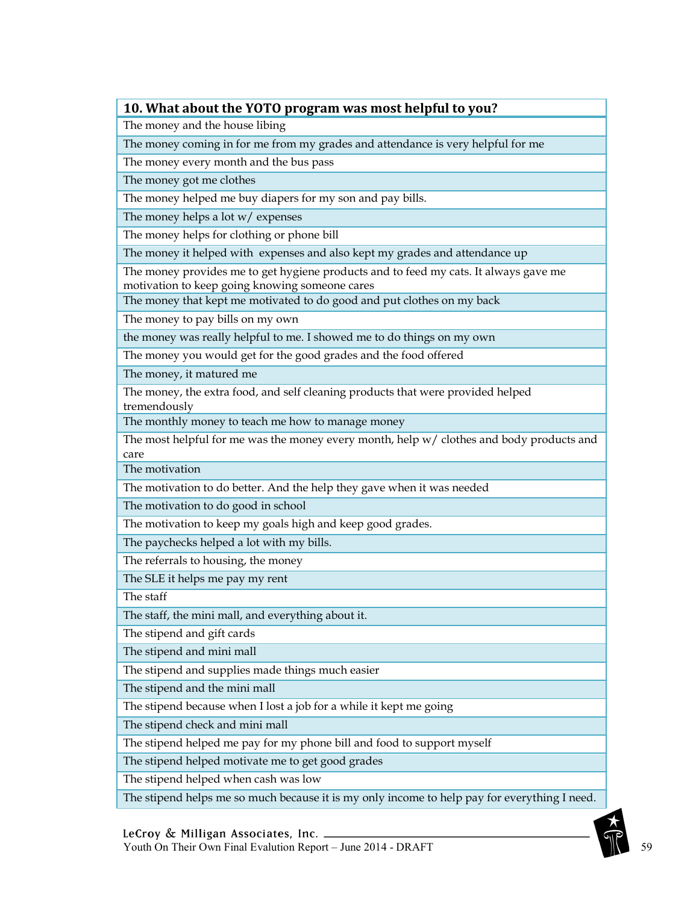| 10. What about the YOTO program was most helpful to you? |
|---|
| The money and the house libing |
| The money coming in for me from my grades and attendance is very helpful for me |
| The money every month and the bus pass |
| The money got me clothes |
| The money helped me buy diapers for my son and pay bills. |
| The money helps a lot w/ expenses |
| The money helps for clothing or phone bill |
| The money it helped with expenses and also kept my grades and attendance up |
| The money provides me to get hygiene products and to feed my cats. It always gave me motivation to keep going knowing someone cares |
| The money that kept me motivated to do good and put clothes on my back |
| The money to pay bills on my own |
| the money was really helpful to me. I showed me to do things on my own |
| The money you would get for the good grades and the food offered |
| The money, it matured me |
| The money, the extra food, and self cleaning products that were provided helped tremendously |
| The monthly money to teach me how to manage money |
| The most helpful for me was the money every month, help w/ clothes and body products and care |
| The motivation |
| The motivation to do better. And the help they gave when it was needed |
| The motivation to do good in school |
| The motivation to keep my goals high and keep good grades. |
| The paychecks helped a lot with my bills. |
| The referrals to housing, the money |
| The SLE it helps me pay my rent |
| The staff |
| The staff, the mini mall, and everything about it. |
| The stipend and gift cards |
| The stipend and mini mall |
| The stipend and supplies made things much easier |
| The stipend and the mini mall |
| The stipend because when I lost a job for a while it kept me going |
| The stipend check and mini mall |
| The stipend helped me pay for my phone bill and food to support myself |
| The stipend helped motivate me to get good grades |
| The stipend helped when cash was low |
| The stipend helps me so much because it is my only income to help pay for everything I need. |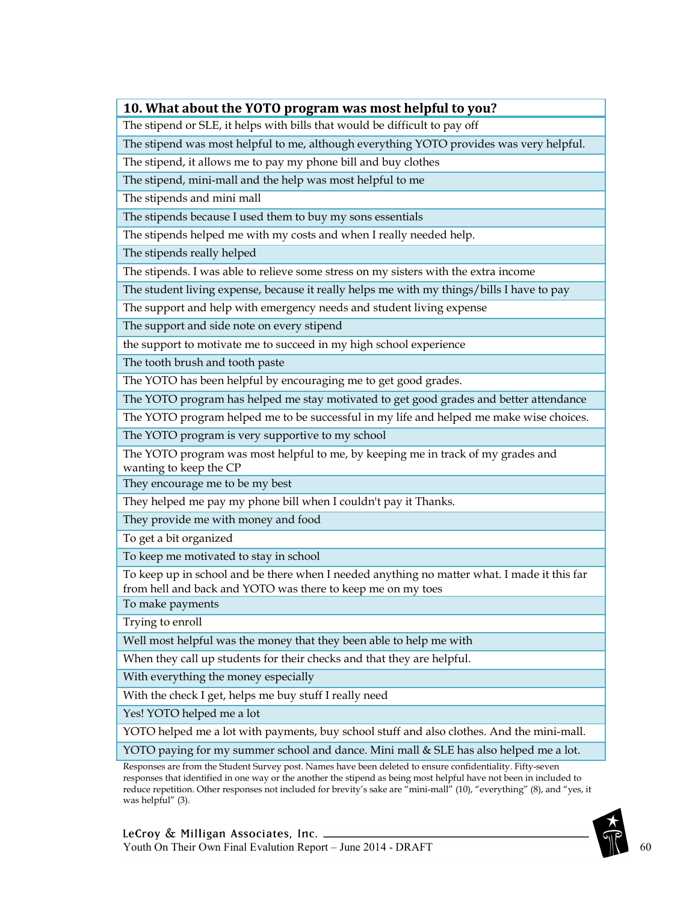| 10. What about the YOTO program was most helpful to you? |
|---|
| The stipend or SLE, it helps with bills that would be difficult to pay off |
| The stipend was most helpful to me, although everything YOTO provides was very helpful. |
| The stipend, it allows me to pay my phone bill and buy clothes |
| The stipend, mini-mall and the help was most helpful to me |
| The stipends and mini mall |
| The stipends because I used them to buy my sons essentials |
| The stipends helped me with my costs and when I really needed help. |
| The stipends really helped |
| The stipends. I was able to relieve some stress on my sisters with the extra income |
| The student living expense, because it really helps me with my things/bills I have to pay |
| The support and help with emergency needs and student living expense |
| The support and side note on every stipend |
| the support to motivate me to succeed in my high school experience |
| The tooth brush and tooth paste |
| The YOTO has been helpful by encouraging me to get good grades. |
| The YOTO program has helped me stay motivated to get good grades and better attendance |
| The YOTO program helped me to be successful in my life and helped me make wise choices. |
| The YOTO program is very supportive to my school |
| The YOTO program was most helpful to me, by keeping me in track of my grades and wanting to keep the CP |
| They encourage me to be my best |
| They helped me pay my phone bill when I couldn't pay it Thanks. |
| They provide me with money and food |
| To get a bit organized |
| To keep me motivated to stay in school |
| To keep up in school and be there when I needed anything no matter what. I made it this far from hell and back and YOTO was there to keep me on my toes |
| To make payments |
| Trying to enroll |
| Well most helpful was the money that they been able to help me with |
| When they call up students for their checks and that they are helpful. |
| With everything the money especially |
| With the check I get, helps me buy stuff I really need |
| Yes! YOTO helped me a lot |
| YOTO helped me a lot with payments, buy school stuff and also clothes. And the mini-mall. |
| YOTO paying for my summer school and dance. Mini mall & SLE has also helped me a lot. |

Responses are from the Student Survey post. Names have been deleted to ensure confidentiality. Fifty-seven responses that identified in one way or the another the stipend as being most helpful have not been in included to reduce repetition. Other responses not included for brevity's sake are "mini-mall" (10), "everything" (8), and "yes, it was helpful" (3).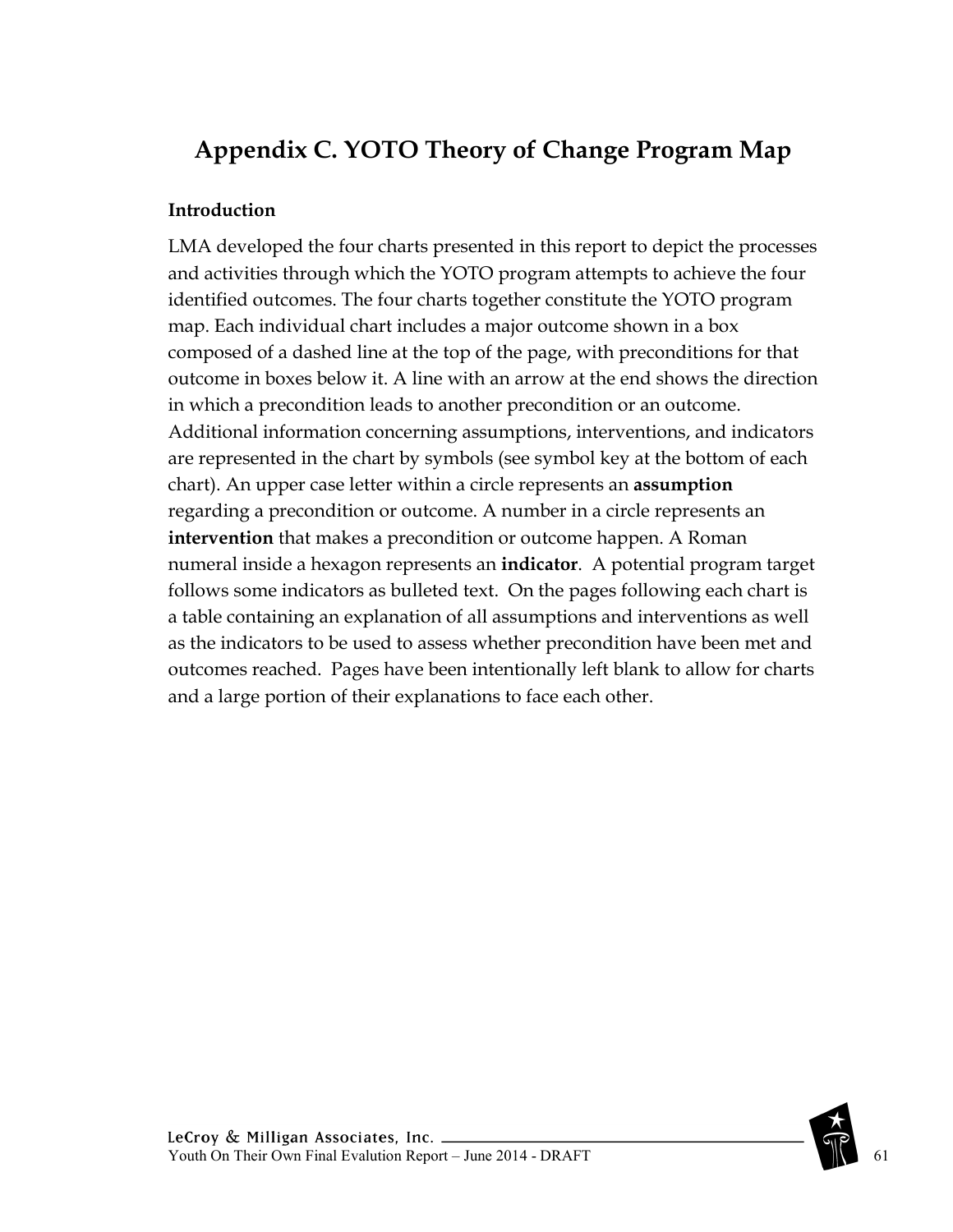# Appendix C. YOTO Theory of Change Program Map

**Introduction**

LMA developed the four charts presented in this report to depict the processes and activities through which the YOTO program attempts to achieve the four identified outcomes. The four charts together constitute the YOTO program map. Each individual chart includes a major outcome shown in a box composed of a dashed line at the top of the page, with preconditions for that outcome in boxes below it. A line with an arrow at the end shows the direction in which a precondition leads to another precondition or an outcome. Additional information concerning assumptions, interventions, and indicators are represented in the chart by symbols (see symbol key at the bottom of each chart). An upper case letter within a circle represents an **assumption** regarding a precondition or outcome. A number in a circle represents an **intervention** that makes a precondition or outcome happen. A Roman numeral inside a hexagon represents an **indicator**. A potential program target follows some indicators as bulleted text. On the pages following each chart is a table containing an explanation of all assumptions and interventions as well as the indicators to be used to assess whether precondition have been met and outcomes reached. Pages have been intentionally left blank to allow for charts and a large portion of their explanations to face each other.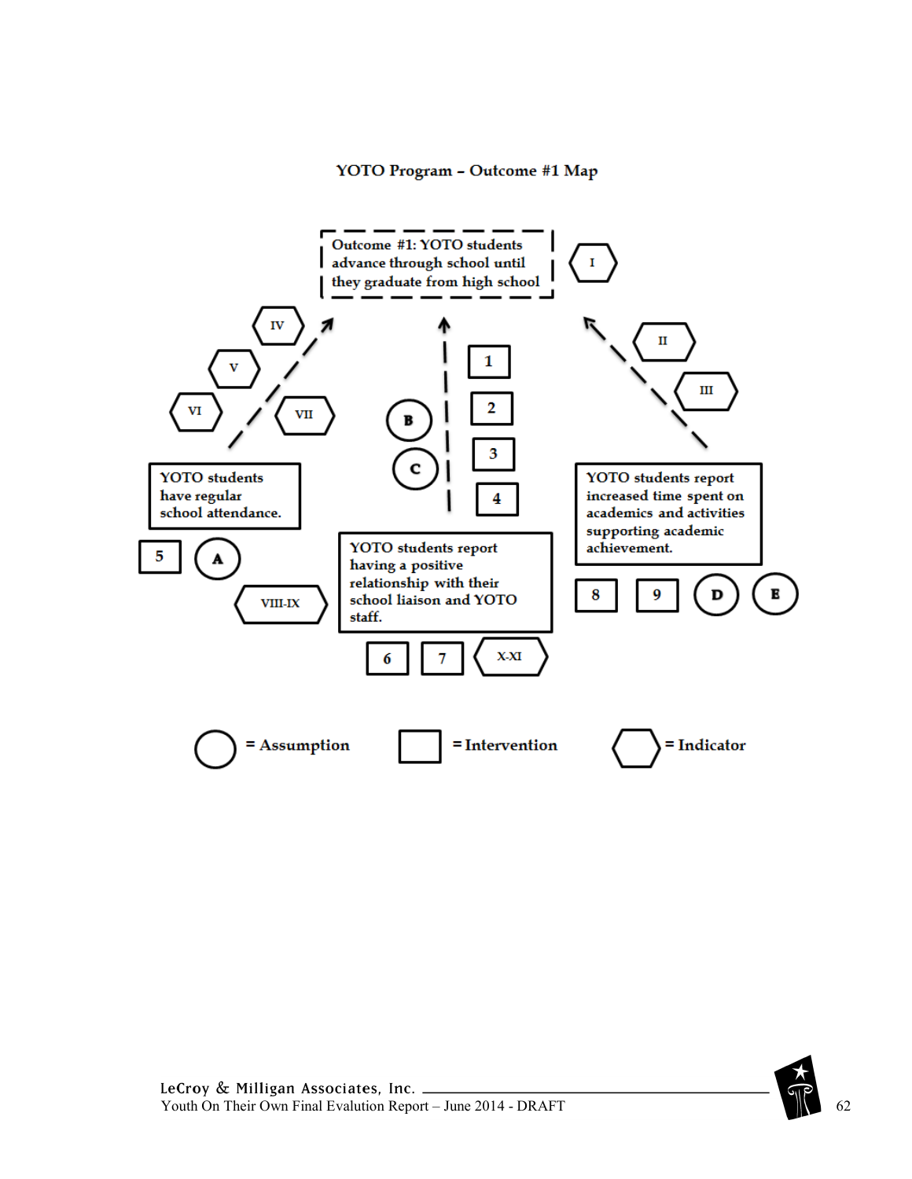## YOTO Program – Outcome #1 Map

Outcome #1: YOTO students advance through school until they graduate from high school

I

IV

V

VI

VII

II

III

1

2

3

4

B

C

YOTO students have regular school attendance.

5

A

VIII-IX

YOTO students report having a positive relationship with their school liaison and YOTO staff.

6

7

X-XI

YOTO students report increased time spent on academics and activities supporting academic achievement.

8

9

D

E

◯ = Assumption ▭ = Intervention ⬡ = Indicator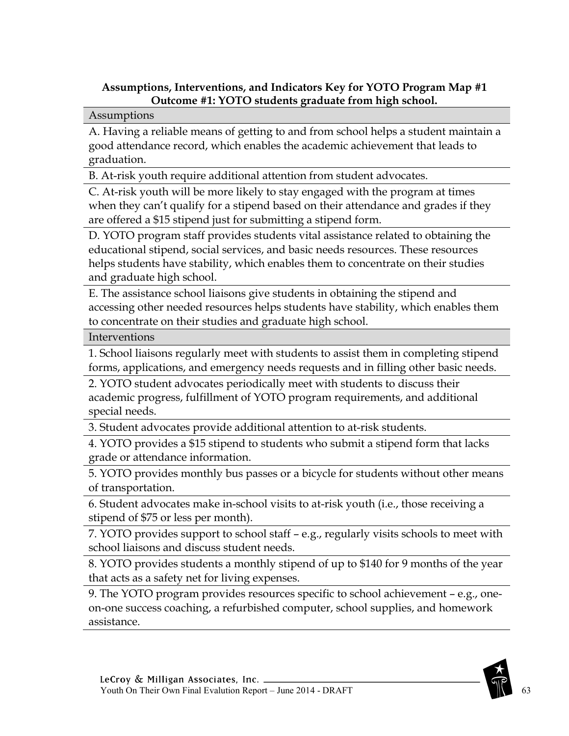**Assumptions, Interventions, and Indicators Key for YOTO Program Map #1**
**Outcome #1: YOTO students graduate from high school.**

| Assumptions |
|---|
| A. Having a reliable means of getting to and from school helps a student maintain a good attendance record, which enables the academic achievement that leads to graduation. |
| B. At-risk youth require additional attention from student advocates. |
| C. At-risk youth will be more likely to stay engaged with the program at times when they can't qualify for a stipend based on their attendance and grades if they are offered a $15 stipend just for submitting a stipend form. |
| D. YOTO program staff provides students vital assistance related to obtaining the educational stipend, social services, and basic needs resources. These resources helps students have stability, which enables them to concentrate on their studies and graduate high school. |
| E. The assistance school liaisons give students in obtaining the stipend and accessing other needed resources helps students have stability, which enables them to concentrate on their studies and graduate high school. |

| Interventions |
|---|
| 1. School liaisons regularly meet with students to assist them in completing stipend forms, applications, and emergency needs requests and in filling other basic needs. |
| 2. YOTO student advocates periodically meet with students to discuss their academic progress, fulfillment of YOTO program requirements, and additional special needs. |
| 3. Student advocates provide additional attention to at-risk students. |
| 4. YOTO provides a $15 stipend to students who submit a stipend form that lacks grade or attendance information. |
| 5. YOTO provides monthly bus passes or a bicycle for students without other means of transportation. |
| 6. Student advocates make in-school visits to at-risk youth (i.e., those receiving a stipend of $75 or less per month). |
| 7. YOTO provides support to school staff – e.g., regularly visits schools to meet with school liaisons and discuss student needs. |
| 8. YOTO provides students a monthly stipend of up to $140 for 9 months of the year that acts as a safety net for living expenses. |
| 9. The YOTO program provides resources specific to school achievement – e.g., one-on-one success coaching, a refurbished computer, school supplies, and homework assistance. |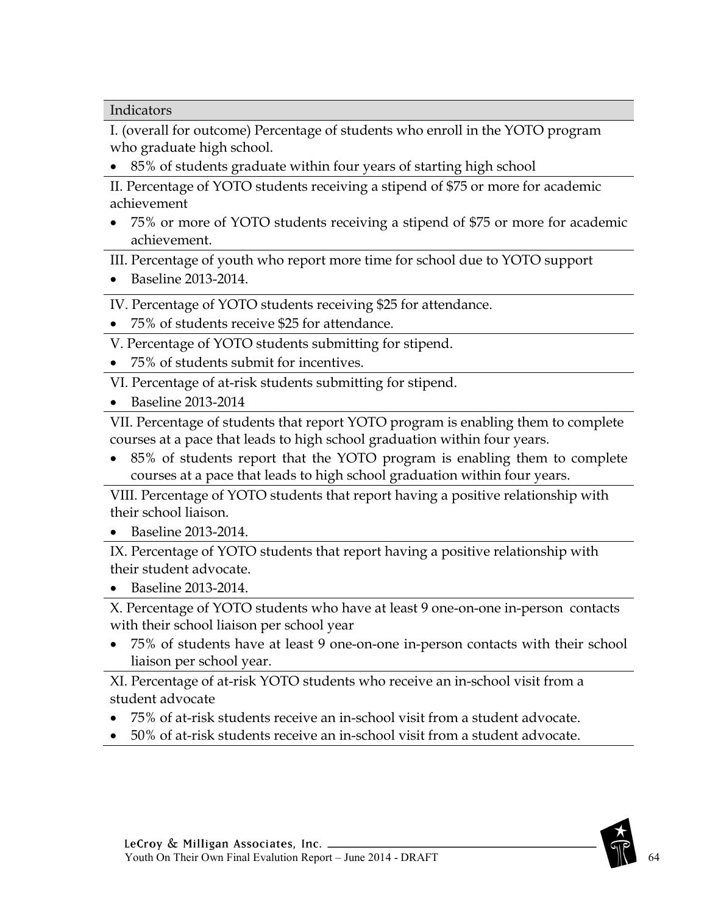| Indicators |
| --- |
| I. (overall for outcome) Percentage of students who enroll in the YOTO program who graduate high school.<br>• 85% of students graduate within four years of starting high school |
| II. Percentage of YOTO students receiving a stipend of $75 or more for academic achievement<br>• 75% or more of YOTO students receiving a stipend of $75 or more for academic achievement. |
| III. Percentage of youth who report more time for school due to YOTO support<br>• Baseline 2013-2014. |
| IV. Percentage of YOTO students receiving $25 for attendance.<br>• 75% of students receive $25 for attendance. |
| V. Percentage of YOTO students submitting for stipend.<br>• 75% of students submit for incentives. |
| VI. Percentage of at-risk students submitting for stipend.<br>• Baseline 2013-2014 |
| VII. Percentage of students that report YOTO program is enabling them to complete courses at a pace that leads to high school graduation within four years.<br>• 85% of students report that the YOTO program is enabling them to complete courses at a pace that leads to high school graduation within four years. |
| VIII. Percentage of YOTO students that report having a positive relationship with their school liaison.<br>• Baseline 2013-2014. |
| IX. Percentage of YOTO students that report having a positive relationship with their student advocate.<br>• Baseline 2013-2014. |
| X. Percentage of YOTO students who have at least 9 one-on-one in-person contacts with their school liaison per school year<br>• 75% of students have at least 9 one-on-one in-person contacts with their school liaison per school year. |
| XI. Percentage of at-risk YOTO students who receive an in-school visit from a student advocate<br>• 75% of at-risk students receive an in-school visit from a student advocate.<br>• 50% of at-risk students receive an in-school visit from a student advocate. |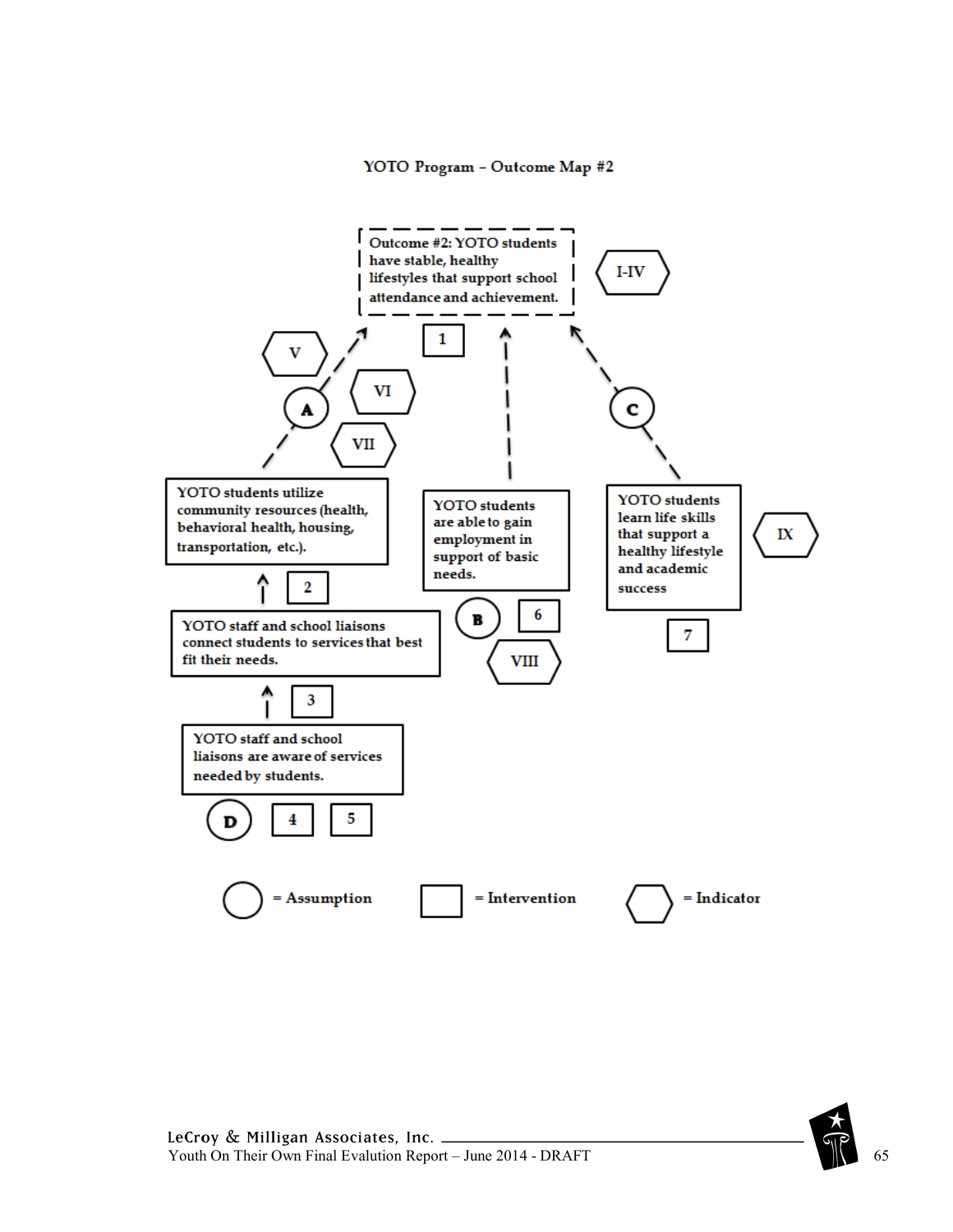YOTO Program – Outcome Map #2

Outcome #2: YOTO students have stable, healthy lifestyles that support school attendance and achievement.

I-IV

1

V

A

VI

VII

C

YOTO students utilize community resources (health, behavioral health, housing, transportation, etc.).

YOTO students are able to gain employment in support of basic needs.

YOTO students learn life skills that support a healthy lifestyle and academic success

IX

2

B

6

VIII

7

YOTO staff and school liaisons connect students to services that best fit their needs.

3

YOTO staff and school liaisons are aware of services needed by students.

D

4

5

= Assumption

= Intervention

= Indicator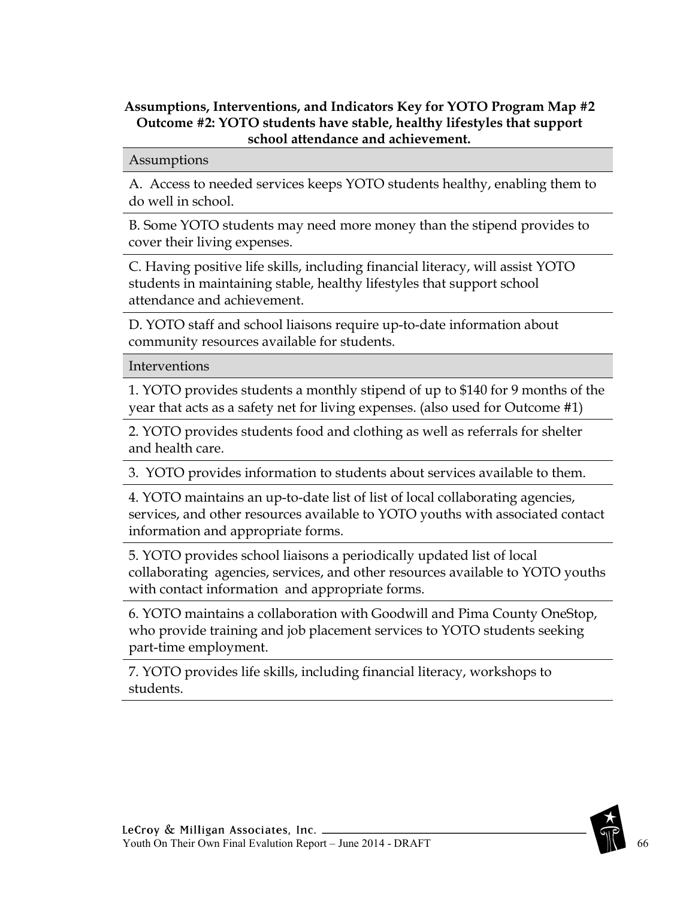**Assumptions, Interventions, and Indicators Key for YOTO Program Map #2**
**Outcome #2: YOTO students have stable, healthy lifestyles that support school attendance and achievement.**

| Assumptions |
| --- |
| A. Access to needed services keeps YOTO students healthy, enabling them to do well in school. |
| B. Some YOTO students may need more money than the stipend provides to cover their living expenses. |
| C. Having positive life skills, including financial literacy, will assist YOTO students in maintaining stable, healthy lifestyles that support school attendance and achievement. |
| D. YOTO staff and school liaisons require up-to-date information about community resources available for students. |
| **Interventions** |
| 1. YOTO provides students a monthly stipend of up to $140 for 9 months of the year that acts as a safety net for living expenses. (also used for Outcome #1) |
| 2. YOTO provides students food and clothing as well as referrals for shelter and health care. |
| 3. YOTO provides information to students about services available to them. |
| 4. YOTO maintains an up-to-date list of list of local collaborating agencies, services, and other resources available to YOTO youths with associated contact information and appropriate forms. |
| 5. YOTO provides school liaisons a periodically updated list of local collaborating agencies, services, and other resources available to YOTO youths with contact information and appropriate forms. |
| 6. YOTO maintains a collaboration with Goodwill and Pima County OneStop, who provide training and job placement services to YOTO students seeking part-time employment. |
| 7. YOTO provides life skills, including financial literacy, workshops to students. |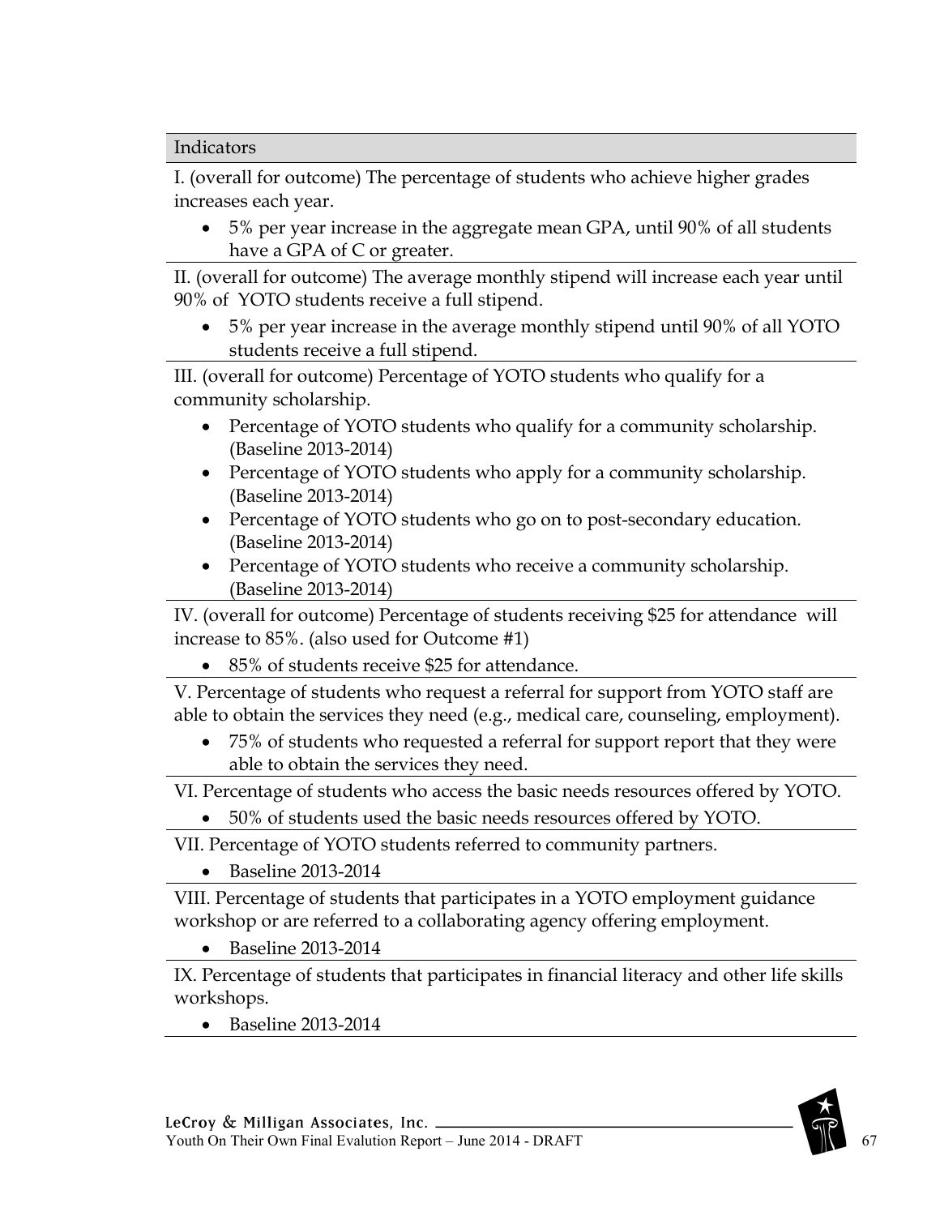| Indicators |
|---|
| I. (overall for outcome) The percentage of students who achieve higher grades increases each year.<br>• 5% per year increase in the aggregate mean GPA, until 90% of all students have a GPA of C or greater. |
| II. (overall for outcome) The average monthly stipend will increase each year until 90% of YOTO students receive a full stipend.<br>• 5% per year increase in the average monthly stipend until 90% of all YOTO students receive a full stipend. |
| III. (overall for outcome) Percentage of YOTO students who qualify for a community scholarship.<br>• Percentage of YOTO students who qualify for a community scholarship. (Baseline 2013-2014)<br>• Percentage of YOTO students who apply for a community scholarship. (Baseline 2013-2014)<br>• Percentage of YOTO students who go on to post-secondary education. (Baseline 2013-2014)<br>• Percentage of YOTO students who receive a community scholarship. (Baseline 2013-2014) |
| IV. (overall for outcome) Percentage of students receiving $25 for attendance will increase to 85%. (also used for Outcome #1)<br>• 85% of students receive $25 for attendance. |
| V. Percentage of students who request a referral for support from YOTO staff are able to obtain the services they need (e.g., medical care, counseling, employment).<br>• 75% of students who requested a referral for support report that they were able to obtain the services they need. |
| VI. Percentage of students who access the basic needs resources offered by YOTO.<br>• 50% of students used the basic needs resources offered by YOTO. |
| VII. Percentage of YOTO students referred to community partners.<br>• Baseline 2013-2014 |
| VIII. Percentage of students that participates in a YOTO employment guidance workshop or are referred to a collaborating agency offering employment.<br>• Baseline 2013-2014 |
| IX. Percentage of students that participates in financial literacy and other life skills workshops.<br>• Baseline 2013-2014 |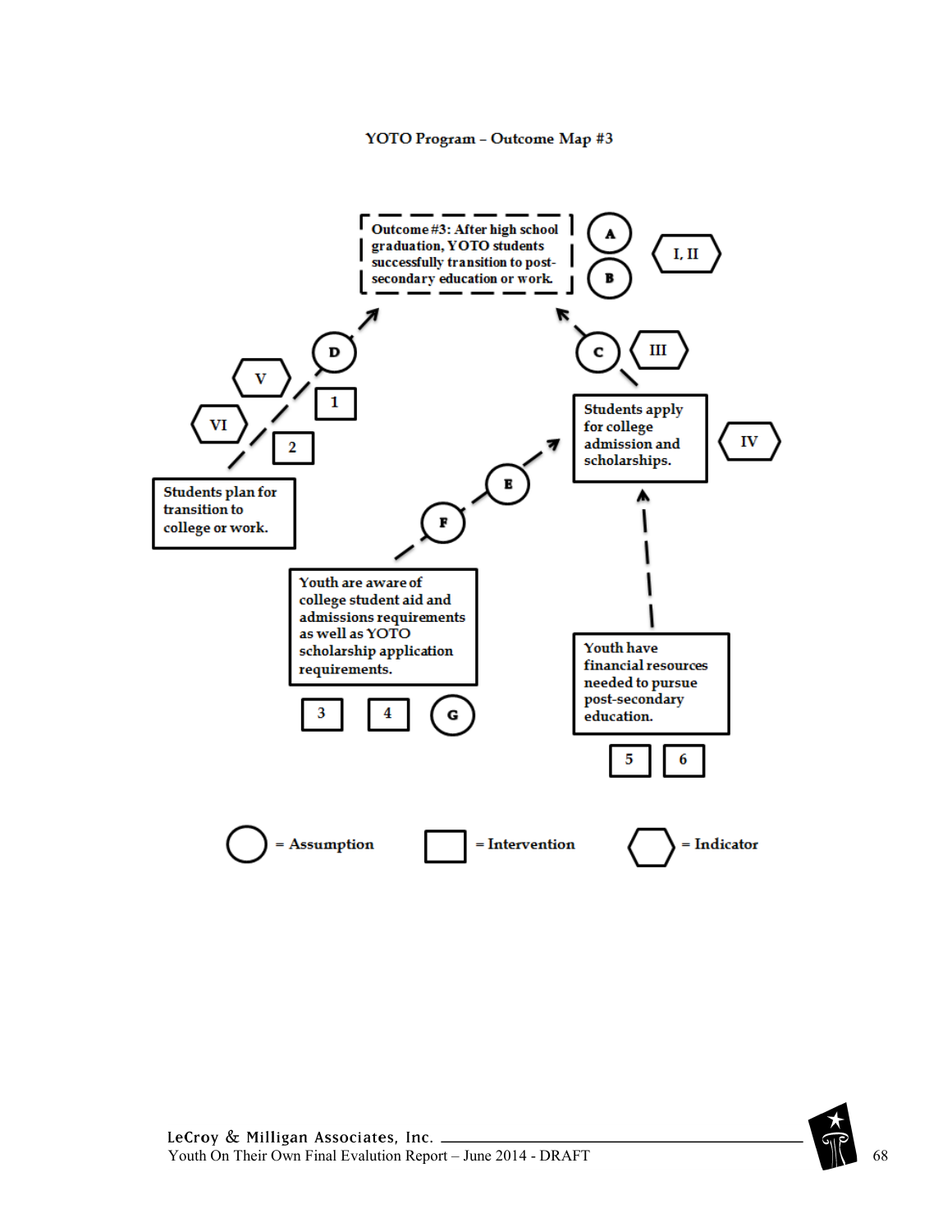YOTO Program – Outcome Map #3

Outcome #3: After high school graduation, YOTO students successfully transition to post-secondary education or work.

A

B

I, II

D

C

III

V

1

VI

2

Students apply for college admission and scholarships.

IV

Students plan for transition to college or work.

E

F

Youth are aware of college student aid and admissions requirements as well as YOTO scholarship application requirements.

3

4

G

Youth have financial resources needed to pursue post-secondary education.

5

6

○ = Assumption

□ = Intervention

⬡ = Indicator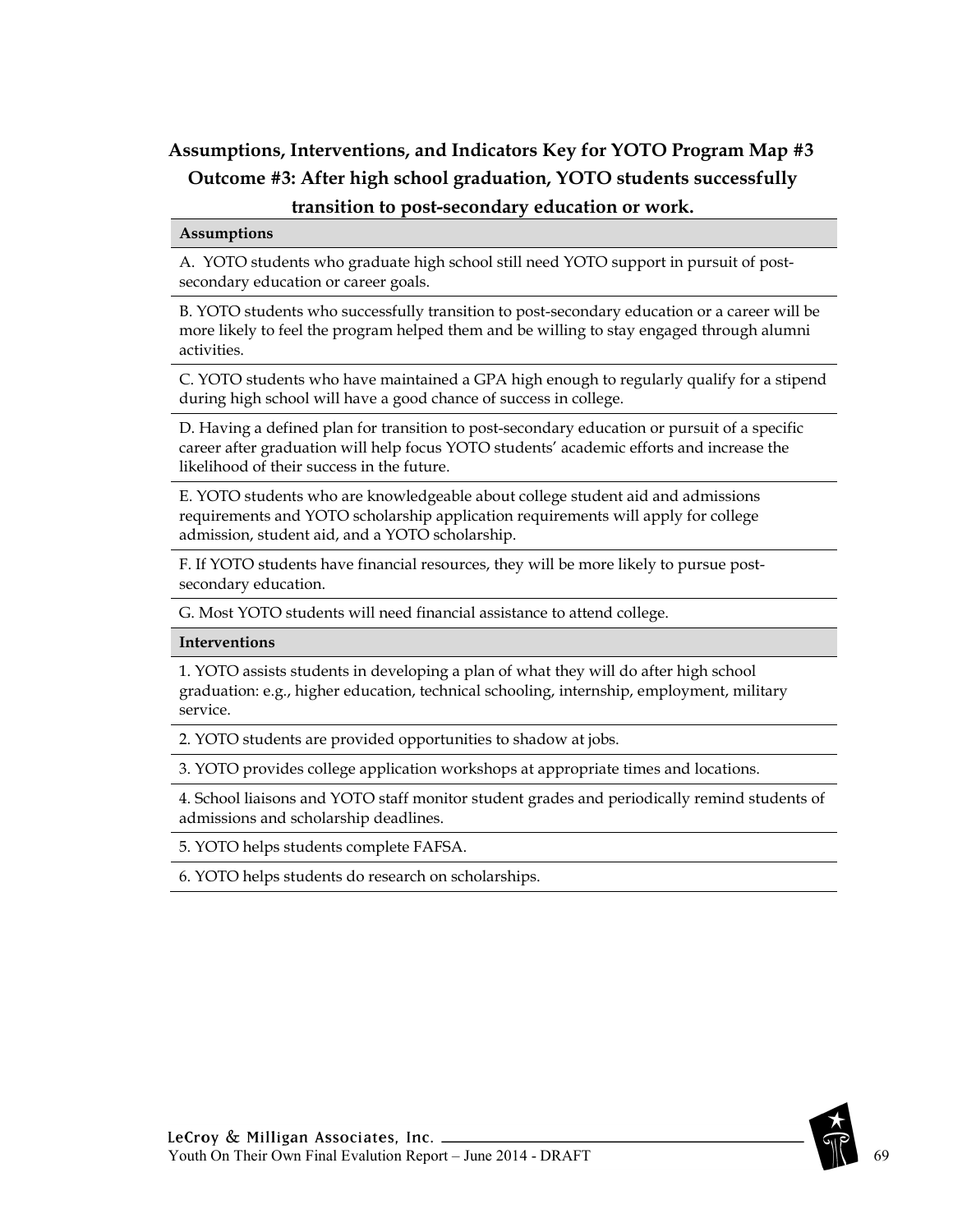## Assumptions, Interventions, and Indicators Key for YOTO Program Map #3

## Outcome #3: After high school graduation, YOTO students successfully transition to post-secondary education or work.

| Assumptions |
|---|
| A. YOTO students who graduate high school still need YOTO support in pursuit of post-secondary education or career goals. |
| B. YOTO students who successfully transition to post-secondary education or a career will be more likely to feel the program helped them and be willing to stay engaged through alumni activities. |
| C. YOTO students who have maintained a GPA high enough to regularly qualify for a stipend during high school will have a good chance of success in college. |
| D. Having a defined plan for transition to post-secondary education or pursuit of a specific career after graduation will help focus YOTO students' academic efforts and increase the likelihood of their success in the future. |
| E. YOTO students who are knowledgeable about college student aid and admissions requirements and YOTO scholarship application requirements will apply for college admission, student aid, and a YOTO scholarship. |
| F. If YOTO students have financial resources, they will be more likely to pursue post-secondary education. |
| G. Most YOTO students will need financial assistance to attend college. |
| **Interventions** |
| 1. YOTO assists students in developing a plan of what they will do after high school graduation: e.g., higher education, technical schooling, internship, employment, military service. |
| 2. YOTO students are provided opportunities to shadow at jobs. |
| 3. YOTO provides college application workshops at appropriate times and locations. |
| 4. School liaisons and YOTO staff monitor student grades and periodically remind students of admissions and scholarship deadlines. |
| 5. YOTO helps students complete FAFSA. |
| 6. YOTO helps students do research on scholarships. |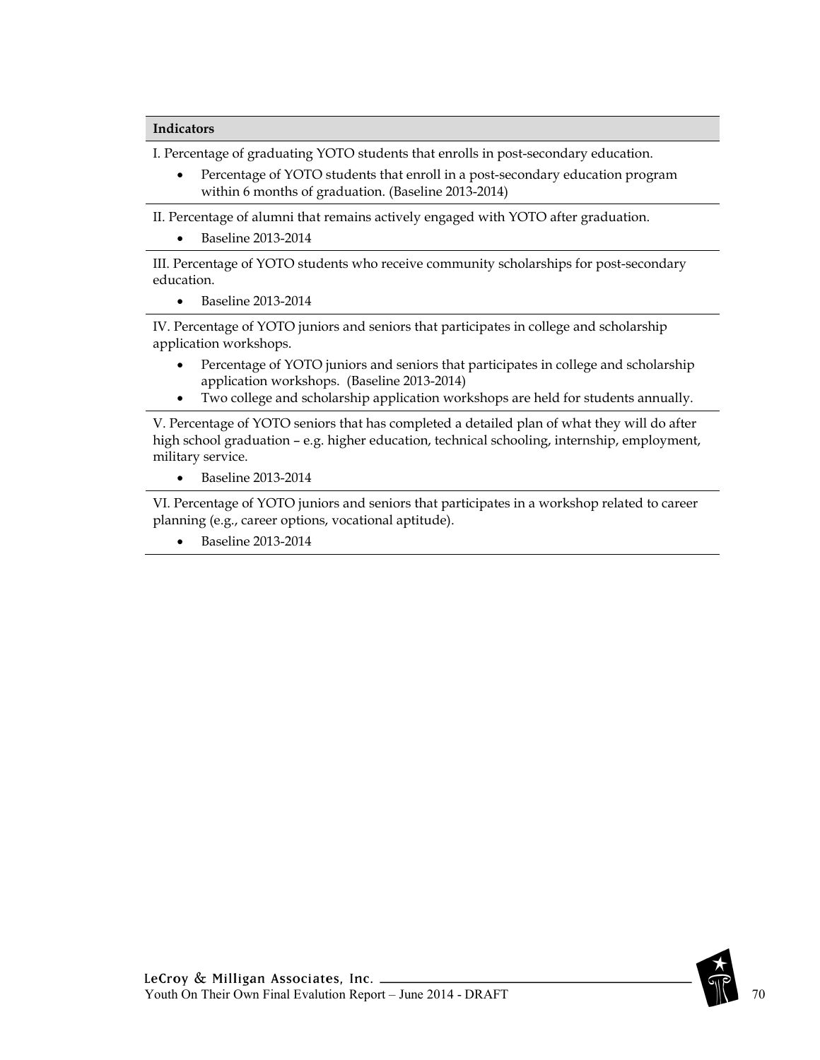| Indicators |
|---|
| I. Percentage of graduating YOTO students that enrolls in post-secondary education.<br>• Percentage of YOTO students that enroll in a post-secondary education program within 6 months of graduation. (Baseline 2013-2014) |
| II. Percentage of alumni that remains actively engaged with YOTO after graduation.<br>• Baseline 2013-2014 |
| III. Percentage of YOTO students who receive community scholarships for post-secondary education.<br>• Baseline 2013-2014 |
| IV. Percentage of YOTO juniors and seniors that participates in college and scholarship application workshops.<br>• Percentage of YOTO juniors and seniors that participates in college and scholarship application workshops. (Baseline 2013-2014)<br>• Two college and scholarship application workshops are held for students annually. |
| V. Percentage of YOTO seniors that has completed a detailed plan of what they will do after high school graduation – e.g. higher education, technical schooling, internship, employment, military service.<br>• Baseline 2013-2014 |
| VI. Percentage of YOTO juniors and seniors that participates in a workshop related to career planning (e.g., career options, vocational aptitude).<br>• Baseline 2013-2014 |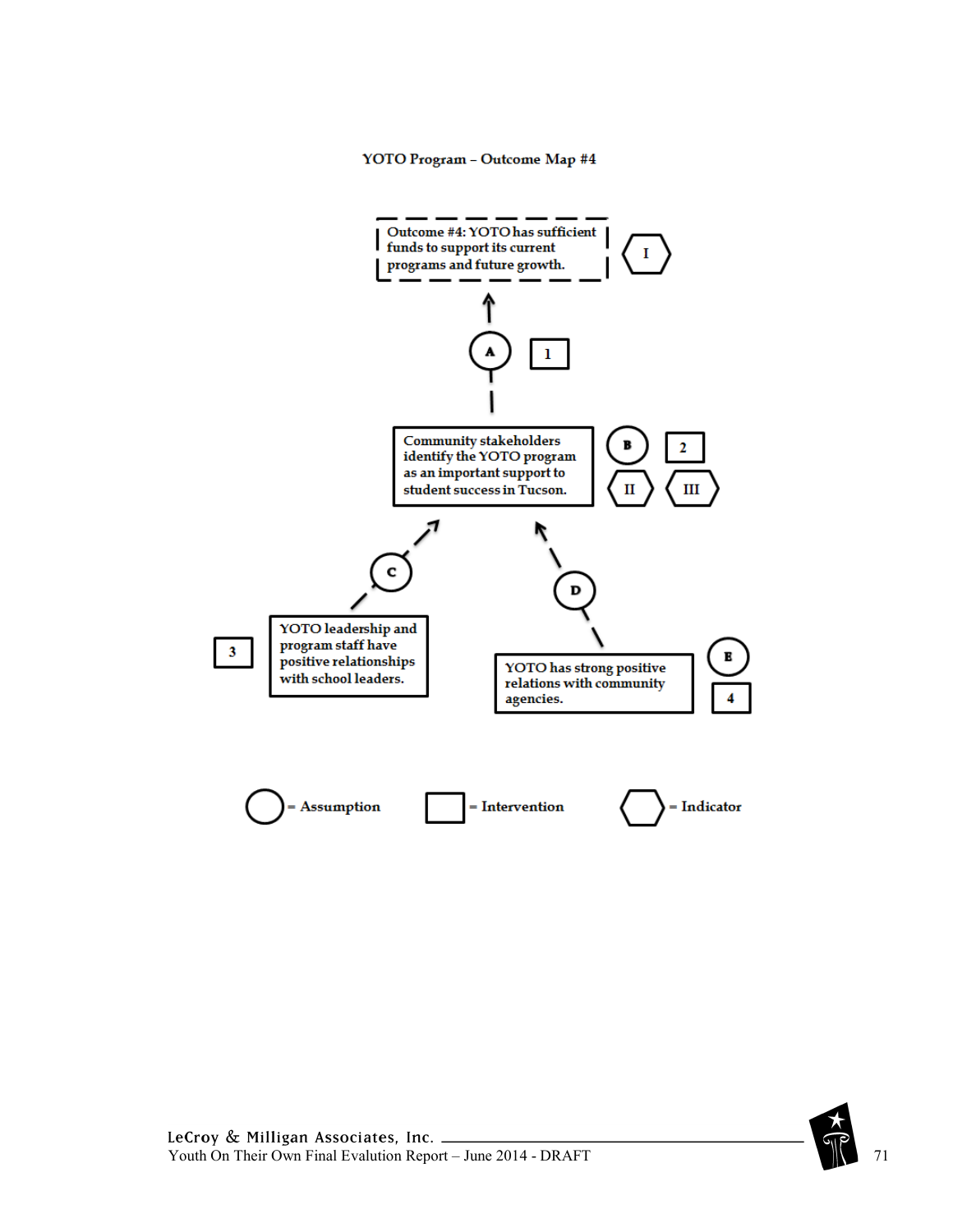YOTO Program – Outcome Map #4

Outcome #4: YOTO has sufficient funds to support its current programs and future growth.

I

A

1

Community stakeholders identify the YOTO program as an important support to student success in Tucson.

B

2

II

III

C

D

3

YOTO leadership and program staff have positive relationships with school leaders.

YOTO has strong positive relations with community agencies.

E

4

= Assumption = Intervention = Indicator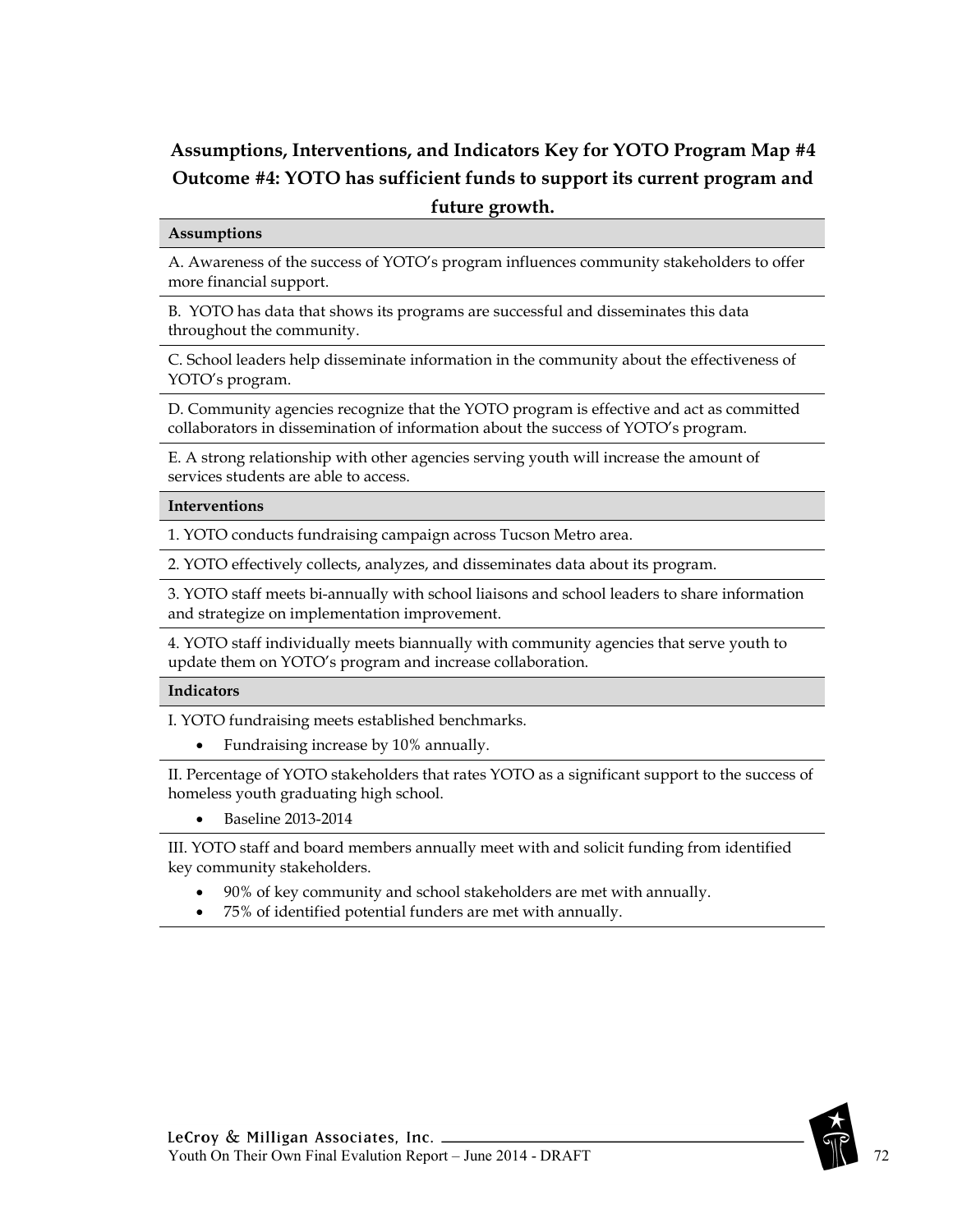## Assumptions, Interventions, and Indicators Key for YOTO Program Map #4 Outcome #4: YOTO has sufficient funds to support its current program and future growth.

**Assumptions**

A. Awareness of the success of YOTO's program influences community stakeholders to offer more financial support.

B. YOTO has data that shows its programs are successful and disseminates this data throughout the community.

C. School leaders help disseminate information in the community about the effectiveness of YOTO's program.

D. Community agencies recognize that the YOTO program is effective and act as committed collaborators in dissemination of information about the success of YOTO's program.

E. A strong relationship with other agencies serving youth will increase the amount of services students are able to access.

**Interventions**

1. YOTO conducts fundraising campaign across Tucson Metro area.

2. YOTO effectively collects, analyzes, and disseminates data about its program.

3. YOTO staff meets bi-annually with school liaisons and school leaders to share information and strategize on implementation improvement.

4. YOTO staff individually meets biannually with community agencies that serve youth to update them on YOTO's program and increase collaboration.

**Indicators**

I. YOTO fundraising meets established benchmarks.

- Fundraising increase by 10% annually.

II. Percentage of YOTO stakeholders that rates YOTO as a significant support to the success of homeless youth graduating high school.

- Baseline 2013-2014

III. YOTO staff and board members annually meet with and solicit funding from identified key community stakeholders.

- 90% of key community and school stakeholders are met with annually.
- 75% of identified potential funders are met with annually.